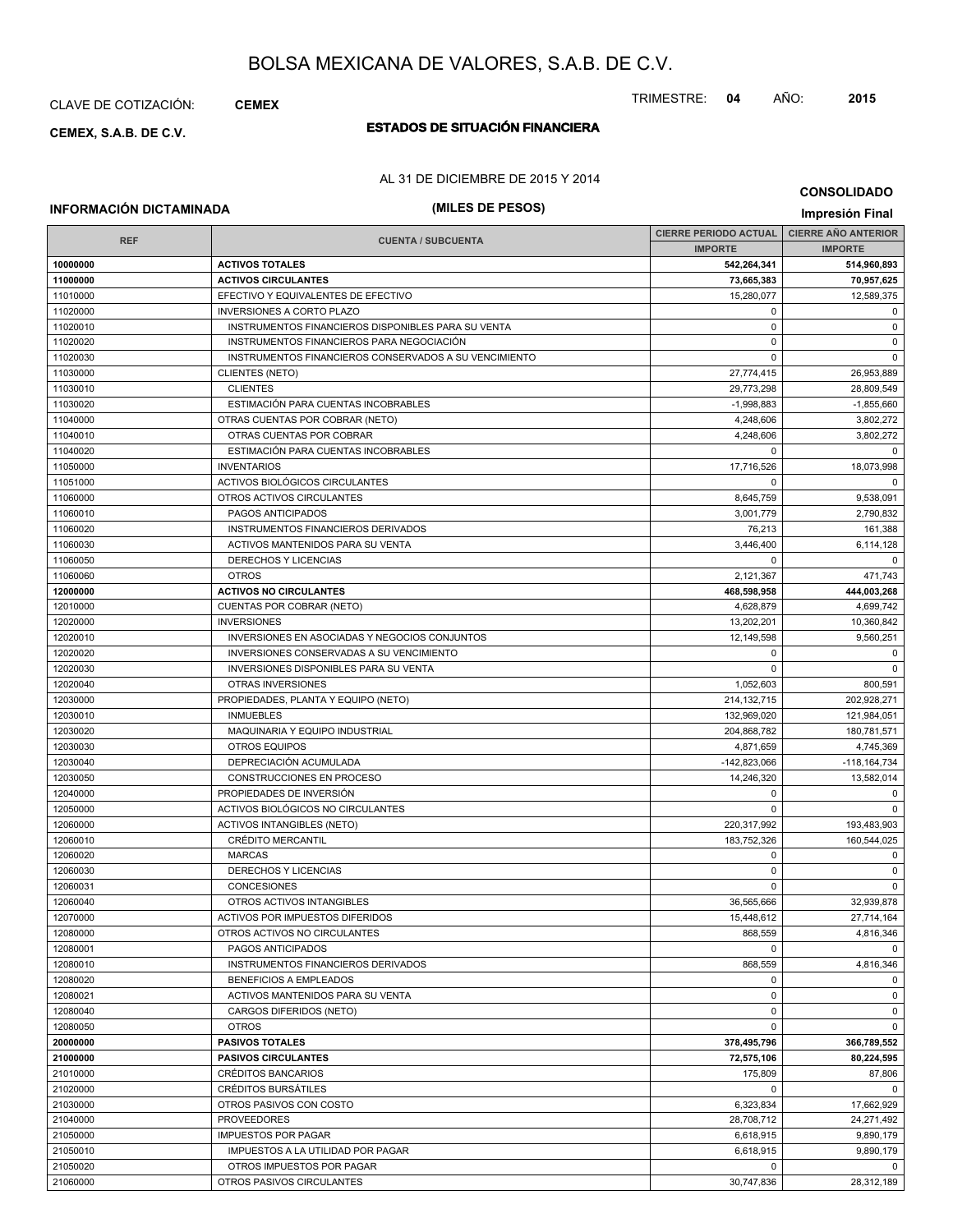# BOLSA MEXICANA DE VALORES, S.A.B. DE C.V.

CLAVE DE COTIZACIÓN: **CEMEX**

TRIMESTRE: **04** AÑO: **2015**

**CEMEX, S.A.B. DE C.V.**

## ESTADOS DE SITUACIÓN FINANCIERA

AL 31 DE DICIEMBRE DE 2015 Y 2014

**CONSOLIDADO**

**INFORMACIÓN DICTAMINADA**

**(MILES DE PESOS)**

**Impresión Final**

| REF | CUENTA / SUBCUENTA | CIERRE PERIODO ACTUAL | CIERRE AÑO ANTERIOR |
|---|---|---|---|
| | | IMPORTE | IMPORTE |
| **10000000** | **ACTIVOS TOTALES** | **542,264,341** | **514,960,893** |
| **11000000** | **ACTIVOS CIRCULANTES** | **73,665,383** | **70,957,625** |
| 11010000 | EFECTIVO Y EQUIVALENTES DE EFECTIVO | 15,280,077 | 12,589,375 |
| 11020000 | INVERSIONES A CORTO PLAZO | 0 | 0 |
| 11020010 | INSTRUMENTOS FINANCIEROS DISPONIBLES PARA SU VENTA | 0 | 0 |
| 11020020 | INSTRUMENTOS FINANCIEROS PARA NEGOCIACIÓN | 0 | 0 |
| 11020030 | INSTRUMENTOS FINANCIEROS CONSERVADOS A SU VENCIMIENTO | 0 | 0 |
| 11030000 | CLIENTES (NETO) | 27,774,415 | 26,953,889 |
| 11030010 | CLIENTES | 29,773,298 | 28,809,549 |
| 11030020 | ESTIMACIÓN PARA CUENTAS INCOBRABLES | -1,998,883 | -1,855,660 |
| 11040000 | OTRAS CUENTAS POR COBRAR (NETO) | 4,248,606 | 3,802,272 |
| 11040010 | OTRAS CUENTAS POR COBRAR | 4,248,606 | 3,802,272 |
| 11040020 | ESTIMACIÓN PARA CUENTAS INCOBRABLES | 0 | 0 |
| 11050000 | INVENTARIOS | 17,716,526 | 18,073,998 |
| 11051000 | ACTIVOS BIOLÓGICOS CIRCULANTES | 0 | 0 |
| 11060000 | OTROS ACTIVOS CIRCULANTES | 8,645,759 | 9,538,091 |
| 11060010 | PAGOS ANTICIPADOS | 3,001,779 | 2,790,832 |
| 11060020 | INSTRUMENTOS FINANCIEROS DERIVADOS | 76,213 | 161,388 |
| 11060030 | ACTIVOS MANTENIDOS PARA SU VENTA | 3,446,400 | 6,114,128 |
| 11060050 | DERECHOS Y LICENCIAS | 0 | 0 |
| 11060060 | OTROS | 2,121,367 | 471,743 |
| **12000000** | **ACTIVOS NO CIRCULANTES** | **468,598,958** | **444,003,268** |
| 12010000 | CUENTAS POR COBRAR (NETO) | 4,628,879 | 4,699,742 |
| 12020000 | INVERSIONES | 13,202,201 | 10,360,842 |
| 12020010 | INVERSIONES EN ASOCIADAS Y NEGOCIOS CONJUNTOS | 12,149,598 | 9,560,251 |
| 12020020 | INVERSIONES CONSERVADAS A SU VENCIMIENTO | 0 | 0 |
| 12020030 | INVERSIONES DISPONIBLES PARA SU VENTA | 0 | 0 |
| 12020040 | OTRAS INVERSIONES | 1,052,603 | 800,591 |
| 12030000 | PROPIEDADES, PLANTA Y EQUIPO (NETO) | 214,132,715 | 202,928,271 |
| 12030010 | INMUEBLES | 132,969,020 | 121,984,051 |
| 12030020 | MAQUINARIA Y EQUIPO INDUSTRIAL | 204,868,782 | 180,781,571 |
| 12030030 | OTROS EQUIPOS | 4,871,659 | 4,745,369 |
| 12030040 | DEPRECIACIÓN ACUMULADA | -142,823,066 | -118,164,734 |
| 12030050 | CONSTRUCCIONES EN PROCESO | 14,246,320 | 13,582,014 |
| 12040000 | PROPIEDADES DE INVERSIÓN | 0 | 0 |
| 12050000 | ACTIVOS BIOLÓGICOS NO CIRCULANTES | 0 | 0 |
| 12060000 | ACTIVOS INTANGIBLES (NETO) | 220,317,992 | 193,483,903 |
| 12060010 | CRÉDITO MERCANTIL | 183,752,326 | 160,544,025 |
| 12060020 | MARCAS | 0 | 0 |
| 12060030 | DERECHOS Y LICENCIAS | 0 | 0 |
| 12060031 | CONCESIONES | 0 | 0 |
| 12060040 | OTROS ACTIVOS INTANGIBLES | 36,565,666 | 32,939,878 |
| 12070000 | ACTIVOS POR IMPUESTOS DIFERIDOS | 15,448,612 | 27,714,164 |
| 12080000 | OTROS ACTIVOS NO CIRCULANTES | 868,559 | 4,816,346 |
| 12080001 | PAGOS ANTICIPADOS | 0 | 0 |
| 12080010 | INSTRUMENTOS FINANCIEROS DERIVADOS | 868,559 | 4,816,346 |
| 12080020 | BENEFICIOS A EMPLEADOS | 0 | 0 |
| 12080021 | ACTIVOS MANTENIDOS PARA SU VENTA | 0 | 0 |
| 12080040 | CARGOS DIFERIDOS (NETO) | 0 | 0 |
| 12080050 | OTROS | 0 | 0 |
| **20000000** | **PASIVOS TOTALES** | **378,495,796** | **366,789,552** |
| **21000000** | **PASIVOS CIRCULANTES** | **72,575,106** | **80,224,595** |
| 21010000 | CRÉDITOS BANCARIOS | 175,809 | 87,806 |
| 21020000 | CRÉDITOS BURSÁTILES | 0 | 0 |
| 21030000 | OTROS PASIVOS CON COSTO | 6,323,834 | 17,662,929 |
| 21040000 | PROVEEDORES | 28,708,712 | 24,271,492 |
| 21050000 | IMPUESTOS POR PAGAR | 6,618,915 | 9,890,179 |
| 21050010 | IMPUESTOS A LA UTILIDAD POR PAGAR | 6,618,915 | 9,890,179 |
| 21050020 | OTROS IMPUESTOS POR PAGAR | 0 | 0 |
| 21060000 | OTROS PASIVOS CIRCULANTES | 30,747,836 | 28,312,189 |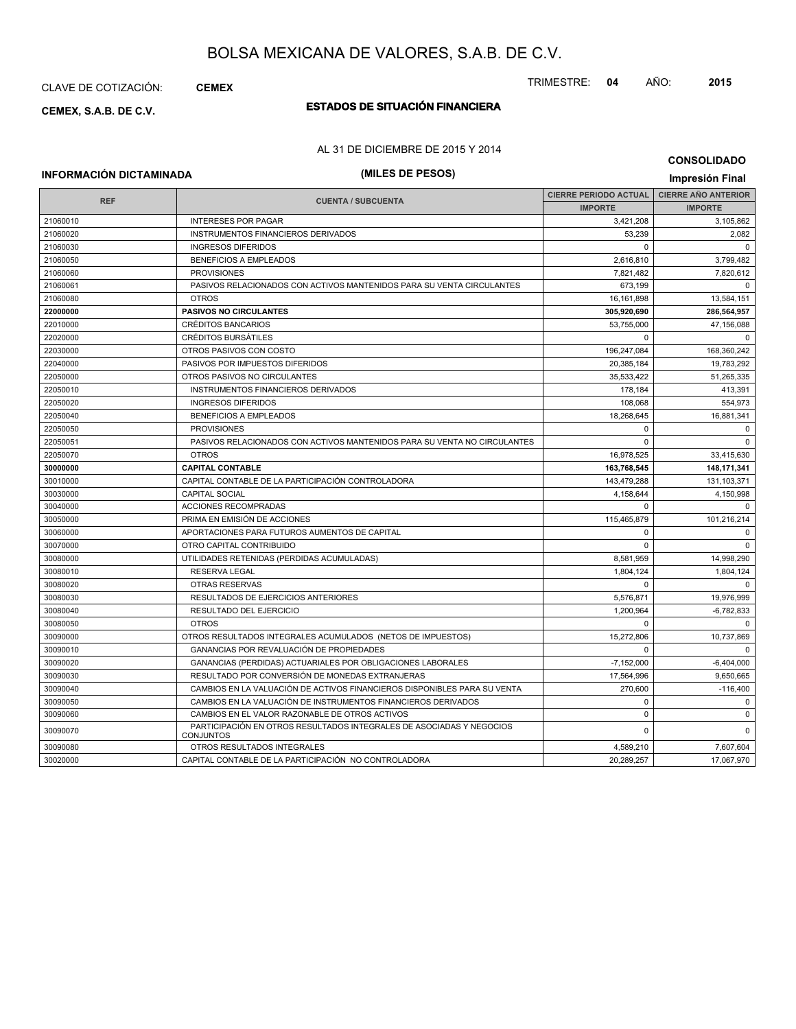# BOLSA MEXICANA DE VALORES, S.A.B. DE C.V.

CLAVE DE COTIZACIÓN: **CEMEX**

TRIMESTRE: **04** AÑO: **2015**

**CEMEX, S.A.B. DE C.V.**

## ESTADOS DE SITUACIÓN FINANCIERA

AL 31 DE DICIEMBRE DE 2015 Y 2014

**CONSOLIDADO**

**INFORMACIÓN DICTAMINADA**

**(MILES DE PESOS)**

**Impresión Final**

| REF | CUENTA / SUBCUENTA | CIERRE PERIODO ACTUAL IMPORTE | CIERRE AÑO ANTERIOR IMPORTE |
|---|---|---|---|
| 21060010 | INTERESES POR PAGAR | 3,421,208 | 3,105,862 |
| 21060020 | INSTRUMENTOS FINANCIEROS DERIVADOS | 53,239 | 2,082 |
| 21060030 | INGRESOS DIFERIDOS | 0 | 0 |
| 21060050 | BENEFICIOS A EMPLEADOS | 2,616,810 | 3,799,482 |
| 21060060 | PROVISIONES | 7,821,482 | 7,820,612 |
| 21060061 | PASIVOS RELACIONADOS CON ACTIVOS MANTENIDOS PARA SU VENTA CIRCULANTES | 673,199 | 0 |
| 21060080 | OTROS | 16,161,898 | 13,584,151 |
| **22000000** | **PASIVOS NO CIRCULANTES** | **305,920,690** | **286,564,957** |
| 22010000 | CRÉDITOS BANCARIOS | 53,755,000 | 47,156,088 |
| 22020000 | CRÉDITOS BURSÁTILES | 0 | 0 |
| 22030000 | OTROS PASIVOS CON COSTO | 196,247,084 | 168,360,242 |
| 22040000 | PASIVOS POR IMPUESTOS DIFERIDOS | 20,385,184 | 19,783,292 |
| 22050000 | OTROS PASIVOS NO CIRCULANTES | 35,533,422 | 51,265,335 |
| 22050010 | INSTRUMENTOS FINANCIEROS DERIVADOS | 178,184 | 413,391 |
| 22050020 | INGRESOS DIFERIDOS | 108,068 | 554,973 |
| 22050040 | BENEFICIOS A EMPLEADOS | 18,268,645 | 16,881,341 |
| 22050050 | PROVISIONES | 0 | 0 |
| 22050051 | PASIVOS RELACIONADOS CON ACTIVOS MANTENIDOS PARA SU VENTA NO CIRCULANTES | 0 | 0 |
| 22050070 | OTROS | 16,978,525 | 33,415,630 |
| **30000000** | **CAPITAL CONTABLE** | **163,768,545** | **148,171,341** |
| 30010000 | CAPITAL CONTABLE DE LA PARTICIPACIÓN CONTROLADORA | 143,479,288 | 131,103,371 |
| 30030000 | CAPITAL SOCIAL | 4,158,644 | 4,150,998 |
| 30040000 | ACCIONES RECOMPRADAS | 0 | 0 |
| 30050000 | PRIMA EN EMISIÓN DE ACCIONES | 115,465,879 | 101,216,214 |
| 30060000 | APORTACIONES PARA FUTUROS AUMENTOS DE CAPITAL | 0 | 0 |
| 30070000 | OTRO CAPITAL CONTRIBUIDO | 0 | 0 |
| 30080000 | UTILIDADES RETENIDAS (PERDIDAS ACUMULADAS) | 8,581,959 | 14,998,290 |
| 30080010 | RESERVA LEGAL | 1,804,124 | 1,804,124 |
| 30080020 | OTRAS RESERVAS | 0 | 0 |
| 30080030 | RESULTADOS DE EJERCICIOS ANTERIORES | 5,576,871 | 19,976,999 |
| 30080040 | RESULTADO DEL EJERCICIO | 1,200,964 | -6,782,833 |
| 30080050 | OTROS | 0 | 0 |
| 30090000 | OTROS RESULTADOS INTEGRALES ACUMULADOS (NETOS DE IMPUESTOS) | 15,272,806 | 10,737,869 |
| 30090010 | GANANCIAS POR REVALUACIÓN DE PROPIEDADES | 0 | 0 |
| 30090020 | GANANCIAS (PERDIDAS) ACTUARIALES POR OBLIGACIONES LABORALES | -7,152,000 | -6,404,000 |
| 30090030 | RESULTADO POR CONVERSIÓN DE MONEDAS EXTRANJERAS | 17,564,996 | 9,650,665 |
| 30090040 | CAMBIOS EN LA VALUACIÓN DE ACTIVOS FINANCIEROS DISPONIBLES PARA SU VENTA | 270,600 | -116,400 |
| 30090050 | CAMBIOS EN LA VALUACIÓN DE INSTRUMENTOS FINANCIEROS DERIVADOS | 0 | 0 |
| 30090060 | CAMBIOS EN EL VALOR RAZONABLE DE OTROS ACTIVOS | 0 | 0 |
| 30090070 | PARTICIPACIÓN EN OTROS RESULTADOS INTEGRALES DE ASOCIADAS Y NEGOCIOS CONJUNTOS | 0 | 0 |
| 30090080 | OTROS RESULTADOS INTEGRALES | 4,589,210 | 7,607,604 |
| 30020000 | CAPITAL CONTABLE DE LA PARTICIPACIÓN NO CONTROLADORA | 20,289,257 | 17,067,970 |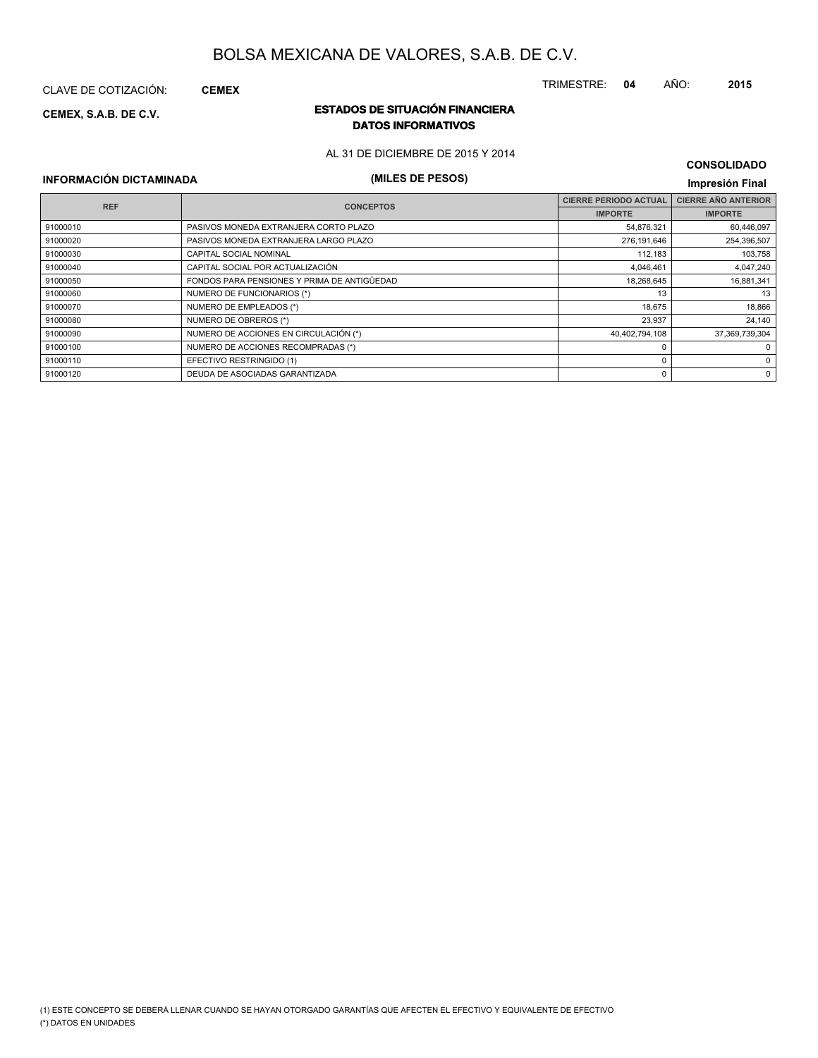# BOLSA MEXICANA DE VALORES, S.A.B. DE C.V.

CLAVE DE COTIZACIÓN: **CEMEX**

TRIMESTRE: **04** AÑO: **2015**

**CEMEX, S.A.B. DE C.V.**

## ESTADOS DE SITUACIÓN FINANCIERA
## DATOS INFORMATIVOS

AL 31 DE DICIEMBRE DE 2015 Y 2014

**CONSOLIDADO**

**INFORMACIÓN DICTAMINADA**

**(MILES DE PESOS)**

**Impresión Final**

| REF | CONCEPTOS | CIERRE PERIODO ACTUAL | CIERRE AÑO ANTERIOR |
|---|---|---|---|
| | | IMPORTE | IMPORTE |
| 91000010 | PASIVOS MONEDA EXTRANJERA CORTO PLAZO | 54,876,321 | 60,446,097 |
| 91000020 | PASIVOS MONEDA EXTRANJERA LARGO PLAZO | 276,191,646 | 254,396,507 |
| 91000030 | CAPITAL SOCIAL NOMINAL | 112,183 | 103,758 |
| 91000040 | CAPITAL SOCIAL POR ACTUALIZACIÓN | 4,046,461 | 4,047,240 |
| 91000050 | FONDOS PARA PENSIONES Y PRIMA DE ANTIGÜEDAD | 18,268,645 | 16,881,341 |
| 91000060 | NUMERO DE FUNCIONARIOS (*) | 13 | 13 |
| 91000070 | NUMERO DE EMPLEADOS (*) | 18,675 | 18,866 |
| 91000080 | NUMERO DE OBREROS (*) | 23,937 | 24,140 |
| 91000090 | NUMERO DE ACCIONES EN CIRCULACIÓN (*) | 40,402,794,108 | 37,369,739,304 |
| 91000100 | NUMERO DE ACCIONES RECOMPRADAS (*) | 0 | 0 |
| 91000110 | EFECTIVO RESTRINGIDO (1) | 0 | 0 |
| 91000120 | DEUDA DE ASOCIADAS GARANTIZADA | 0 | 0 |

(1) ESTE CONCEPTO SE DEBERÁ LLENAR CUANDO SE HAYAN OTORGADO GARANTÍAS QUE AFECTEN EL EFECTIVO Y EQUIVALENTE DE EFECTIVO

(*) DATOS EN UNIDADES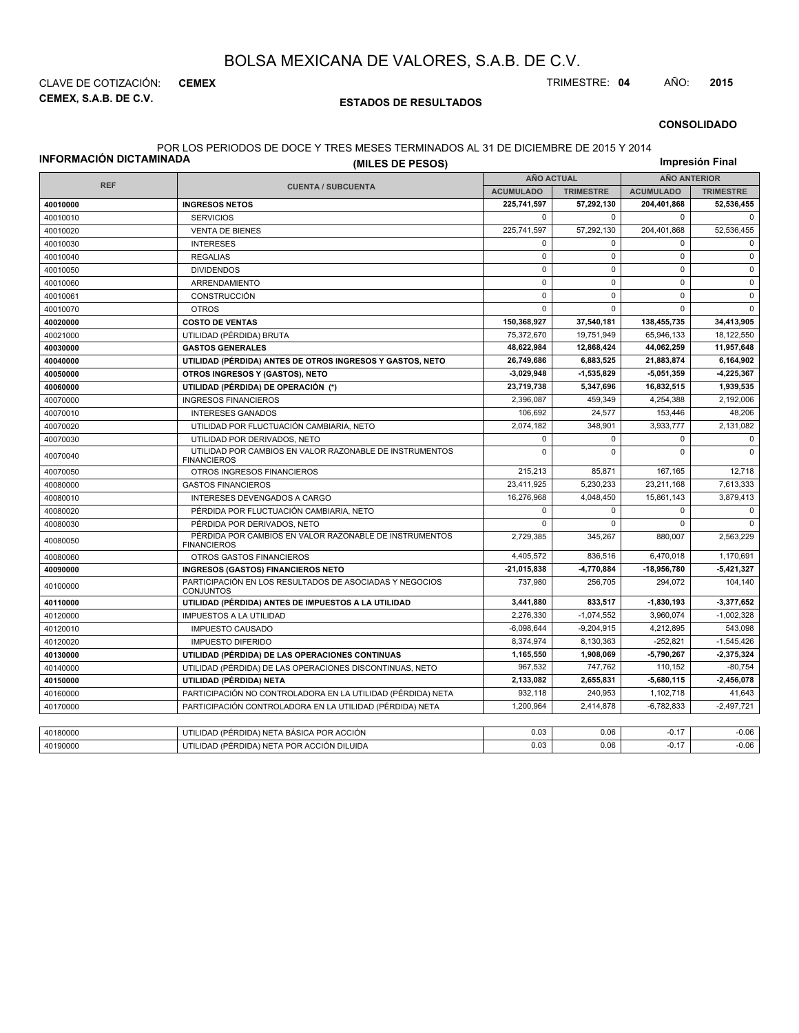# BOLSA MEXICANA DE VALORES, S.A.B. DE C.V.

CLAVE DE COTIZACIÓN: **CEMEX**

**CEMEX, S.A.B. DE C.V.**

TRIMESTRE: **04** AÑO: **2015**

## ESTADOS DE RESULTADOS

**CONSOLIDADO**

**INFORMACIÓN DICTAMINADA**

POR LOS PERIODOS DE DOCE Y TRES MESES TERMINADOS AL 31 DE DICIEMBRE DE 2015 Y 2014

**(MILES DE PESOS)**

**Impresión Final**

| REF | CUENTA / SUBCUENTA | AÑO ACTUAL | | AÑO ANTERIOR | |
|---|---|---|---|---|---|
| | | ACUMULADO | TRIMESTRE | ACUMULADO | TRIMESTRE |
| **40010000** | **INGRESOS NETOS** | **225,741,597** | **57,292,130** | **204,401,868** | **52,536,455** |
| 40010010 | SERVICIOS | 0 | 0 | 0 | 0 |
| 40010020 | VENTA DE BIENES | 225,741,597 | 57,292,130 | 204,401,868 | 52,536,455 |
| 40010030 | INTERESES | 0 | 0 | 0 | 0 |
| 40010040 | REGALIAS | 0 | 0 | 0 | 0 |
| 40010050 | DIVIDENDOS | 0 | 0 | 0 | 0 |
| 40010060 | ARRENDAMIENTO | 0 | 0 | 0 | 0 |
| 40010061 | CONSTRUCCIÓN | 0 | 0 | 0 | 0 |
| 40010070 | OTROS | 0 | 0 | 0 | 0 |
| **40020000** | **COSTO DE VENTAS** | **150,368,927** | **37,540,181** | **138,455,735** | **34,413,905** |
| 40021000 | UTILIDAD (PÉRDIDA) BRUTA | 75,372,670 | 19,751,949 | 65,946,133 | 18,122,550 |
| **40030000** | **GASTOS GENERALES** | **48,622,984** | **12,868,424** | **44,062,259** | **11,957,648** |
| **40040000** | **UTILIDAD (PÉRDIDA) ANTES DE OTROS INGRESOS Y GASTOS, NETO** | **26,749,686** | **6,883,525** | **21,883,874** | **6,164,902** |
| **40050000** | **OTROS INGRESOS Y (GASTOS), NETO** | **-3,029,948** | **-1,535,829** | **-5,051,359** | **-4,225,367** |
| **40060000** | **UTILIDAD (PÉRDIDA) DE OPERACIÓN (*)** | **23,719,738** | **5,347,696** | **16,832,515** | **1,939,535** |
| 40070000 | INGRESOS FINANCIEROS | 2,396,087 | 459,349 | 4,254,388 | 2,192,006 |
| 40070010 | INTERESES GANADOS | 106,692 | 24,577 | 153,446 | 48,206 |
| 40070020 | UTILIDAD POR FLUCTUACIÓN CAMBIARIA, NETO | 2,074,182 | 348,901 | 3,933,777 | 2,131,082 |
| 40070030 | UTILIDAD POR DERIVADOS, NETO | 0 | 0 | 0 | 0 |
| 40070040 | UTILIDAD POR CAMBIOS EN VALOR RAZONABLE DE INSTRUMENTOS FINANCIEROS | 0 | 0 | 0 | 0 |
| 40070050 | OTROS INGRESOS FINANCIEROS | 215,213 | 85,871 | 167,165 | 12,718 |
| 40080000 | GASTOS FINANCIEROS | 23,411,925 | 5,230,233 | 23,211,168 | 7,613,333 |
| 40080010 | INTERESES DEVENGADOS A CARGO | 16,276,968 | 4,048,450 | 15,861,143 | 3,879,413 |
| 40080020 | PÉRDIDA POR FLUCTUACIÓN CAMBIARIA, NETO | 0 | 0 | 0 | 0 |
| 40080030 | PÉRDIDA POR DERIVADOS, NETO | 0 | 0 | 0 | 0 |
| 40080050 | PÉRDIDA POR CAMBIOS EN VALOR RAZONABLE DE INSTRUMENTOS FINANCIEROS | 2,729,385 | 345,267 | 880,007 | 2,563,229 |
| 40080060 | OTROS GASTOS FINANCIEROS | 4,405,572 | 836,516 | 6,470,018 | 1,170,691 |
| **40090000** | **INGRESOS (GASTOS) FINANCIEROS NETO** | **-21,015,838** | **-4,770,884** | **-18,956,780** | **-5,421,327** |
| 40100000 | PARTICIPACIÓN EN LOS RESULTADOS DE ASOCIADAS Y NEGOCIOS CONJUNTOS | 737,980 | 256,705 | 294,072 | 104,140 |
| **40110000** | **UTILIDAD (PÉRDIDA) ANTES DE IMPUESTOS A LA UTILIDAD** | **3,441,880** | **833,517** | **-1,830,193** | **-3,377,652** |
| 40120000 | IMPUESTOS A LA UTILIDAD | 2,276,330 | -1,074,552 | 3,960,074 | -1,002,328 |
| 40120010 | IMPUESTO CAUSADO | -6,098,644 | -9,204,915 | 4,212,895 | 543,098 |
| 40120020 | IMPUESTO DIFERIDO | 8,374,974 | 8,130,363 | -252,821 | -1,545,426 |
| **40130000** | **UTILIDAD (PÉRDIDA) DE LAS OPERACIONES CONTINUAS** | **1,165,550** | **1,908,069** | **-5,790,267** | **-2,375,324** |
| 40140000 | UTILIDAD (PÉRDIDA) DE LAS OPERACIONES DISCONTINUAS, NETO | 967,532 | 747,762 | 110,152 | -80,754 |
| **40150000** | **UTILIDAD (PÉRDIDA) NETA** | **2,133,082** | **2,655,831** | **-5,680,115** | **-2,456,078** |
| 40160000 | PARTICIPACIÓN NO CONTROLADORA EN LA UTILIDAD (PÉRDIDA) NETA | 932,118 | 240,953 | 1,102,718 | 41,643 |
| 40170000 | PARTICIPACIÓN CONTROLADORA EN LA UTILIDAD (PÉRDIDA) NETA | 1,200,964 | 2,414,878 | -6,782,833 | -2,497,721 |

| REF | CUENTA / SUBCUENTA | ACUMULADO | TRIMESTRE | ACUMULADO | TRIMESTRE |
|---|---|---|---|---|---|
| 40180000 | UTILIDAD (PÉRDIDA) NETA BÁSICA POR ACCIÓN | 0.03 | 0.06 | -0.17 | -0.06 |
| 40190000 | UTILIDAD (PÉRDIDA) NETA POR ACCIÓN DILUIDA | 0.03 | 0.06 | -0.17 | -0.06 |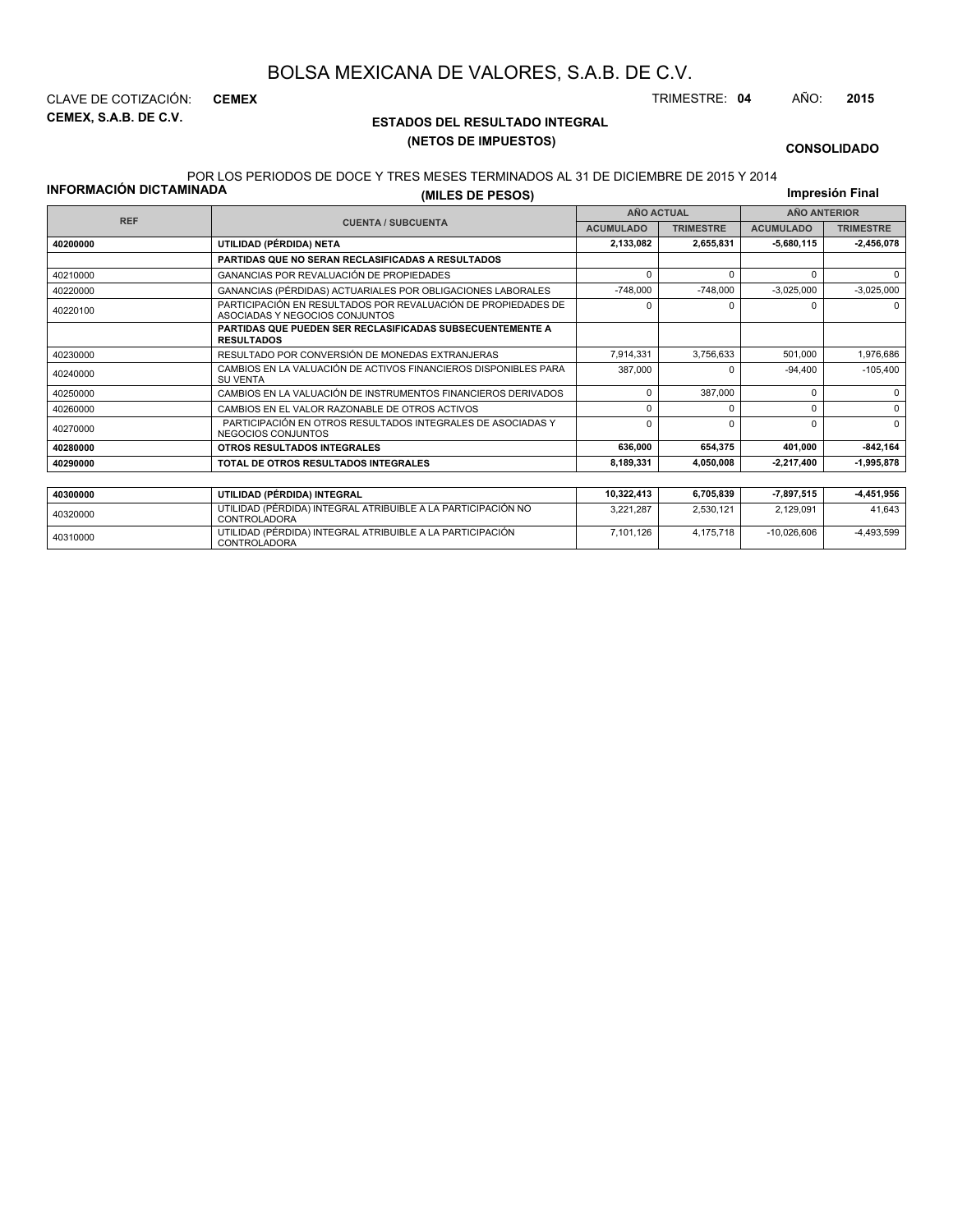# BOLSA MEXICANA DE VALORES, S.A.B. DE C.V.

CLAVE DE COTIZACIÓN: **CEMEX** TRIMESTRE: **04** AÑO: **2015**

**CEMEX, S.A.B. DE C.V.**

## ESTADOS DEL RESULTADO INTEGRAL
### (NETOS DE IMPUESTOS)

**CONSOLIDADO**

POR LOS PERIODOS DE DOCE Y TRES MESES TERMINADOS AL 31 DE DICIEMBRE DE 2015 Y 2014

**INFORMACIÓN DICTAMINADA**

**(MILES DE PESOS)**

**Impresión Final**

| REF | CUENTA / SUBCUENTA | AÑO ACTUAL | | AÑO ANTERIOR | |
|---|---|---|---|---|---|
| | | ACUMULADO | TRIMESTRE | ACUMULADO | TRIMESTRE |
| **40200000** | **UTILIDAD (PÉRDIDA) NETA** | **2,133,082** | **2,655,831** | **-5,680,115** | **-2,456,078** |
| | **PARTIDAS QUE NO SERAN RECLASIFICADAS A RESULTADOS** | | | | |
| 40210000 | GANANCIAS POR REVALUACIÓN DE PROPIEDADES | 0 | 0 | 0 | 0 |
| 40220000 | GANANCIAS (PÉRDIDAS) ACTUARIALES POR OBLIGACIONES LABORALES | -748,000 | -748,000 | -3,025,000 | -3,025,000 |
| 40220100 | PARTICIPACIÓN EN RESULTADOS POR REVALUACIÓN DE PROPIEDADES DE ASOCIADAS Y NEGOCIOS CONJUNTOS | 0 | 0 | 0 | 0 |
| | **PARTIDAS QUE PUEDEN SER RECLASIFICADAS SUBSECUENTEMENTE A RESULTADOS** | | | | |
| 40230000 | RESULTADO POR CONVERSIÓN DE MONEDAS EXTRANJERAS | 7,914,331 | 3,756,633 | 501,000 | 1,976,686 |
| 40240000 | CAMBIOS EN LA VALUACIÓN DE ACTIVOS FINANCIEROS DISPONIBLES PARA SU VENTA | 387,000 | 0 | -94,400 | -105,400 |
| 40250000 | CAMBIOS EN LA VALUACIÓN DE INSTRUMENTOS FINANCIEROS DERIVADOS | 0 | 387,000 | 0 | 0 |
| 40260000 | CAMBIOS EN EL VALOR RAZONABLE DE OTROS ACTIVOS | 0 | 0 | 0 | 0 |
| 40270000 | PARTICIPACIÓN EN OTROS RESULTADOS INTEGRALES DE ASOCIADAS Y NEGOCIOS CONJUNTOS | 0 | 0 | 0 | 0 |
| **40280000** | **OTROS RESULTADOS INTEGRALES** | **636,000** | **654,375** | **401,000** | **-842,164** |
| **40290000** | **TOTAL DE OTROS RESULTADOS INTEGRALES** | **8,189,331** | **4,050,008** | **-2,217,400** | **-1,995,878** |

| REF | CUENTA / SUBCUENTA | ACUMULADO | TRIMESTRE | ACUMULADO | TRIMESTRE |
|---|---|---|---|---|---|
| **40300000** | **UTILIDAD (PÉRDIDA) INTEGRAL** | **10,322,413** | **6,705,839** | **-7,897,515** | **-4,451,956** |
| 40320000 | UTILIDAD (PÉRDIDA) INTEGRAL ATRIBUIBLE A LA PARTICIPACIÓN NO CONTROLADORA | 3,221,287 | 2,530,121 | 2,129,091 | 41,643 |
| 40310000 | UTILIDAD (PÉRDIDA) INTEGRAL ATRIBUIBLE A LA PARTICIPACIÓN CONTROLADORA | 7,101,126 | 4,175,718 | -10,026,606 | -4,493,599 |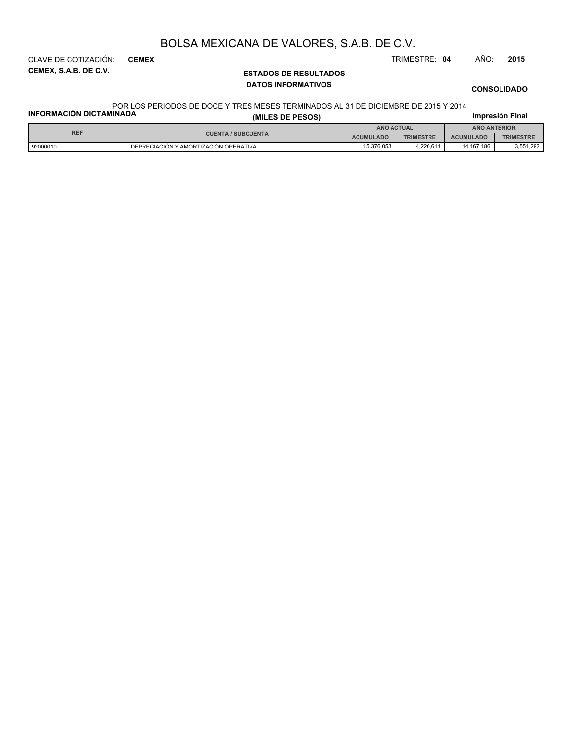# BOLSA MEXICANA DE VALORES, S.A.B. DE C.V.

CLAVE DE COTIZACIÓN: **CEMEX**

TRIMESTRE: **04** AÑO: **2015**

**CEMEX, S.A.B. DE C.V.**

## ESTADOS DE RESULTADOS
### DATOS INFORMATIVOS

**CONSOLIDADO**

POR LOS PERIODOS DE DOCE Y TRES MESES TERMINADOS AL 31 DE DICIEMBRE DE 2015 Y 2014

**INFORMACIÓN DICTAMINADA**

**(MILES DE PESOS)**

**Impresión Final**

| REF | CUENTA / SUBCUENTA | AÑO ACTUAL | | AÑO ANTERIOR | |
|---|---|---|---|---|---|
| | | ACUMULADO | TRIMESTRE | ACUMULADO | TRIMESTRE |
| 92000010 | DEPRECIACIÓN Y AMORTIZACIÓN OPERATIVA | 15,376,053 | 4,226,611 | 14,167,186 | 3,551,292 |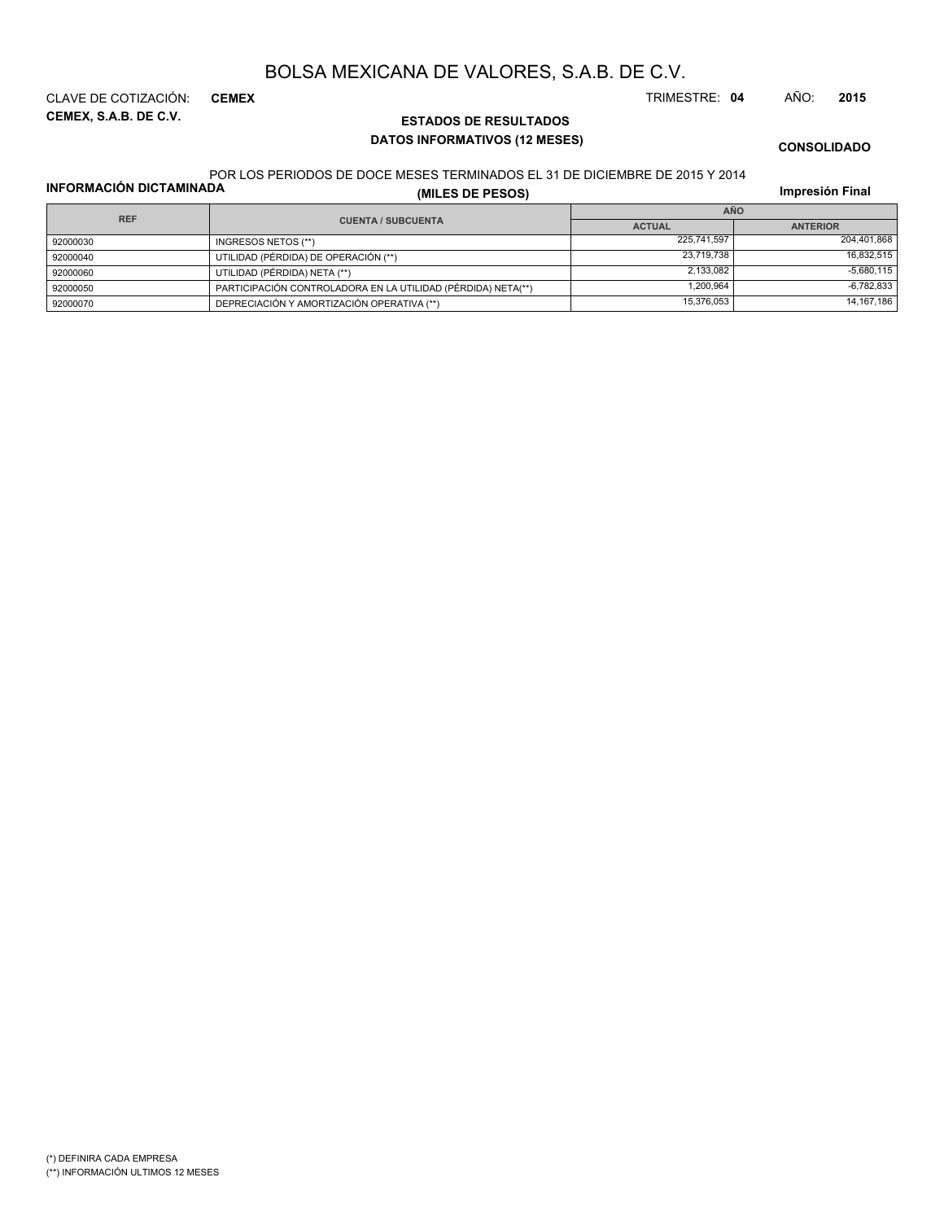# BOLSA MEXICANA DE VALORES, S.A.B. DE C.V.

CLAVE DE COTIZACIÓN: **CEMEX**

TRIMESTRE: **04** AÑO: **2015**

**CEMEX, S.A.B. DE C.V.**

## ESTADOS DE RESULTADOS

### DATOS INFORMATIVOS (12 MESES)

**CONSOLIDADO**

POR LOS PERIODOS DE DOCE MESES TERMINADOS EL 31 DE DICIEMBRE DE 2015 Y 2014

**INFORMACIÓN DICTAMINADA**

**(MILES DE PESOS)**

**Impresión Final**

| REF | CUENTA / SUBCUENTA | AÑO | |
|---|---|---|---|
| | | ACTUAL | ANTERIOR |
| 92000030 | INGRESOS NETOS (**) | 225,741,597 | 204,401,868 |
| 92000040 | UTILIDAD (PÉRDIDA) DE OPERACIÓN (**) | 23,719,738 | 16,832,515 |
| 92000060 | UTILIDAD (PÉRDIDA) NETA (**) | 2,133,082 | -5,680,115 |
| 92000050 | PARTICIPACIÓN CONTROLADORA EN LA UTILIDAD (PÉRDIDA) NETA(**) | 1,200,964 | -6,782,833 |
| 92000070 | DEPRECIACIÓN Y AMORTIZACIÓN OPERATIVA (**) | 15,376,053 | 14,167,186 |

(*) DEFINIRA CADA EMPRESA

(**) INFORMACIÓN ULTIMOS 12 MESES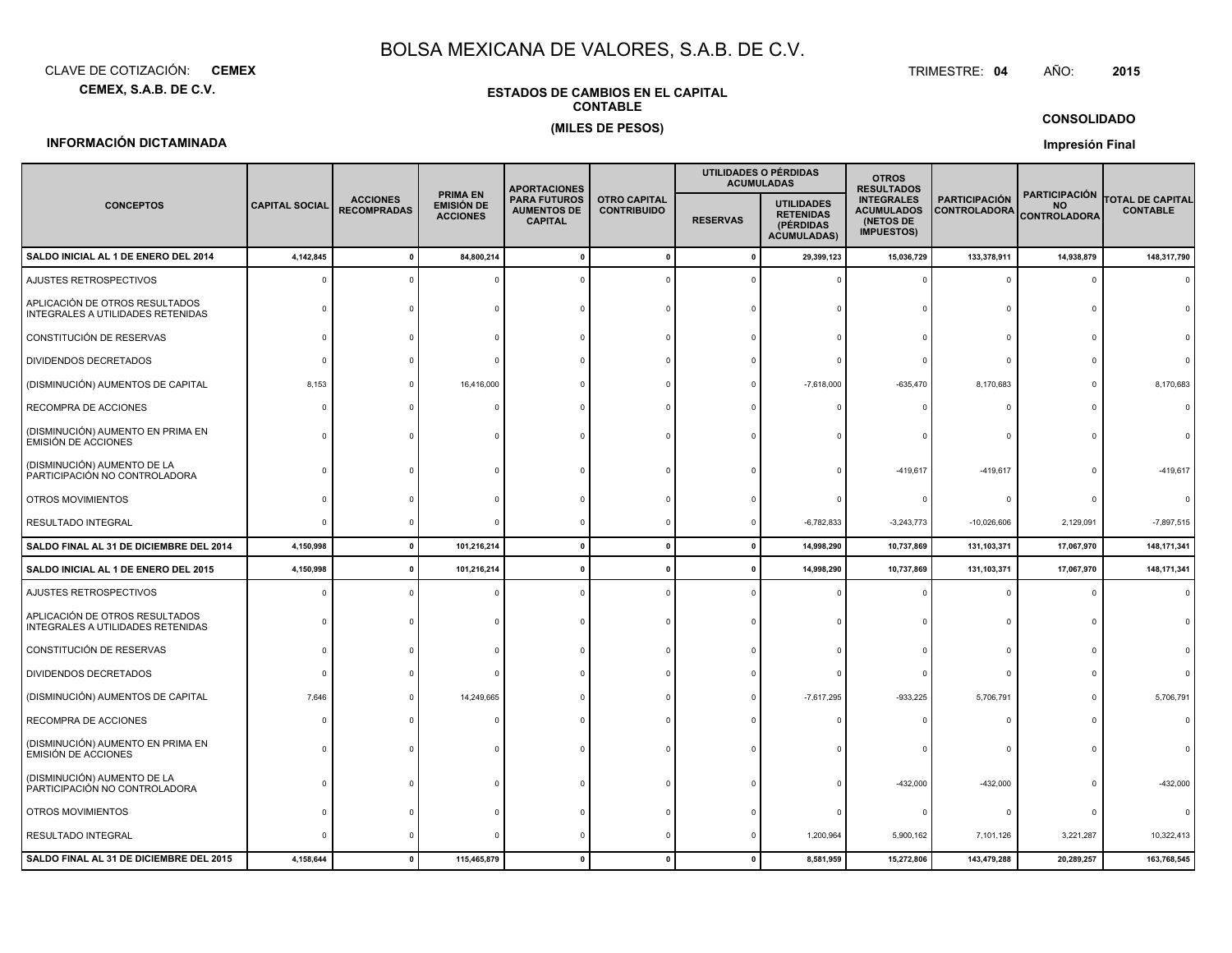# BOLSA MEXICANA DE VALORES, S.A.B. DE C.V.

CLAVE DE COTIZACIÓN: **CEMEX**

TRIMESTRE: **04** AÑO: **2015**

**CEMEX, S.A.B. DE C.V.**

**ESTADOS DE CAMBIOS EN EL CAPITAL CONTABLE**

**(MILES DE PESOS)**

**CONSOLIDADO**

**INFORMACIÓN DICTAMINADA**

**Impresión Final**

| CONCEPTOS | CAPITAL SOCIAL | ACCIONES RECOMPRADAS | PRIMA EN EMISIÓN DE ACCIONES | APORTACIONES PARA FUTUROS AUMENTOS DE CAPITAL | OTRO CAPITAL CONTRIBUIDO | UTILIDADES O PÉRDIDAS ACUMULADAS | | OTROS RESULTADOS INTEGRALES ACUMULADOS (NETOS DE IMPUESTOS) | PARTICIPACIÓN CONTROLADORA | PARTICIPACIÓN NO CONTROLADORA | TOTAL DE CAPITAL CONTABLE |
|---|---|---|---|---|---|---|---|---|---|---|---|
| | | | | | | RESERVAS | UTILIDADES RETENIDAS (PÉRDIDAS ACUMULADAS) | | | | |
| **SALDO INICIAL AL 1 DE ENERO DEL 2014** | **4,142,845** | **0** | **84,800,214** | **0** | **0** | **0** | **29,399,123** | **15,036,729** | **133,378,911** | **14,938,879** | **148,317,790** |
| AJUSTES RETROSPECTIVOS | 0 | 0 | 0 | 0 | 0 | 0 | 0 | 0 | 0 | 0 | 0 |
| APLICACIÓN DE OTROS RESULTADOS INTEGRALES A UTILIDADES RETENIDAS | 0 | 0 | 0 | 0 | 0 | 0 | 0 | 0 | 0 | 0 | 0 |
| CONSTITUCIÓN DE RESERVAS | 0 | 0 | 0 | 0 | 0 | 0 | 0 | 0 | 0 | 0 | 0 |
| DIVIDENDOS DECRETADOS | 0 | 0 | 0 | 0 | 0 | 0 | 0 | 0 | 0 | 0 | 0 |
| (DISMINUCIÓN) AUMENTOS DE CAPITAL | 8,153 | 0 | 16,416,000 | 0 | 0 | 0 | -7,618,000 | -635,470 | 8,170,683 | 0 | 8,170,683 |
| RECOMPRA DE ACCIONES | 0 | 0 | 0 | 0 | 0 | 0 | 0 | 0 | 0 | 0 | 0 |
| (DISMINUCIÓN) AUMENTO EN PRIMA EN EMISIÓN DE ACCIONES | 0 | 0 | 0 | 0 | 0 | 0 | 0 | 0 | 0 | 0 | 0 |
| (DISMINUCIÓN) AUMENTO DE LA PARTICIPACIÓN NO CONTROLADORA | 0 | 0 | 0 | 0 | 0 | 0 | 0 | -419,617 | -419,617 | 0 | -419,617 |
| OTROS MOVIMIENTOS | 0 | 0 | 0 | 0 | 0 | 0 | 0 | 0 | 0 | 0 | 0 |
| RESULTADO INTEGRAL | 0 | 0 | 0 | 0 | 0 | 0 | -6,782,833 | -3,243,773 | -10,026,606 | 2,129,091 | -7,897,515 |
| **SALDO FINAL AL 31 DE DICIEMBRE DEL 2014** | **4,150,998** | **0** | **101,216,214** | **0** | **0** | **0** | **14,998,290** | **10,737,869** | **131,103,371** | **17,067,970** | **148,171,341** |
| **SALDO INICIAL AL 1 DE ENERO DEL 2015** | **4,150,998** | **0** | **101,216,214** | **0** | **0** | **0** | **14,998,290** | **10,737,869** | **131,103,371** | **17,067,970** | **148,171,341** |
| AJUSTES RETROSPECTIVOS | 0 | 0 | 0 | 0 | 0 | 0 | 0 | 0 | 0 | 0 | 0 |
| APLICACIÓN DE OTROS RESULTADOS INTEGRALES A UTILIDADES RETENIDAS | 0 | 0 | 0 | 0 | 0 | 0 | 0 | 0 | 0 | 0 | 0 |
| CONSTITUCIÓN DE RESERVAS | 0 | 0 | 0 | 0 | 0 | 0 | 0 | 0 | 0 | 0 | 0 |
| DIVIDENDOS DECRETADOS | 0 | 0 | 0 | 0 | 0 | 0 | 0 | 0 | 0 | 0 | 0 |
| (DISMINUCIÓN) AUMENTOS DE CAPITAL | 7,646 | 0 | 14,249,665 | 0 | 0 | 0 | -7,617,295 | -933,225 | 5,706,791 | 0 | 5,706,791 |
| RECOMPRA DE ACCIONES | 0 | 0 | 0 | 0 | 0 | 0 | 0 | 0 | 0 | 0 | 0 |
| (DISMINUCIÓN) AUMENTO EN PRIMA EN EMISIÓN DE ACCIONES | 0 | 0 | 0 | 0 | 0 | 0 | 0 | 0 | 0 | 0 | 0 |
| (DISMINUCIÓN) AUMENTO DE LA PARTICIPACIÓN NO CONTROLADORA | 0 | 0 | 0 | 0 | 0 | 0 | 0 | -432,000 | -432,000 | 0 | -432,000 |
| OTROS MOVIMIENTOS | 0 | 0 | 0 | 0 | 0 | 0 | 0 | 0 | 0 | 0 | 0 |
| RESULTADO INTEGRAL | 0 | 0 | 0 | 0 | 0 | 0 | 1,200,964 | 5,900,162 | 7,101,126 | 3,221,287 | 10,322,413 |
| **SALDO FINAL AL 31 DE DICIEMBRE DEL 2015** | **4,158,644** | **0** | **115,465,879** | **0** | **0** | **0** | **8,581,959** | **15,272,806** | **143,479,288** | **20,289,257** | **163,768,545** |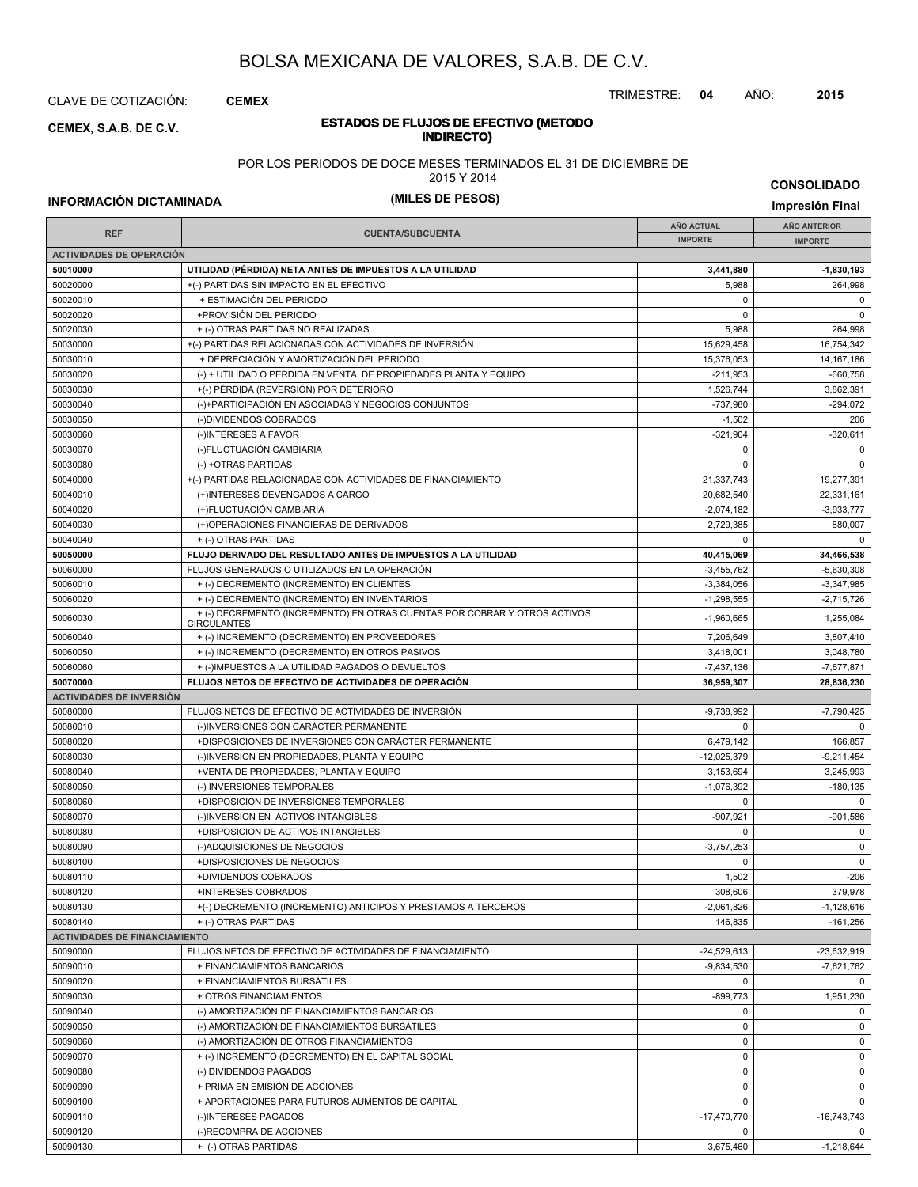# BOLSA MEXICANA DE VALORES, S.A.B. DE C.V.

CLAVE DE COTIZACIÓN: **CEMEX**

TRIMESTRE: **04** AÑO: **2015**

**CEMEX, S.A.B. DE C.V.**

**ESTADOS DE FLUJOS DE EFECTIVO (METODO INDIRECTO)**

POR LOS PERIODOS DE DOCE MESES TERMINADOS EL 31 DE DICIEMBRE DE 2015 Y 2014

**(MILES DE PESOS)**

**CONSOLIDADO**

**INFORMACIÓN DICTAMINADA**

**Impresión Final**

| REF | CUENTA/SUBCUENTA | AÑO ACTUAL IMPORTE | AÑO ANTERIOR IMPORTE |
|---|---|---|---|
| **ACTIVIDADES DE OPERACIÓN** | | | |
| **50010000** | **UTILIDAD (PÉRDIDA) NETA ANTES DE IMPUESTOS A LA UTILIDAD** | **3,441,880** | **-1,830,193** |
| 50020000 | +(-) PARTIDAS SIN IMPACTO EN EL EFECTIVO | 5,988 | 264,998 |
| 50020010 | + ESTIMACIÓN DEL PERIODO | 0 | 0 |
| 50020020 | +PROVISIÓN DEL PERIODO | 0 | 0 |
| 50020030 | + (-) OTRAS PARTIDAS NO REALIZADAS | 5,988 | 264,998 |
| 50030000 | +(-) PARTIDAS RELACIONADAS CON ACTIVIDADES DE INVERSIÓN | 15,629,458 | 16,754,342 |
| 50030010 | + DEPRECIACIÓN Y AMORTIZACIÓN DEL PERIODO | 15,376,053 | 14,167,186 |
| 50030020 | (-) + UTILIDAD O PERDIDA EN VENTA DE PROPIEDADES PLANTA Y EQUIPO | -211,953 | -660,758 |
| 50030030 | +(-) PÉRDIDA (REVERSIÓN) POR DETERIORO | 1,526,744 | 3,862,391 |
| 50030040 | (-)+PARTICIPACIÓN EN ASOCIADAS Y NEGOCIOS CONJUNTOS | -737,980 | -294,072 |
| 50030050 | (-)DIVIDENDOS COBRADOS | -1,502 | 206 |
| 50030060 | (-)INTERESES A FAVOR | -321,904 | -320,611 |
| 50030070 | (-)FLUCTUACIÓN CAMBIARIA | 0 | 0 |
| 50030080 | (-) +OTRAS PARTIDAS | 0 | 0 |
| 50040000 | +(-) PARTIDAS RELACIONADAS CON ACTIVIDADES DE FINANCIAMIENTO | 21,337,743 | 19,277,391 |
| 50040010 | (+)INTERESES DEVENGADOS A CARGO | 20,682,540 | 22,331,161 |
| 50040020 | (+)FLUCTUACIÓN CAMBIARIA | -2,074,182 | -3,933,777 |
| 50040030 | (+)OPERACIONES FINANCIERAS DE DERIVADOS | 2,729,385 | 880,007 |
| 50040040 | + (-) OTRAS PARTIDAS | 0 | 0 |
| **50050000** | **FLUJO DERIVADO DEL RESULTADO ANTES DE IMPUESTOS A LA UTILIDAD** | **40,415,069** | **34,466,538** |
| 50060000 | FLUJOS GENERADOS O UTILIZADOS EN LA OPERACIÓN | -3,455,762 | -5,630,308 |
| 50060010 | + (-) DECREMENTO (INCREMENTO) EN CLIENTES | -3,384,056 | -3,347,985 |
| 50060020 | + (-) DECREMENTO (INCREMENTO) EN INVENTARIOS | -1,298,555 | -2,715,726 |
| 50060030 | + (-) DECREMENTO (INCREMENTO) EN OTRAS CUENTAS POR COBRAR Y OTROS ACTIVOS CIRCULANTES | -1,960,665 | 1,255,084 |
| 50060040 | + (-) INCREMENTO (DECREMENTO) EN PROVEEDORES | 7,206,649 | 3,807,410 |
| 50060050 | + (-) INCREMENTO (DECREMENTO) EN OTROS PASIVOS | 3,418,001 | 3,048,780 |
| 50060060 | + (-)IMPUESTOS A LA UTILIDAD PAGADOS O DEVUELTOS | -7,437,136 | -7,677,871 |
| **50070000** | **FLUJOS NETOS DE EFECTIVO DE ACTIVIDADES DE OPERACIÓN** | **36,959,307** | **28,836,230** |
| **ACTIVIDADES DE INVERSIÓN** | | | |
| 50080000 | FLUJOS NETOS DE EFECTIVO DE ACTIVIDADES DE INVERSIÓN | -9,738,992 | -7,790,425 |
| 50080010 | (-)INVERSIONES CON CARÁCTER PERMANENTE | 0 | 0 |
| 50080020 | +DISPOSICIONES DE INVERSIONES CON CARÁCTER PERMANENTE | 6,479,142 | 166,857 |
| 50080030 | (-)INVERSION EN PROPIEDADES, PLANTA Y EQUIPO | -12,025,379 | -9,211,454 |
| 50080040 | +VENTA DE PROPIEDADES, PLANTA Y EQUIPO | 3,153,694 | 3,245,993 |
| 50080050 | (-) INVERSIONES TEMPORALES | -1,076,392 | -180,135 |
| 50080060 | +DISPOSICION DE INVERSIONES TEMPORALES | 0 | 0 |
| 50080070 | (-)INVERSION EN ACTIVOS INTANGIBLES | -907,921 | -901,586 |
| 50080080 | +DISPOSICION DE ACTIVOS INTANGIBLES | 0 | 0 |
| 50080090 | (-)ADQUISICIONES DE NEGOCIOS | -3,757,253 | 0 |
| 50080100 | +DISPOSICIONES DE NEGOCIOS | 0 | 0 |
| 50080110 | +DIVIDENDOS COBRADOS | 1,502 | -206 |
| 50080120 | +INTERESES COBRADOS | 308,606 | 379,978 |
| 50080130 | +(-) DECREMENTO (INCREMENTO) ANTICIPOS Y PRESTAMOS A TERCEROS | -2,061,826 | -1,128,616 |
| 50080140 | + (-) OTRAS PARTIDAS | 146,835 | -161,256 |
| **ACTIVIDADES DE FINANCIAMIENTO** | | | |
| 50090000 | FLUJOS NETOS DE EFECTIVO DE ACTIVIDADES DE FINANCIAMIENTO | -24,529,613 | -23,632,919 |
| 50090010 | + FINANCIAMIENTOS BANCARIOS | -9,834,530 | -7,621,762 |
| 50090020 | + FINANCIAMIENTOS BURSÁTILES | 0 | 0 |
| 50090030 | + OTROS FINANCIAMIENTOS | -899,773 | 1,951,230 |
| 50090040 | (-) AMORTIZACIÓN DE FINANCIAMIENTOS BANCARIOS | 0 | 0 |
| 50090050 | (-) AMORTIZACIÓN DE FINANCIAMIENTOS BURSÁTILES | 0 | 0 |
| 50090060 | (-) AMORTIZACIÓN DE OTROS FINANCIAMIENTOS | 0 | 0 |
| 50090070 | + (-) INCREMENTO (DECREMENTO) EN EL CAPITAL SOCIAL | 0 | 0 |
| 50090080 | (-) DIVIDENDOS PAGADOS | 0 | 0 |
| 50090090 | + PRIMA EN EMISIÓN DE ACCIONES | 0 | 0 |
| 50090100 | + APORTACIONES PARA FUTUROS AUMENTOS DE CAPITAL | 0 | 0 |
| 50090110 | (-)INTERESES PAGADOS | -17,470,770 | -16,743,743 |
| 50090120 | (-)RECOMPRA DE ACCIONES | 0 | 0 |
| 50090130 | + (-) OTRAS PARTIDAS | 3,675,460 | -1,218,644 |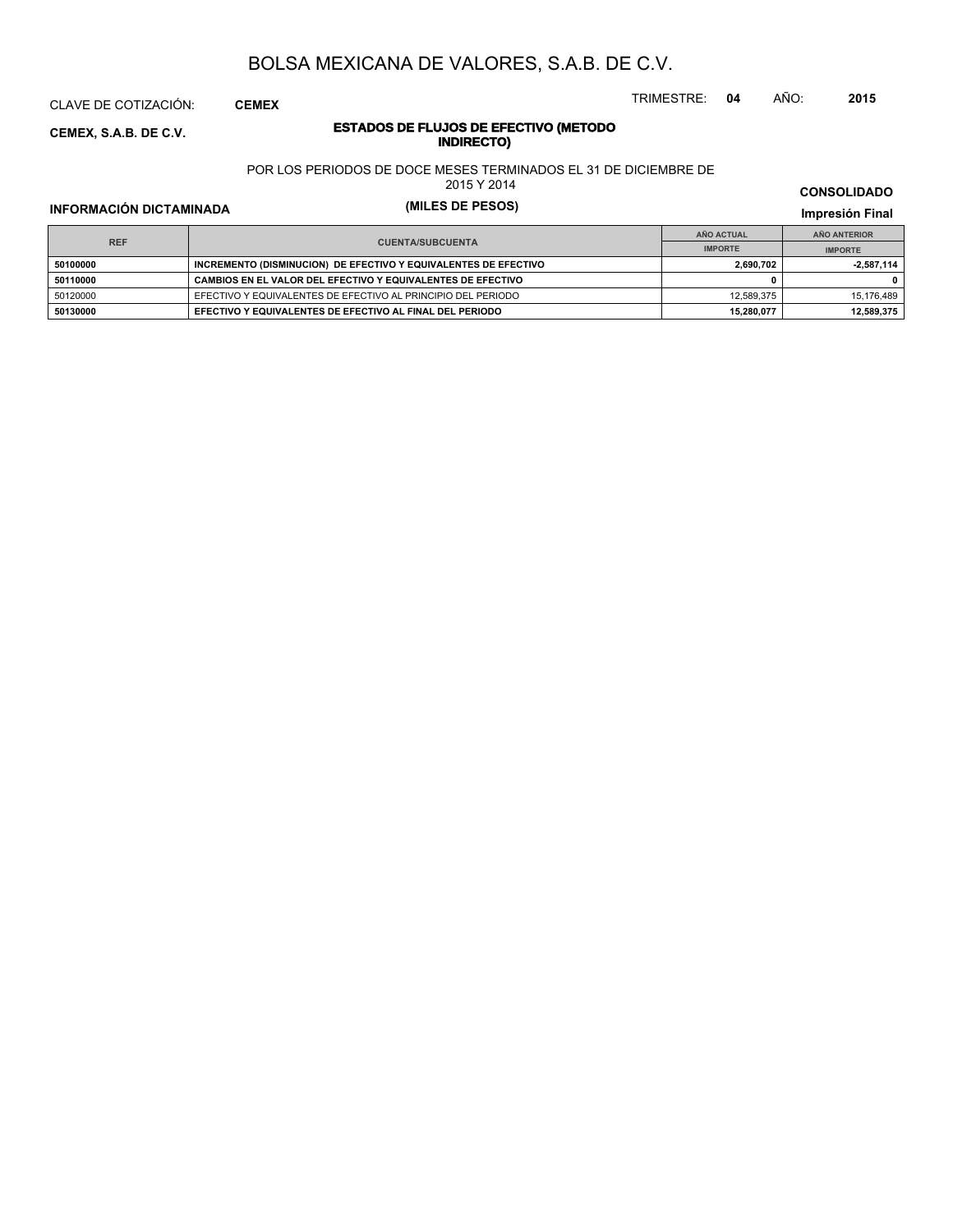# BOLSA MEXICANA DE VALORES, S.A.B. DE C.V.

CLAVE DE COTIZACIÓN: **CEMEX**

TRIMESTRE: **04** AÑO: **2015**

**CEMEX, S.A.B. DE C.V.**

## ESTADOS DE FLUJOS DE EFECTIVO (METODO INDIRECTO)

POR LOS PERIODOS DE DOCE MESES TERMINADOS EL 31 DE DICIEMBRE DE 2015 Y 2014

**(MILES DE PESOS)**

**CONSOLIDADO**

**INFORMACIÓN DICTAMINADA**

**Impresión Final**

| REF | CUENTA/SUBCUENTA | AÑO ACTUAL | AÑO ANTERIOR |
|---|---|---|---|
| | | IMPORTE | IMPORTE |
| **50100000** | **INCREMENTO (DISMINUCION) DE EFECTIVO Y EQUIVALENTES DE EFECTIVO** | **2,690,702** | **-2,587,114** |
| **50110000** | **CAMBIOS EN EL VALOR DEL EFECTIVO Y EQUIVALENTES DE EFECTIVO** | **0** | **0** |
| 50120000 | EFECTIVO Y EQUIVALENTES DE EFECTIVO AL PRINCIPIO DEL PERIODO | 12,589,375 | 15,176,489 |
| **50130000** | **EFECTIVO Y EQUIVALENTES DE EFECTIVO AL FINAL DEL PERIODO** | **15,280,077** | **12,589,375** |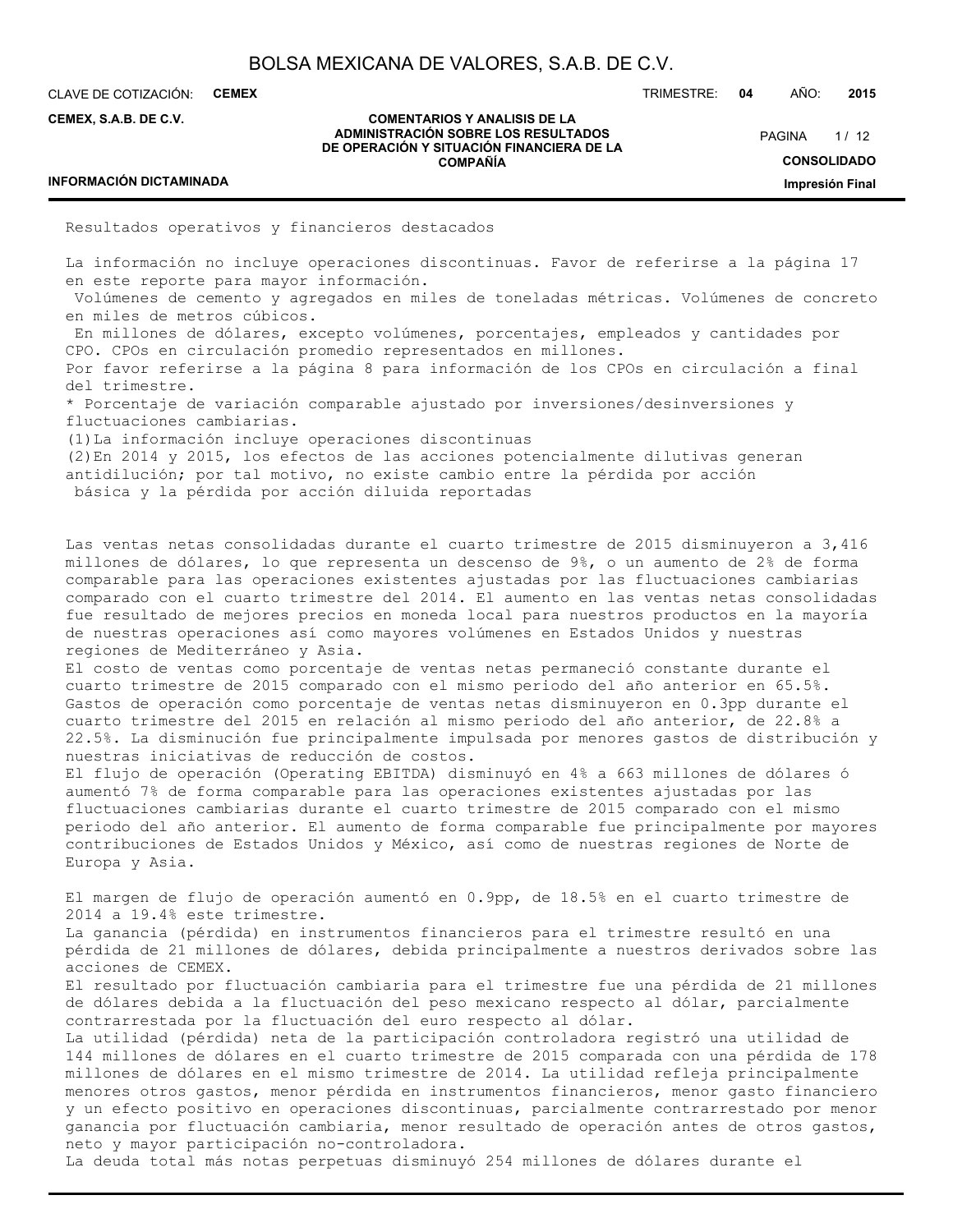Resultados operativos y financieros destacados

La información no incluye operaciones discontinuas. Favor de referirse a la página 17 en este reporte para mayor información.

Volúmenes de cemento y agregados en miles de toneladas métricas. Volúmenes de concreto en miles de metros cúbicos.

En millones de dólares, excepto volúmenes, porcentajes, empleados y cantidades por CPO. CPOs en circulación promedio representados en millones.

Por favor referirse a la página 8 para información de los CPOs en circulación a final del trimestre.

* Porcentaje de variación comparable ajustado por inversiones/desinversiones y fluctuaciones cambiarias.

(1)La información incluye operaciones discontinuas

(2)En 2014 y 2015, los efectos de las acciones potencialmente dilutivas generan antidilución; por tal motivo, no existe cambio entre la pérdida por acción básica y la pérdida por acción diluida reportadas

Las ventas netas consolidadas durante el cuarto trimestre de 2015 disminuyeron a 3,416 millones de dólares, lo que representa un descenso de 9%, o un aumento de 2% de forma comparable para las operaciones existentes ajustadas por las fluctuaciones cambiarias comparado con el cuarto trimestre del 2014. El aumento en las ventas netas consolidadas fue resultado de mejores precios en moneda local para nuestros productos en la mayoría de nuestras operaciones así como mayores volúmenes en Estados Unidos y nuestras regiones de Mediterráneo y Asia.

El costo de ventas como porcentaje de ventas netas permaneció constante durante el cuarto trimestre de 2015 comparado con el mismo periodo del año anterior en 65.5%.

Gastos de operación como porcentaje de ventas netas disminuyeron en 0.3pp durante el cuarto trimestre del 2015 en relación al mismo periodo del año anterior, de 22.8% a 22.5%. La disminución fue principalmente impulsada por menores gastos de distribución y nuestras iniciativas de reducción de costos.

El flujo de operación (Operating EBITDA) disminuyó en 4% a 663 millones de dólares ó aumentó 7% de forma comparable para las operaciones existentes ajustadas por las fluctuaciones cambiarias durante el cuarto trimestre de 2015 comparado con el mismo periodo del año anterior. El aumento de forma comparable fue principalmente por mayores contribuciones de Estados Unidos y México, así como de nuestras regiones de Norte de Europa y Asia.

El margen de flujo de operación aumentó en 0.9pp, de 18.5% en el cuarto trimestre de 2014 a 19.4% este trimestre.

La ganancia (pérdida) en instrumentos financieros para el trimestre resultó en una pérdida de 21 millones de dólares, debida principalmente a nuestros derivados sobre las acciones de CEMEX.

El resultado por fluctuación cambiaria para el trimestre fue una pérdida de 21 millones de dólares debida a la fluctuación del peso mexicano respecto al dólar, parcialmente contrarrestada por la fluctuación del euro respecto al dólar.

La utilidad (pérdida) neta de la participación controladora registró una utilidad de 144 millones de dólares en el cuarto trimestre de 2015 comparada con una pérdida de 178 millones de dólares en el mismo trimestre de 2014. La utilidad refleja principalmente menores otros gastos, menor pérdida en instrumentos financieros, menor gasto financiero y un efecto positivo en operaciones discontinuas, parcialmente contrarrestado por menor ganancia por fluctuación cambiaria, menor resultado de operación antes de otros gastos, neto y mayor participación no-controladora.

La deuda total más notas perpetuas disminuyó 254 millones de dólares durante el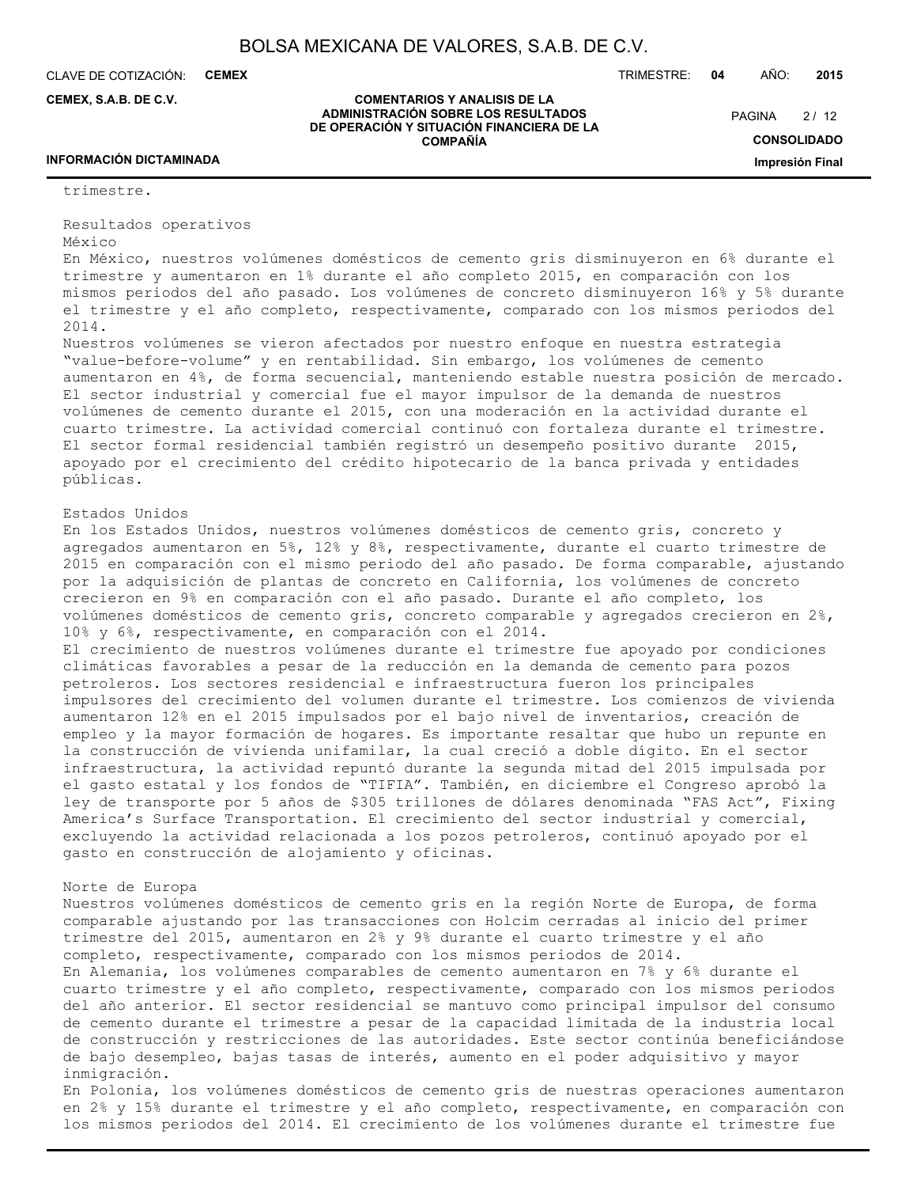trimestre.

Resultados operativos

México

En México, nuestros volúmenes domésticos de cemento gris disminuyeron en 6% durante el trimestre y aumentaron en 1% durante el año completo 2015, en comparación con los mismos periodos del año pasado. Los volúmenes de concreto disminuyeron 16% y 5% durante el trimestre y el año completo, respectivamente, comparado con los mismos periodos del 2014.

Nuestros volúmenes se vieron afectados por nuestro enfoque en nuestra estrategia “value-before-volume” y en rentabilidad. Sin embargo, los volúmenes de cemento aumentaron en 4%, de forma secuencial, manteniendo estable nuestra posición de mercado. El sector industrial y comercial fue el mayor impulsor de la demanda de nuestros volúmenes de cemento durante el 2015, con una moderación en la actividad durante el cuarto trimestre. La actividad comercial continuó con fortaleza durante el trimestre. El sector formal residencial también registró un desempeño positivo durante 2015, apoyado por el crecimiento del crédito hipotecario de la banca privada y entidades públicas.

Estados Unidos

En los Estados Unidos, nuestros volúmenes domésticos de cemento gris, concreto y agregados aumentaron en 5%, 12% y 8%, respectivamente, durante el cuarto trimestre de 2015 en comparación con el mismo periodo del año pasado. De forma comparable, ajustando por la adquisición de plantas de concreto en California, los volúmenes de concreto crecieron en 9% en comparación con el año pasado. Durante el año completo, los volúmenes domésticos de cemento gris, concreto comparable y agregados crecieron en 2%, 10% y 6%, respectivamente, en comparación con el 2014.

El crecimiento de nuestros volúmenes durante el trimestre fue apoyado por condiciones climáticas favorables a pesar de la reducción en la demanda de cemento para pozos petroleros. Los sectores residencial e infraestructura fueron los principales impulsores del crecimiento del volumen durante el trimestre. Los comienzos de vivienda aumentaron 12% en el 2015 impulsados por el bajo nivel de inventarios, creación de empleo y la mayor formación de hogares. Es importante resaltar que hubo un repunte en la construcción de vivienda unifamilar, la cual creció a doble dígito. En el sector infraestructura, la actividad repuntó durante la segunda mitad del 2015 impulsada por el gasto estatal y los fondos de “TIFIA”. También, en diciembre el Congreso aprobó la ley de transporte por 5 años de $305 trillones de dólares denominada “FAS Act”, Fixing America’s Surface Transportation. El crecimiento del sector industrial y comercial, excluyendo la actividad relacionada a los pozos petroleros, continuó apoyado por el gasto en construcción de alojamiento y oficinas.

Norte de Europa

Nuestros volúmenes domésticos de cemento gris en la región Norte de Europa, de forma comparable ajustando por las transacciones con Holcim cerradas al inicio del primer trimestre del 2015, aumentaron en 2% y 9% durante el cuarto trimestre y el año completo, respectivamente, comparado con los mismos periodos de 2014.

En Alemania, los volúmenes comparables de cemento aumentaron en 7% y 6% durante el cuarto trimestre y el año completo, respectivamente, comparado con los mismos periodos del año anterior. El sector residencial se mantuvo como principal impulsor del consumo de cemento durante el trimestre a pesar de la capacidad limitada de la industria local de construcción y restricciones de las autoridades. Este sector continúa beneficiándose de bajo desempleo, bajas tasas de interés, aumento en el poder adquisitivo y mayor inmigración.

En Polonia, los volúmenes domésticos de cemento gris de nuestras operaciones aumentaron en 2% y 15% durante el trimestre y el año completo, respectivamente, en comparación con los mismos periodos del 2014. El crecimiento de los volúmenes durante el trimestre fue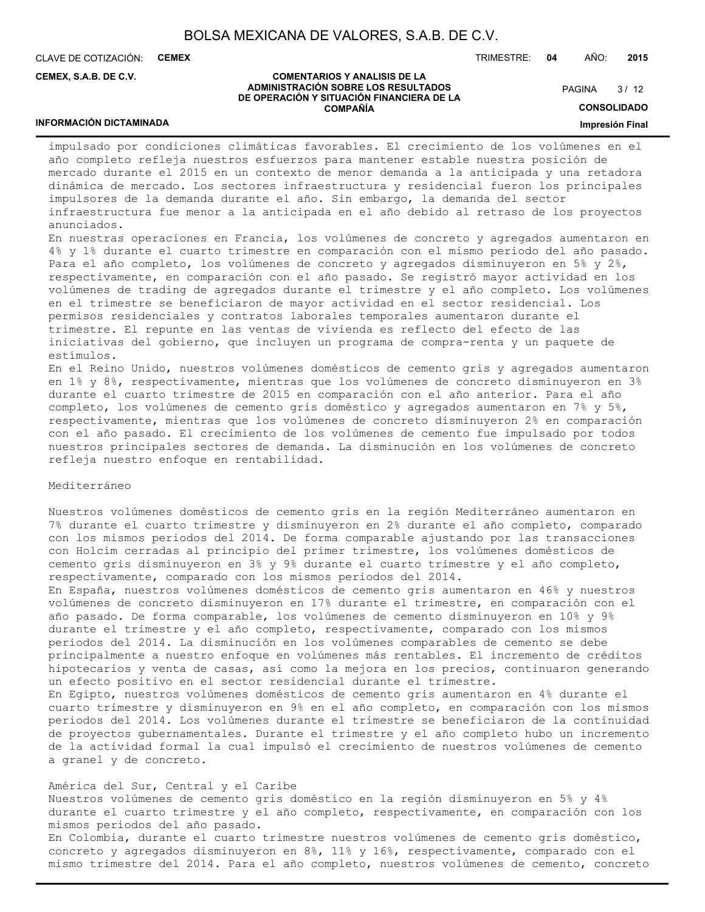impulsado por condiciones climáticas favorables. El crecimiento de los volúmenes en el año completo refleja nuestros esfuerzos para mantener estable nuestra posición de mercado durante el 2015 en un contexto de menor demanda a la anticipada y una retadora dinámica de mercado. Los sectores infraestructura y residencial fueron los principales impulsores de la demanda durante el año. Sin embargo, la demanda del sector infraestructura fue menor a la anticipada en el año debido al retraso de los proyectos anunciados.

En nuestras operaciones en Francia, los volúmenes de concreto y agregados aumentaron en 4% y 1% durante el cuarto trimestre en comparación con el mismo periodo del año pasado. Para el año completo, los volúmenes de concreto y agregados disminuyeron en 5% y 2%, respectivamente, en comparación con el año pasado. Se registró mayor actividad en los volúmenes de trading de agregados durante el trimestre y el año completo. Los volúmenes en el trimestre se beneficiaron de mayor actividad en el sector residencial. Los permisos residenciales y contratos laborales temporales aumentaron durante el trimestre. El repunte en las ventas de vivienda es reflecto del efecto de las iniciativas del gobierno, que incluyen un programa de compra-renta y un paquete de estímulos.

En el Reino Unido, nuestros volúmenes domésticos de cemento gris y agregados aumentaron en 1% y 8%, respectivamente, mientras que los volúmenes de concreto disminuyeron en 3% durante el cuarto trimestre de 2015 en comparación con el año anterior. Para el año completo, los volúmenes de cemento gris doméstico y agregados aumentaron en 7% y 5%, respectivamente, mientras que los volúmenes de concreto disminuyeron 2% en comparación con el año pasado. El crecimiento de los volúmenes de cemento fue impulsado por todos nuestros principales sectores de demanda. La disminución en los volúmenes de concreto refleja nuestro enfoque en rentabilidad.

Mediterráneo

Nuestros volúmenes domésticos de cemento gris en la región Mediterráneo aumentaron en 7% durante el cuarto trimestre y disminuyeron en 2% durante el año completo, comparado con los mismos periodos del 2014. De forma comparable ajustando por las transacciones con Holcim cerradas al principio del primer trimestre, los volúmenes domésticos de cemento gris disminuyeron en 3% y 9% durante el cuarto trimestre y el año completo, respectivamente, comparado con los mismos periodos del 2014.

En España, nuestros volúmenes domésticos de cemento gris aumentaron en 46% y nuestros volúmenes de concreto disminuyeron en 17% durante el trimestre, en comparación con el año pasado. De forma comparable, los volúmenes de cemento disminuyeron en 10% y 9% durante el trimestre y el año completo, respectivamente, comparado con los mismos periodos del 2014. La disminución en los volúmenes comparables de cemento se debe principalmente a nuestro enfoque en volúmenes más rentables. El incremento de créditos hipotecarios y venta de casas, así como la mejora en los precios, continuaron generando un efecto positivo en el sector residencial durante el trimestre.

En Egipto, nuestros volúmenes domésticos de cemento gris aumentaron en 4% durante el cuarto trimestre y disminuyeron en 9% en el año completo, en comparación con los mismos periodos del 2014. Los volúmenes durante el trimestre se beneficiaron de la continuidad de proyectos gubernamentales. Durante el trimestre y el año completo hubo un incremento de la actividad formal la cual impulsó el crecimiento de nuestros volúmenes de cemento a granel y de concreto.

América del Sur, Central y el Caribe

Nuestros volúmenes de cemento gris doméstico en la región disminuyeron en 5% y 4% durante el cuarto trimestre y el año completo, respectivamente, en comparación con los mismos periodos del año pasado.

En Colombia, durante el cuarto trimestre nuestros volúmenes de cemento gris doméstico, concreto y agregados disminuyeron en 8%, 11% y 16%, respectivamente, comparado con el mismo trimestre del 2014. Para el año completo, nuestros volúmenes de cemento, concreto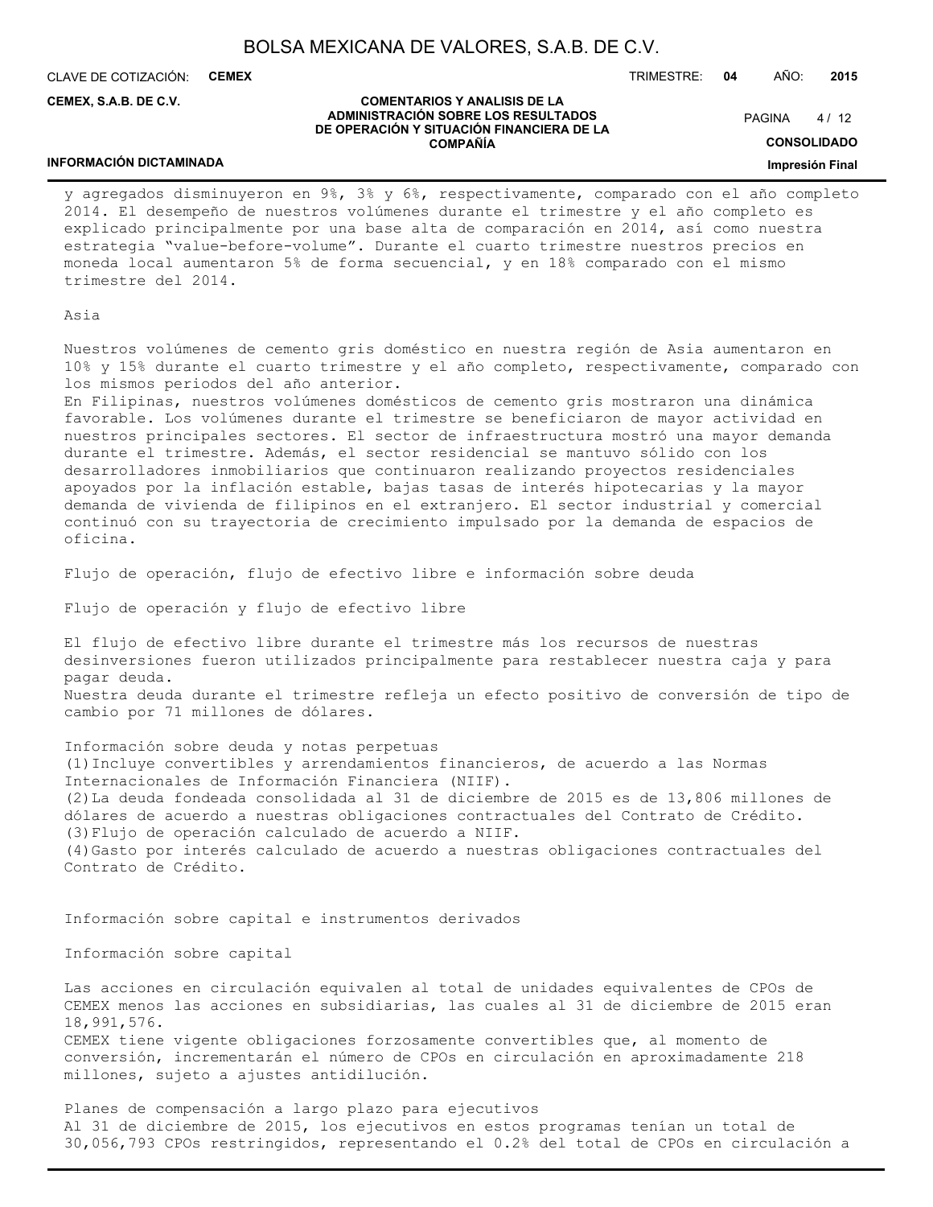y agregados disminuyeron en 9%, 3% y 6%, respectivamente, comparado con el año completo 2014. El desempeño de nuestros volúmenes durante el trimestre y el año completo es explicado principalmente por una base alta de comparación en 2014, así como nuestra estrategia “value-before-volume”. Durante el cuarto trimestre nuestros precios en moneda local aumentaron 5% de forma secuencial, y en 18% comparado con el mismo trimestre del 2014.

Asia

Nuestros volúmenes de cemento gris doméstico en nuestra región de Asia aumentaron en 10% y 15% durante el cuarto trimestre y el año completo, respectivamente, comparado con los mismos periodos del año anterior.
En Filipinas, nuestros volúmenes domésticos de cemento gris mostraron una dinámica favorable. Los volúmenes durante el trimestre se beneficiaron de mayor actividad en nuestros principales sectores. El sector de infraestructura mostró una mayor demanda durante el trimestre. Además, el sector residencial se mantuvo sólido con los desarrolladores inmobiliarios que continuaron realizando proyectos residenciales apoyados por la inflación estable, bajas tasas de interés hipotecarias y la mayor demanda de vivienda de filipinos en el extranjero. El sector industrial y comercial continuó con su trayectoria de crecimiento impulsado por la demanda de espacios de oficina.

Flujo de operación, flujo de efectivo libre e información sobre deuda

Flujo de operación y flujo de efectivo libre

El flujo de efectivo libre durante el trimestre más los recursos de nuestras desinversiones fueron utilizados principalmente para restablecer nuestra caja y para pagar deuda.
Nuestra deuda durante el trimestre refleja un efecto positivo de conversión de tipo de cambio por 71 millones de dólares.

Información sobre deuda y notas perpetuas
(1) Incluye convertibles y arrendamientos financieros, de acuerdo a las Normas Internacionales de Información Financiera (NIIF).
(2) La deuda fondeada consolidada al 31 de diciembre de 2015 es de 13,806 millones de dólares de acuerdo a nuestras obligaciones contractuales del Contrato de Crédito.
(3) Flujo de operación calculado de acuerdo a NIIF.
(4) Gasto por interés calculado de acuerdo a nuestras obligaciones contractuales del Contrato de Crédito.

Información sobre capital e instrumentos derivados

Información sobre capital

Las acciones en circulación equivalen al total de unidades equivalentes de CPOs de CEMEX menos las acciones en subsidiarias, las cuales al 31 de diciembre de 2015 eran 18,991,576.
CEMEX tiene vigente obligaciones forzosamente convertibles que, al momento de conversión, incrementarán el número de CPOs en circulación en aproximadamente 218 millones, sujeto a ajustes antidilución.

Planes de compensación a largo plazo para ejecutivos
Al 31 de diciembre de 2015, los ejecutivos en estos programas tenían un total de 30,056,793 CPOs restringidos, representando el 0.2% del total de CPOs en circulación a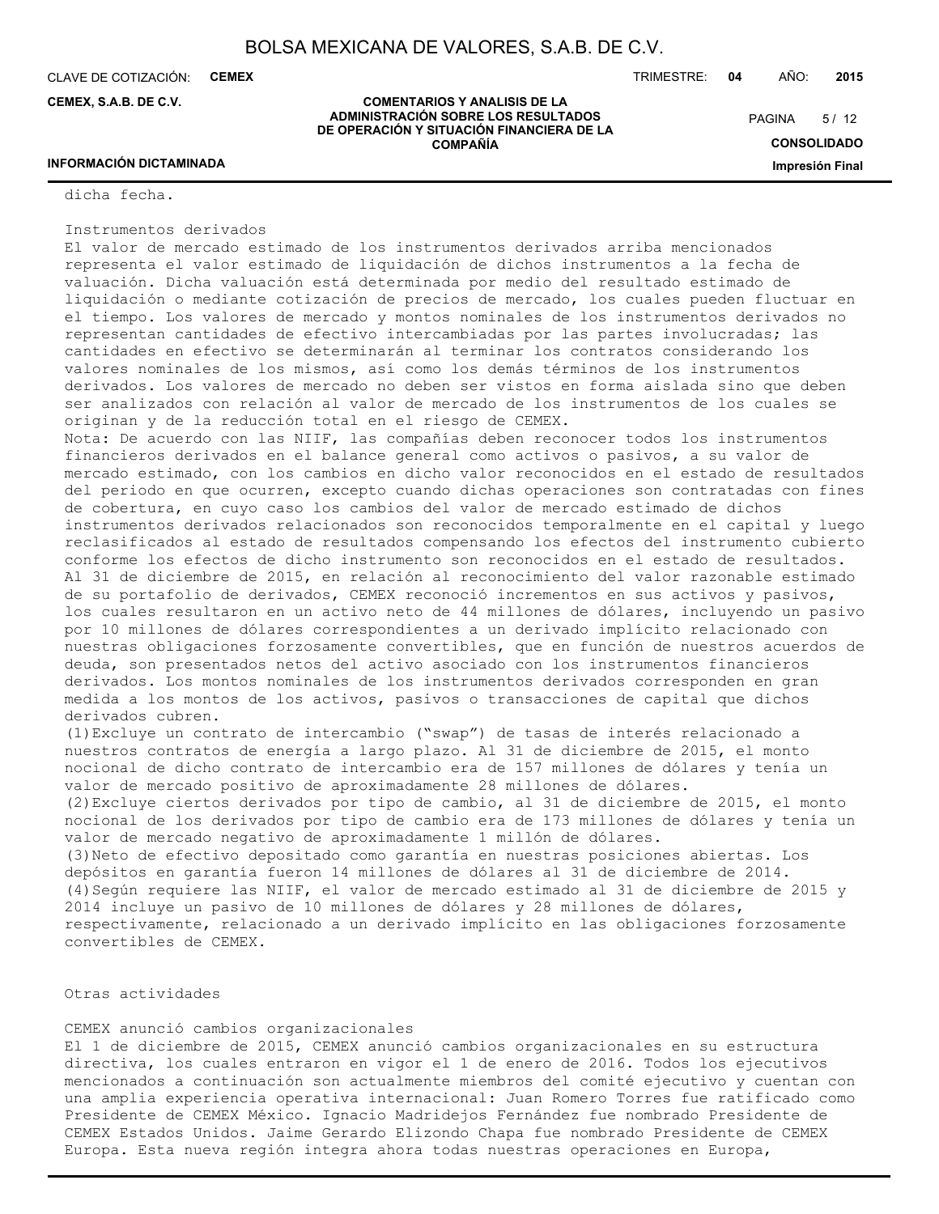dicha fecha.

Instrumentos derivados

El valor de mercado estimado de los instrumentos derivados arriba mencionados representa el valor estimado de liquidación de dichos instrumentos a la fecha de valuación. Dicha valuación está determinada por medio del resultado estimado de liquidación o mediante cotización de precios de mercado, los cuales pueden fluctuar en el tiempo. Los valores de mercado y montos nominales de los instrumentos derivados no representan cantidades de efectivo intercambiadas por las partes involucradas; las cantidades en efectivo se determinarán al terminar los contratos considerando los valores nominales de los mismos, así como los demás términos de los instrumentos derivados. Los valores de mercado no deben ser vistos en forma aislada sino que deben ser analizados con relación al valor de mercado de los instrumentos de los cuales se originan y de la reducción total en el riesgo de CEMEX.

Nota: De acuerdo con las NIIF, las compañías deben reconocer todos los instrumentos financieros derivados en el balance general como activos o pasivos, a su valor de mercado estimado, con los cambios en dicho valor reconocidos en el estado de resultados del periodo en que ocurren, excepto cuando dichas operaciones son contratadas con fines de cobertura, en cuyo caso los cambios del valor de mercado estimado de dichos instrumentos derivados relacionados son reconocidos temporalmente en el capital y luego reclasificados al estado de resultados compensando los efectos del instrumento cubierto conforme los efectos de dicho instrumento son reconocidos en el estado de resultados. Al 31 de diciembre de 2015, en relación al reconocimiento del valor razonable estimado de su portafolio de derivados, CEMEX reconoció incrementos en sus activos y pasivos, los cuales resultaron en un activo neto de 44 millones de dólares, incluyendo un pasivo por 10 millones de dólares correspondientes a un derivado implícito relacionado con nuestras obligaciones forzosamente convertibles, que en función de nuestros acuerdos de deuda, son presentados netos del activo asociado con los instrumentos financieros derivados. Los montos nominales de los instrumentos derivados corresponden en gran medida a los montos de los activos, pasivos o transacciones de capital que dichos derivados cubren.

(1) Excluye un contrato de intercambio ("swap") de tasas de interés relacionado a nuestros contratos de energía a largo plazo. Al 31 de diciembre de 2015, el monto nocional de dicho contrato de intercambio era de 157 millones de dólares y tenía un valor de mercado positivo de aproximadamente 28 millones de dólares.

(2) Excluye ciertos derivados por tipo de cambio, al 31 de diciembre de 2015, el monto nocional de los derivados por tipo de cambio era de 173 millones de dólares y tenía un valor de mercado negativo de aproximadamente 1 millón de dólares.

(3) Neto de efectivo depositado como garantía en nuestras posiciones abiertas. Los depósitos en garantía fueron 14 millones de dólares al 31 de diciembre de 2014.

(4) Según requiere las NIIF, el valor de mercado estimado al 31 de diciembre de 2015 y 2014 incluye un pasivo de 10 millones de dólares y 28 millones de dólares, respectivamente, relacionado a un derivado implícito en las obligaciones forzosamente convertibles de CEMEX.

Otras actividades

CEMEX anunció cambios organizacionales

El 1 de diciembre de 2015, CEMEX anunció cambios organizacionales en su estructura directiva, los cuales entraron en vigor el 1 de enero de 2016. Todos los ejecutivos mencionados a continuación son actualmente miembros del comité ejecutivo y cuentan con una amplia experiencia operativa internacional: Juan Romero Torres fue ratificado como Presidente de CEMEX México. Ignacio Madridejos Fernández fue nombrado Presidente de CEMEX Estados Unidos. Jaime Gerardo Elizondo Chapa fue nombrado Presidente de CEMEX Europa. Esta nueva región integra ahora todas nuestras operaciones en Europa,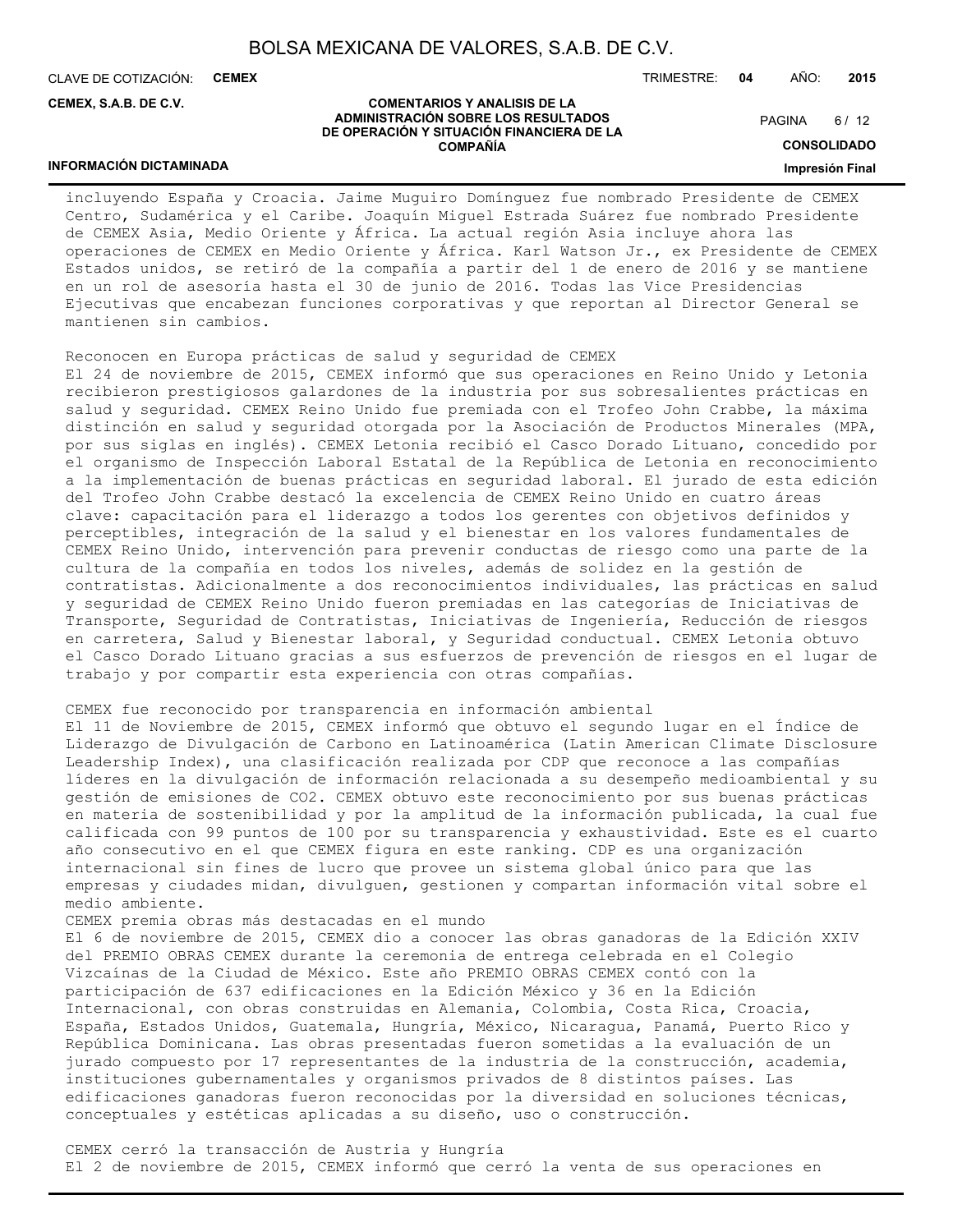incluyendo España y Croacia. Jaime Muguiro Domínguez fue nombrado Presidente de CEMEX Centro, Sudamérica y el Caribe. Joaquín Miguel Estrada Suárez fue nombrado Presidente de CEMEX Asia, Medio Oriente y África. La actual región Asia incluye ahora las operaciones de CEMEX en Medio Oriente y África. Karl Watson Jr., ex Presidente de CEMEX Estados unidos, se retiró de la compañía a partir del 1 de enero de 2016 y se mantiene en un rol de asesoría hasta el 30 de junio de 2016. Todas las Vice Presidencias Ejecutivas que encabezan funciones corporativas y que reportan al Director General se mantienen sin cambios.

Reconocen en Europa prácticas de salud y seguridad de CEMEX
El 24 de noviembre de 2015, CEMEX informó que sus operaciones en Reino Unido y Letonia recibieron prestigiosos galardones de la industria por sus sobresalientes prácticas en salud y seguridad. CEMEX Reino Unido fue premiada con el Trofeo John Crabbe, la máxima distinción en salud y seguridad otorgada por la Asociación de Productos Minerales (MPA, por sus siglas en inglés). CEMEX Letonia recibió el Casco Dorado Lituano, concedido por el organismo de Inspección Laboral Estatal de la República de Letonia en reconocimiento a la implementación de buenas prácticas en seguridad laboral. El jurado de esta edición del Trofeo John Crabbe destacó la excelencia de CEMEX Reino Unido en cuatro áreas clave: capacitación para el liderazgo a todos los gerentes con objetivos definidos y perceptibles, integración de la salud y el bienestar en los valores fundamentales de CEMEX Reino Unido, intervención para prevenir conductas de riesgo como una parte de la cultura de la compañía en todos los niveles, además de solidez en la gestión de contratistas. Adicionalmente a dos reconocimientos individuales, las prácticas en salud y seguridad de CEMEX Reino Unido fueron premiadas en las categorías de Iniciativas de Transporte, Seguridad de Contratistas, Iniciativas de Ingeniería, Reducción de riesgos en carretera, Salud y Bienestar laboral, y Seguridad conductual. CEMEX Letonia obtuvo el Casco Dorado Lituano gracias a sus esfuerzos de prevención de riesgos en el lugar de trabajo y por compartir esta experiencia con otras compañías.

CEMEX fue reconocido por transparencia en información ambiental
El 11 de Noviembre de 2015, CEMEX informó que obtuvo el segundo lugar en el Índice de Liderazgo de Divulgación de Carbono en Latinoamérica (Latin American Climate Disclosure Leadership Index), una clasificación realizada por CDP que reconoce a las compañías líderes en la divulgación de información relacionada a su desempeño medioambiental y su gestión de emisiones de $CO_2$. CEMEX obtuvo este reconocimiento por sus buenas prácticas en materia de sostenibilidad y por la amplitud de la información publicada, la cual fue calificada con 99 puntos de 100 por su transparencia y exhaustividad. Este es el cuarto año consecutivo en el que CEMEX figura en este ranking. CDP es una organización internacional sin fines de lucro que provee un sistema global único para que las empresas y ciudades midan, divulguen, gestionen y compartan información vital sobre el medio ambiente.

CEMEX premia obras más destacadas en el mundo
El 6 de noviembre de 2015, CEMEX dio a conocer las obras ganadoras de la Edición XXIV del PREMIO OBRAS CEMEX durante la ceremonia de entrega celebrada en el Colegio Vizcaínas de la Ciudad de México. Este año PREMIO OBRAS CEMEX contó con la participación de 637 edificaciones en la Edición México y 36 en la Edición Internacional, con obras construidas en Alemania, Colombia, Costa Rica, Croacia, España, Estados Unidos, Guatemala, Hungría, México, Nicaragua, Panamá, Puerto Rico y República Dominicana. Las obras presentadas fueron sometidas a la evaluación de un jurado compuesto por 17 representantes de la industria de la construcción, academia, instituciones gubernamentales y organismos privados de 8 distintos países. Las edificaciones ganadoras fueron reconocidas por la diversidad en soluciones técnicas, conceptuales y estéticas aplicadas a su diseño, uso o construcción.

CEMEX cerró la transacción de Austria y Hungría
El 2 de noviembre de 2015, CEMEX informó que cerró la venta de sus operaciones en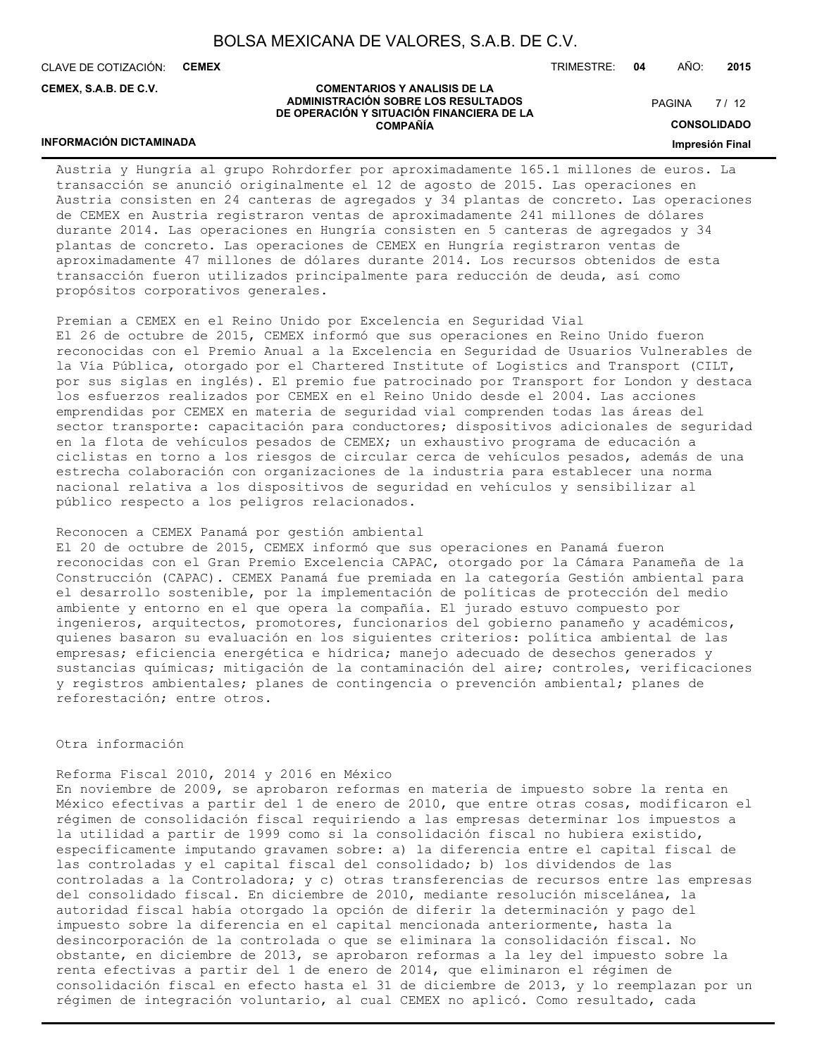Austria y Hungría al grupo Rohrdorfer por aproximadamente 165.1 millones de euros. La transacción se anunció originalmente el 12 de agosto de 2015. Las operaciones en Austria consisten en 24 canteras de agregados y 34 plantas de concreto. Las operaciones de CEMEX en Austria registraron ventas de aproximadamente 241 millones de dólares durante 2014. Las operaciones en Hungría consisten en 5 canteras de agregados y 34 plantas de concreto. Las operaciones de CEMEX en Hungría registraron ventas de aproximadamente 47 millones de dólares durante 2014. Los recursos obtenidos de esta transacción fueron utilizados principalmente para reducción de deuda, así como propósitos corporativos generales.

Premian a CEMEX en el Reino Unido por Excelencia en Seguridad Vial
El 26 de octubre de 2015, CEMEX informó que sus operaciones en Reino Unido fueron reconocidas con el Premio Anual a la Excelencia en Seguridad de Usuarios Vulnerables de la Vía Pública, otorgado por el Chartered Institute of Logistics and Transport (CILT, por sus siglas en inglés). El premio fue patrocinado por Transport for London y destaca los esfuerzos realizados por CEMEX en el Reino Unido desde el 2004. Las acciones emprendidas por CEMEX en materia de seguridad vial comprenden todas las áreas del sector transporte: capacitación para conductores; dispositivos adicionales de seguridad en la flota de vehículos pesados de CEMEX; un exhaustivo programa de educación a ciclistas en torno a los riesgos de circular cerca de vehículos pesados, además de una estrecha colaboración con organizaciones de la industria para establecer una norma nacional relativa a los dispositivos de seguridad en vehículos y sensibilizar al público respecto a los peligros relacionados.

Reconocen a CEMEX Panamá por gestión ambiental
El 20 de octubre de 2015, CEMEX informó que sus operaciones en Panamá fueron reconocidas con el Gran Premio Excelencia CAPAC, otorgado por la Cámara Panameña de la Construcción (CAPAC). CEMEX Panamá fue premiada en la categoría Gestión ambiental para el desarrollo sostenible, por la implementación de políticas de protección del medio ambiente y entorno en el que opera la compañía. El jurado estuvo compuesto por ingenieros, arquitectos, promotores, funcionarios del gobierno panameño y académicos, quienes basaron su evaluación en los siguientes criterios: política ambiental de las empresas; eficiencia energética e hídrica; manejo adecuado de desechos generados y sustancias químicas; mitigación de la contaminación del aire; controles, verificaciones y registros ambientales; planes de contingencia o prevención ambiental; planes de reforestación; entre otros.

Otra información

Reforma Fiscal 2010, 2014 y 2016 en México
En noviembre de 2009, se aprobaron reformas en materia de impuesto sobre la renta en México efectivas a partir del 1 de enero de 2010, que entre otras cosas, modificaron el régimen de consolidación fiscal requiriendo a las empresas determinar los impuestos a la utilidad a partir de 1999 como si la consolidación fiscal no hubiera existido, específicamente imputando gravamen sobre: a) la diferencia entre el capital fiscal de las controladas y el capital fiscal del consolidado; b) los dividendos de las controladas a la Controladora; y c) otras transferencias de recursos entre las empresas del consolidado fiscal. En diciembre de 2010, mediante resolución miscelánea, la autoridad fiscal había otorgado la opción de diferir la determinación y pago del impuesto sobre la diferencia en el capital mencionada anteriormente, hasta la desincorporación de la controlada o que se eliminara la consolidación fiscal. No obstante, en diciembre de 2013, se aprobaron reformas a la ley del impuesto sobre la renta efectivas a partir del 1 de enero de 2014, que eliminaron el régimen de consolidación fiscal en efecto hasta el 31 de diciembre de 2013, y lo reemplazan por un régimen de integración voluntario, al cual CEMEX no aplicó. Como resultado, cada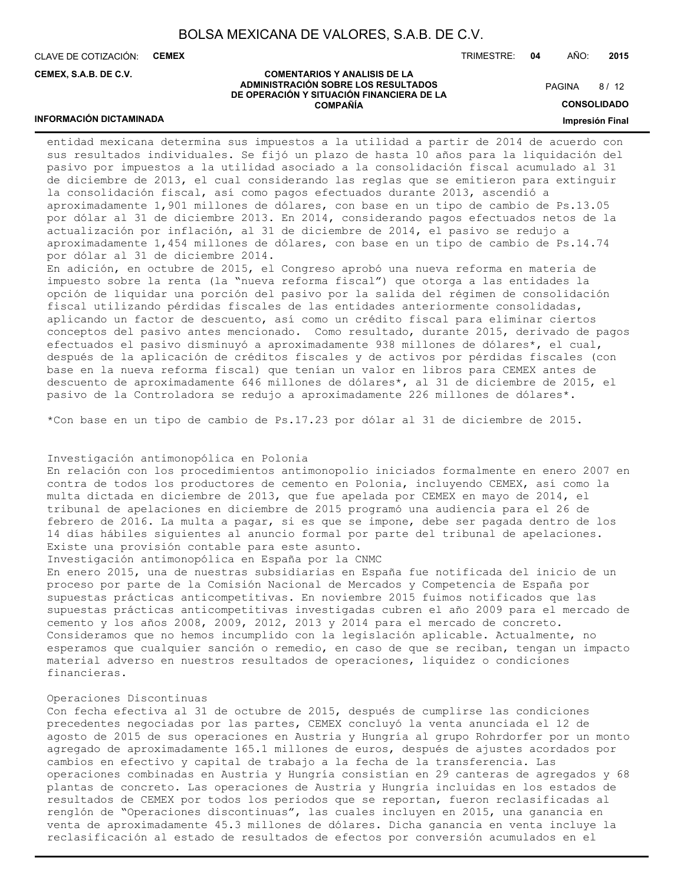entidad mexicana determina sus impuestos a la utilidad a partir de 2014 de acuerdo con sus resultados individuales. Se fijó un plazo de hasta 10 años para la liquidación del pasivo por impuestos a la utilidad asociado a la consolidación fiscal acumulado al 31 de diciembre de 2013, el cual considerando las reglas que se emitieron para extinguir la consolidación fiscal, así como pagos efectuados durante 2013, ascendió a aproximadamente 1,901 millones de dólares, con base en un tipo de cambio de Ps.13.05 por dólar al 31 de diciembre 2013. En 2014, considerando pagos efectuados netos de la actualización por inflación, al 31 de diciembre de 2014, el pasivo se redujo a aproximadamente 1,454 millones de dólares, con base en un tipo de cambio de Ps.14.74 por dólar al 31 de diciembre 2014.
En adición, en octubre de 2015, el Congreso aprobó una nueva reforma en materia de impuesto sobre la renta (la "nueva reforma fiscal") que otorga a las entidades la opción de liquidar una porción del pasivo por la salida del régimen de consolidación fiscal utilizando pérdidas fiscales de las entidades anteriormente consolidadas, aplicando un factor de descuento, así como un crédito fiscal para eliminar ciertos conceptos del pasivo antes mencionado. Como resultado, durante 2015, derivado de pagos efectuados el pasivo disminuyó a aproximadamente 938 millones de dólares*, el cual, después de la aplicación de créditos fiscales y de activos por pérdidas fiscales (con base en la nueva reforma fiscal) que tenían un valor en libros para CEMEX antes de descuento de aproximadamente 646 millones de dólares*, al 31 de diciembre de 2015, el pasivo de la Controladora se redujo a aproximadamente 226 millones de dólares*.

*Con base en un tipo de cambio de Ps.17.23 por dólar al 31 de diciembre de 2015.

Investigación antimonopólica en Polonia
En relación con los procedimientos antimonopolio iniciados formalmente en enero 2007 en contra de todos los productores de cemento en Polonia, incluyendo CEMEX, así como la multa dictada en diciembre de 2013, que fue apelada por CEMEX en mayo de 2014, el tribunal de apelaciones en diciembre de 2015 programó una audiencia para el 26 de febrero de 2016. La multa a pagar, si es que se impone, debe ser pagada dentro de los 14 días hábiles siguientes al anuncio formal por parte del tribunal de apelaciones. Existe una provisión contable para este asunto.
Investigación antimonopólica en España por la CNMC
En enero 2015, una de nuestras subsidiarias en España fue notificada del inicio de un proceso por parte de la Comisión Nacional de Mercados y Competencia de España por supuestas prácticas anticompetitivas. En noviembre 2015 fuimos notificados que las supuestas prácticas anticompetitivas investigadas cubren el año 2009 para el mercado de cemento y los años 2008, 2009, 2012, 2013 y 2014 para el mercado de concreto. Consideramos que no hemos incumplido con la legislación aplicable. Actualmente, no esperamos que cualquier sanción o remedio, en caso de que se reciban, tengan un impacto material adverso en nuestros resultados de operaciones, liquidez o condiciones financieras.

Operaciones Discontinuas
Con fecha efectiva al 31 de octubre de 2015, después de cumplirse las condiciones precedentes negociadas por las partes, CEMEX concluyó la venta anunciada el 12 de agosto de 2015 de sus operaciones en Austria y Hungría al grupo Rohrdorfer por un monto agregado de aproximadamente 165.1 millones de euros, después de ajustes acordados por cambios en efectivo y capital de trabajo a la fecha de la transferencia. Las operaciones combinadas en Austria y Hungría consistían en 29 canteras de agregados y 68 plantas de concreto. Las operaciones de Austria y Hungría incluidas en los estados de resultados de CEMEX por todos los periodos que se reportan, fueron reclasificadas al renglón de "Operaciones discontinuas", las cuales incluyen en 2015, una ganancia en venta de aproximadamente 45.3 millones de dólares. Dicha ganancia en venta incluye la reclasificación al estado de resultados de efectos por conversión acumulados en el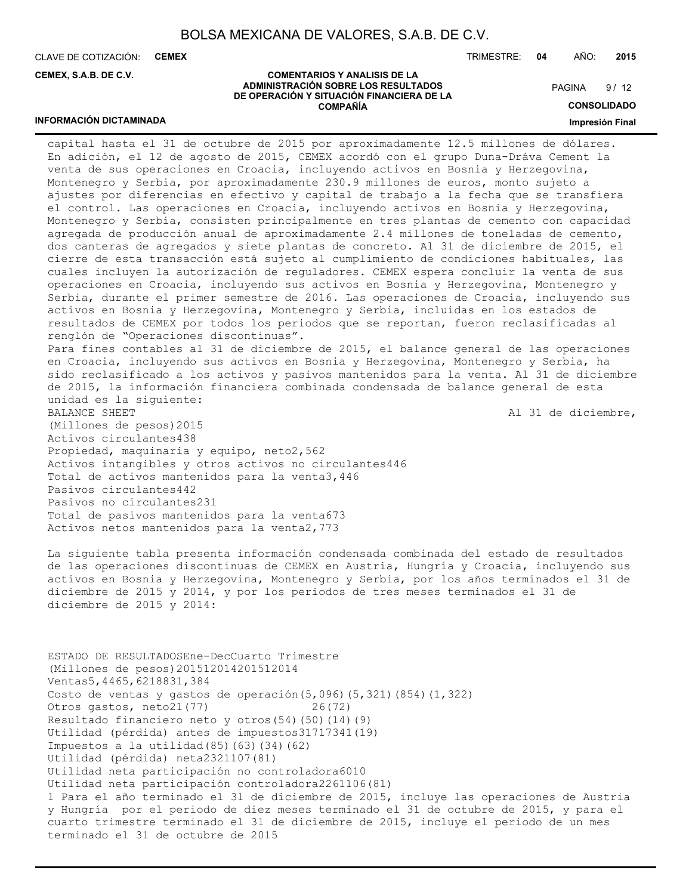capital hasta el 31 de octubre de 2015 por aproximadamente 12.5 millones de dólares. En adición, el 12 de agosto de 2015, CEMEX acordó con el grupo Duna-Dráva Cement la venta de sus operaciones en Croacia, incluyendo activos en Bosnia y Herzegovina, Montenegro y Serbia, por aproximadamente 230.9 millones de euros, monto sujeto a ajustes por diferencias en efectivo y capital de trabajo a la fecha que se transfiera el control. Las operaciones en Croacia, incluyendo activos en Bosnia y Herzegovina, Montenegro y Serbia, consisten principalmente en tres plantas de cemento con capacidad agregada de producción anual de aproximadamente 2.4 millones de toneladas de cemento, dos canteras de agregados y siete plantas de concreto. Al 31 de diciembre de 2015, el cierre de esta transacción está sujeto al cumplimiento de condiciones habituales, las cuales incluyen la autorización de reguladores. CEMEX espera concluir la venta de sus operaciones en Croacia, incluyendo sus activos en Bosnia y Herzegovina, Montenegro y Serbia, durante el primer semestre de 2016. Las operaciones de Croacia, incluyendo sus activos en Bosnia y Herzegovina, Montenegro y Serbia, incluidas en los estados de resultados de CEMEX por todos los periodos que se reportan, fueron reclasificadas al renglón de "Operaciones discontinuas".

Para fines contables al 31 de diciembre de 2015, el balance general de las operaciones en Croacia, incluyendo sus activos en Bosnia y Herzegovina, Montenegro y Serbia, ha sido reclasificado a los activos y pasivos mantenidos para la venta. Al 31 de diciembre de 2015, la información financiera combinada condensada de balance general de esta unidad es la siguiente:

| BALANCE SHEET | Al 31 de diciembre, |
|---|---|
| (Millones de pesos) | 2015 |
| Activos circulantes | 438 |
| Propiedad, maquinaria y equipo, neto | 2,562 |
| Activos intangibles y otros activos no circulantes | 446 |
| Total de activos mantenidos para la venta | 3,446 |
| Pasivos circulantes | 442 |
| Pasivos no circulantes | 231 |
| Total de pasivos mantenidos para la venta | 673 |
| Activos netos mantenidos para la venta | 2,773 |

La siguiente tabla presenta información condensada combinada del estado de resultados de las operaciones discontinuas de CEMEX en Austria, Hungría y Croacia, incluyendo sus activos en Bosnia y Herzegovina, Montenegro y Serbia, por los años terminados el 31 de diciembre de 2015 y 2014, y por los periodos de tres meses terminados el 31 de diciembre de 2015 y 2014:

| ESTADO DE RESULTADOS | Ene-Dec | | Cuarto Trimestre | |
|---|---|---|---|---|
| (Millones de pesos) | 2015[1] | 2014 | 2015[1] | 2014 |
| Ventas | 5,446 | 5,621 | 883 | 1,384 |
| Costo de ventas y gastos de operación | (5,096) | (5,321) | (854) | (1,322) |
| Otros gastos, neto | 21 | (77) | 26 | (72) |
| Resultado financiero neto y otros | (54) | (50) | (14) | (9) |
| Utilidad (pérdida) antes de impuestos | 317 | 173 | 41 | (19) |
| Impuestos a la utilidad | (85) | (63) | (34) | (62) |
| Utilidad (pérdida) neta | 232 | 110 | 7 | (81) |
| Utilidad neta participación no controladora | 6 | 0 | 1 | 0 |
| Utilidad neta participación controladora | 226 | 110 | 6 | (81) |

1 Para el año terminado el 31 de diciembre de 2015, incluye las operaciones de Austria y Hungría por el periodo de diez meses terminado el 31 de octubre de 2015, y para el cuarto trimestre terminado el 31 de diciembre de 2015, incluye el periodo de un mes terminado el 31 de octubre de 2015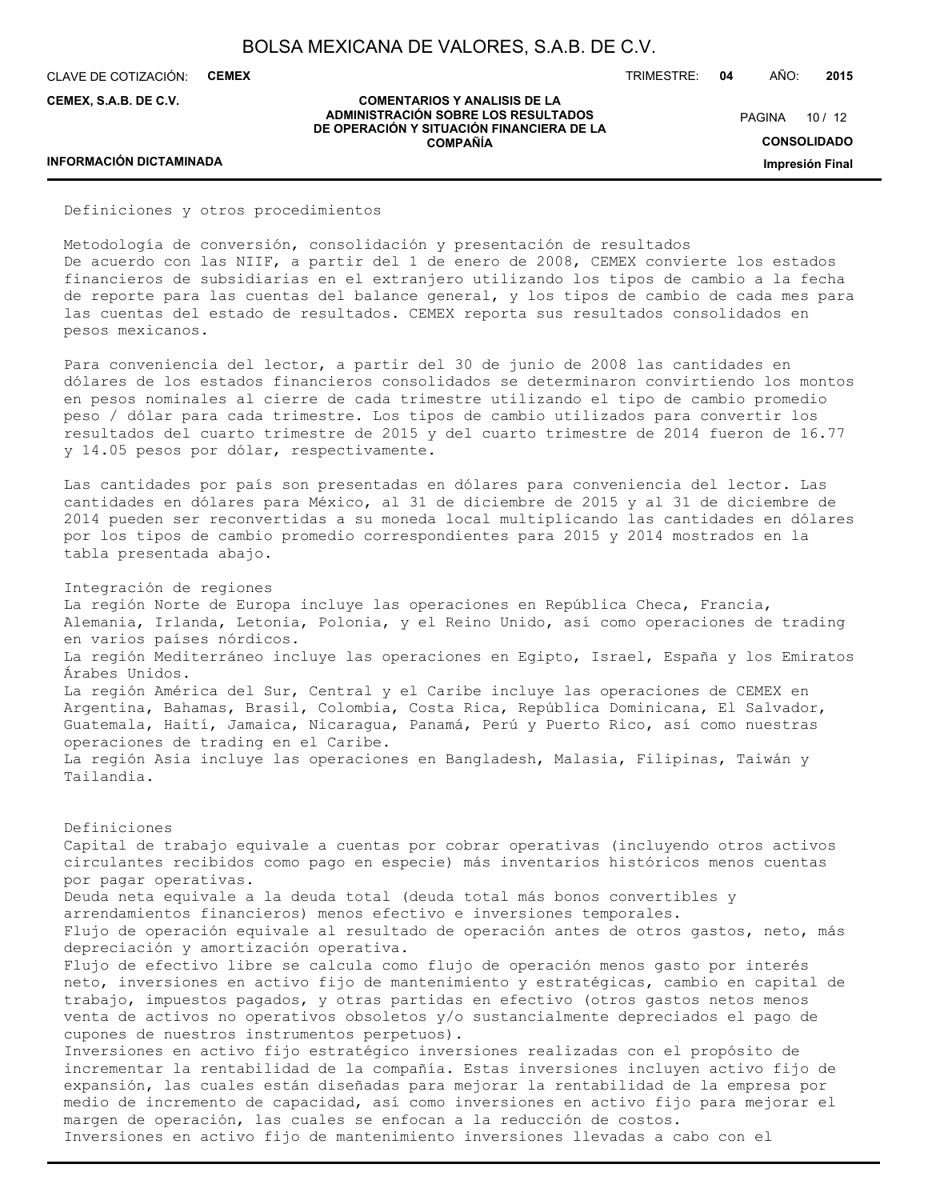## Definiciones y otros procedimientos

### Metodología de conversión, consolidación y presentación de resultados

De acuerdo con las NIIF, a partir del 1 de enero de 2008, CEMEX convierte los estados financieros de subsidiarias en el extranjero utilizando los tipos de cambio a la fecha de reporte para las cuentas del balance general, y los tipos de cambio de cada mes para las cuentas del estado de resultados. CEMEX reporta sus resultados consolidados en pesos mexicanos.

Para conveniencia del lector, a partir del 30 de junio de 2008 las cantidades en dólares de los estados financieros consolidados se determinaron convirtiendo los montos en pesos nominales al cierre de cada trimestre utilizando el tipo de cambio promedio peso / dólar para cada trimestre. Los tipos de cambio utilizados para convertir los resultados del cuarto trimestre de 2015 y del cuarto trimestre de 2014 fueron de 16.77 y 14.05 pesos por dólar, respectivamente.

Las cantidades por país son presentadas en dólares para conveniencia del lector. Las cantidades en dólares para México, al 31 de diciembre de 2015 y al 31 de diciembre de 2014 pueden ser reconvertidas a su moneda local multiplicando las cantidades en dólares por los tipos de cambio promedio correspondientes para 2015 y 2014 mostrados en la tabla presentada abajo.

### Integración de regiones

La región Norte de Europa incluye las operaciones en República Checa, Francia, Alemania, Irlanda, Letonia, Polonia, y el Reino Unido, así como operaciones de trading en varios países nórdicos.
La región Mediterráneo incluye las operaciones en Egipto, Israel, España y los Emiratos Árabes Unidos.
La región América del Sur, Central y el Caribe incluye las operaciones de CEMEX en Argentina, Bahamas, Brasil, Colombia, Costa Rica, República Dominicana, El Salvador, Guatemala, Haití, Jamaica, Nicaragua, Panamá, Perú y Puerto Rico, así como nuestras operaciones de trading en el Caribe.
La región Asia incluye las operaciones en Bangladesh, Malasia, Filipinas, Taiwán y Tailandia.

### Definiciones

Capital de trabajo equivale a cuentas por cobrar operativas (incluyendo otros activos circulantes recibidos como pago en especie) más inventarios históricos menos cuentas por pagar operativas.
Deuda neta equivale a la deuda total (deuda total más bonos convertibles y arrendamientos financieros) menos efectivo e inversiones temporales.
Flujo de operación equivale al resultado de operación antes de otros gastos, neto, más depreciación y amortización operativa.
Flujo de efectivo libre se calcula como flujo de operación menos gasto por interés neto, inversiones en activo fijo de mantenimiento y estratégicas, cambio en capital de trabajo, impuestos pagados, y otras partidas en efectivo (otros gastos netos menos venta de activos no operativos obsoletos y/o sustancialmente depreciados el pago de cupones de nuestros instrumentos perpetuos).
Inversiones en activo fijo estratégico inversiones realizadas con el propósito de incrementar la rentabilidad de la compañía. Estas inversiones incluyen activo fijo de expansión, las cuales están diseñadas para mejorar la rentabilidad de la empresa por medio de incremento de capacidad, así como inversiones en activo fijo para mejorar el margen de operación, las cuales se enfocan a la reducción de costos.
Inversiones en activo fijo de mantenimiento inversiones llevadas a cabo con el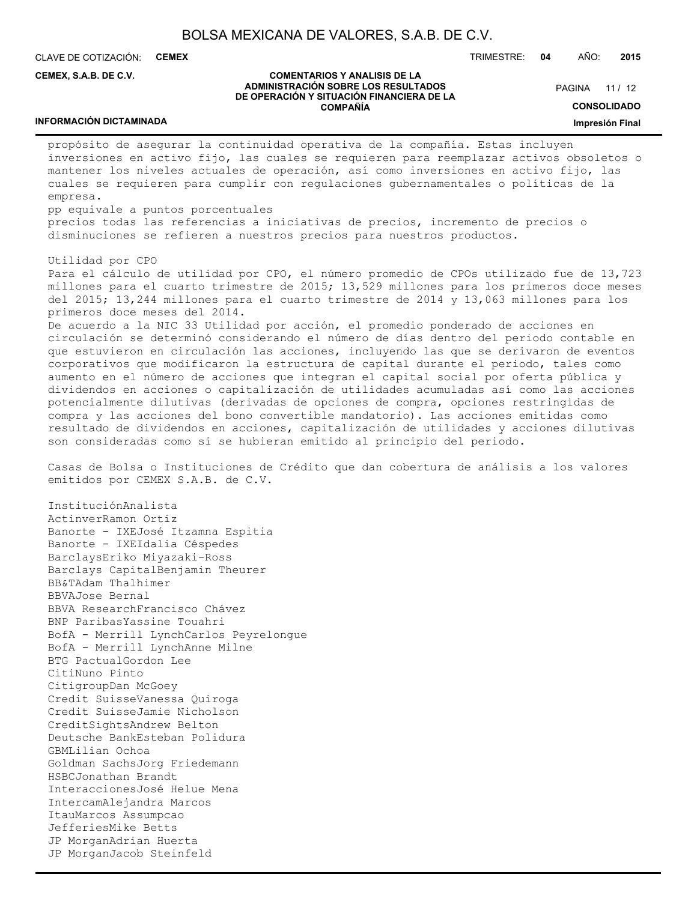propósito de asegurar la continuidad operativa de la compañía. Estas incluyen inversiones en activo fijo, las cuales se requieren para reemplazar activos obsoletos o mantener los niveles actuales de operación, así como inversiones en activo fijo, las cuales se requieren para cumplir con regulaciones gubernamentales o políticas de la empresa.

pp equivale a puntos porcentuales

precios todas las referencias a iniciativas de precios, incremento de precios o disminuciones se refieren a nuestros precios para nuestros productos.

Utilidad por CPO

Para el cálculo de utilidad por CPO, el número promedio de CPOs utilizado fue de 13,723 millones para el cuarto trimestre de 2015; 13,529 millones para los primeros doce meses del 2015; 13,244 millones para el cuarto trimestre de 2014 y 13,063 millones para los primeros doce meses del 2014.

De acuerdo a la NIC 33 Utilidad por acción, el promedio ponderado de acciones en circulación se determinó considerando el número de días dentro del periodo contable en que estuvieron en circulación las acciones, incluyendo las que se derivaron de eventos corporativos que modificaron la estructura de capital durante el periodo, tales como aumento en el número de acciones que integran el capital social por oferta pública y dividendos en acciones o capitalización de utilidades acumuladas así como las acciones potencialmente dilutivas (derivadas de opciones de compra, opciones restringidas de compra y las acciones del bono convertible mandatorio). Las acciones emitidas como resultado de dividendos en acciones, capitalización de utilidades y acciones dilutivas son consideradas como si se hubieran emitido al principio del periodo.

Casas de Bolsa o Instituciones de Crédito que dan cobertura de análisis a los valores emitidos por CEMEX S.A.B. de C.V.

| Institución | Analista |
|---|---|
| Actinver | Ramon Ortiz |
| Banorte - IXE | José Itzamna Espitia |
| Banorte - IXE | Idalia Céspedes |
| Barclays | Eriko Miyazaki-Ross |
| Barclays Capital | Benjamin Theurer |
| BB&T | Adam Thalhimer |
| BBVA | Jose Bernal |
| BBVA Research | Francisco Chávez |
| BNP Paribas | Yassine Touahri |
| BofA - Merrill Lynch | Carlos Peyrelongue |
| BofA - Merrill Lynch | Anne Milne |
| BTG Pactual | Gordon Lee |
| Citi | Nuno Pinto |
| Citigroup | Dan McGoey |
| Credit Suisse | Vanessa Quiroga |
| Credit Suisse | Jamie Nicholson |
| CreditSights | Andrew Belton |
| Deutsche Bank | Esteban Polidura |
| GBM | Lilian Ochoa |
| Goldman Sachs | Jorg Friedemann |
| HSBC | Jonathan Brandt |
| Interacciones | José Helue Mena |
| Intercam | Alejandra Marcos |
| Itau | Marcos Assumpcao |
| Jefferies | Mike Betts |
| JP Morgan | Adrian Huerta |
| JP Morgan | Jacob Steinfeld |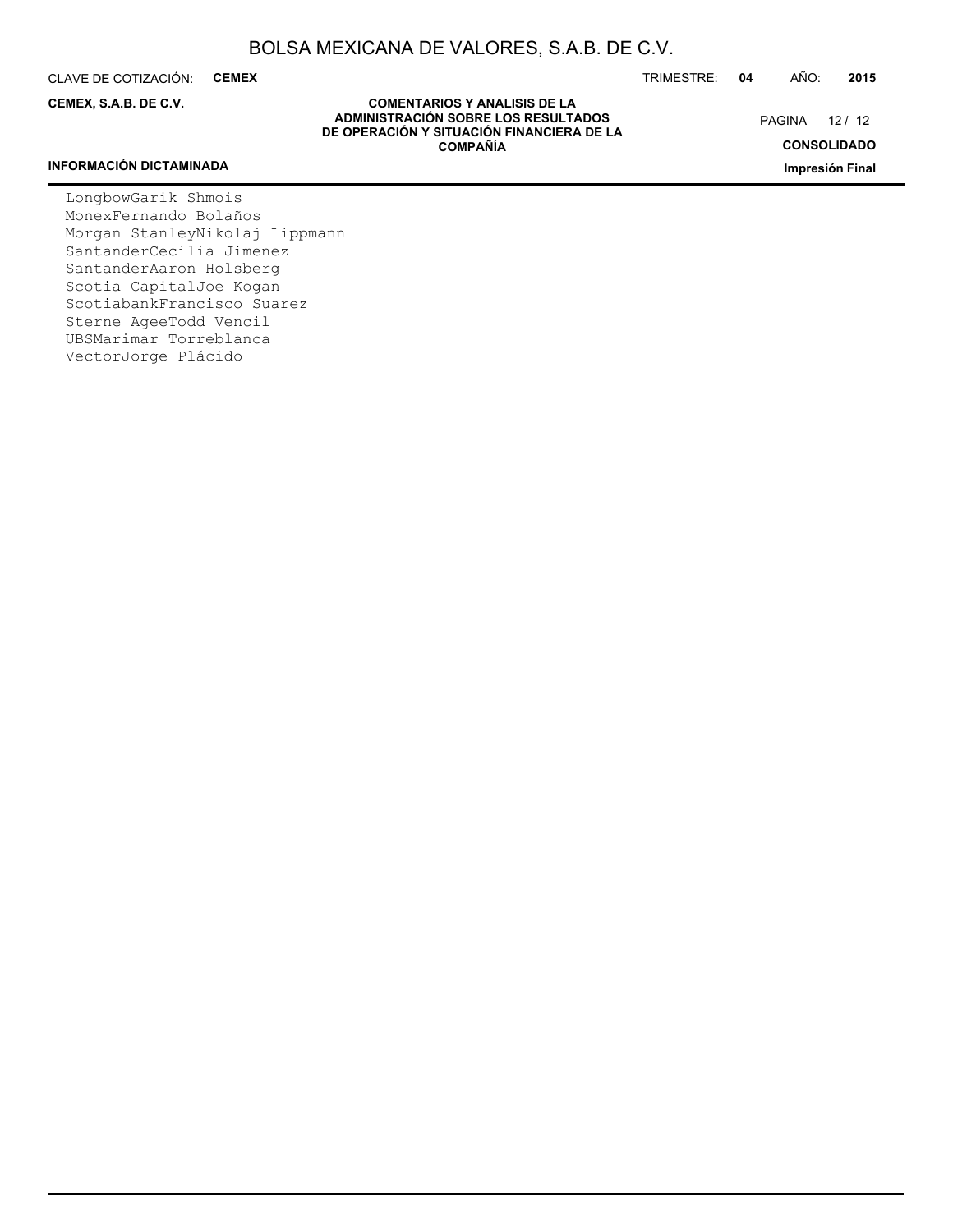LongbowGarik Shmois
MonexFernando Bolaños
Morgan StanleyNikolaj Lippmann
SantanderCecilia Jimenez
SantanderAaron Holsberg
Scotia CapitalJoe Kogan
ScotiabankFrancisco Suarez
Sterne AgeeTodd Vencil
UBSMarimar Torreblanca
VectorJorge Plácido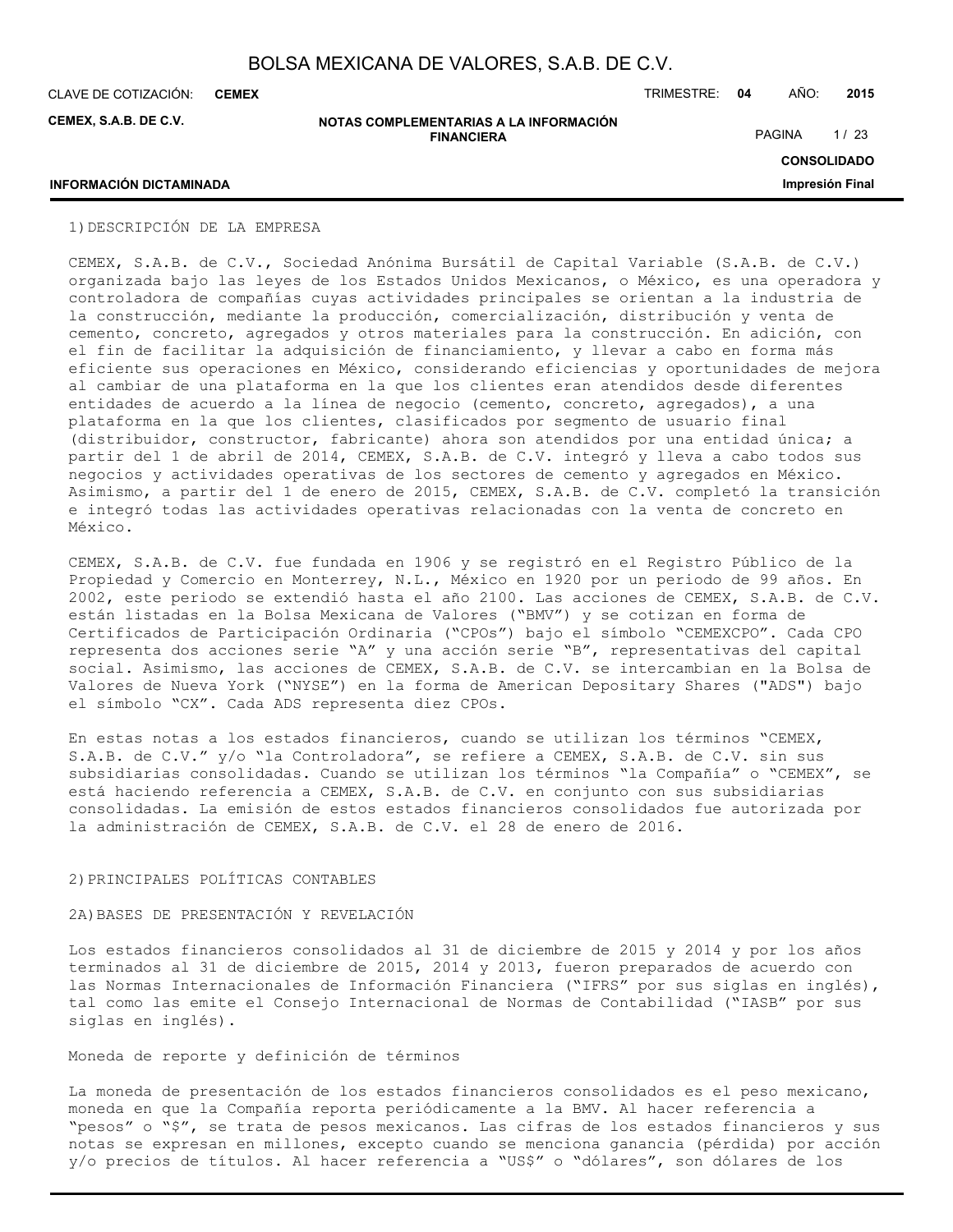1) DESCRIPCIÓN DE LA EMPRESA

CEMEX, S.A.B. de C.V., Sociedad Anónima Bursátil de Capital Variable (S.A.B. de C.V.) organizada bajo las leyes de los Estados Unidos Mexicanos, o México, es una operadora y controladora de compañías cuyas actividades principales se orientan a la industria de la construcción, mediante la producción, comercialización, distribución y venta de cemento, concreto, agregados y otros materiales para la construcción. En adición, con el fin de facilitar la adquisición de financiamiento, y llevar a cabo en forma más eficiente sus operaciones en México, considerando eficiencias y oportunidades de mejora al cambiar de una plataforma en la que los clientes eran atendidos desde diferentes entidades de acuerdo a la línea de negocio (cemento, concreto, agregados), a una plataforma en la que los clientes, clasificados por segmento de usuario final (distribuidor, constructor, fabricante) ahora son atendidos por una entidad única; a partir del 1 de abril de 2014, CEMEX, S.A.B. de C.V. integró y lleva a cabo todos sus negocios y actividades operativas de los sectores de cemento y agregados en México. Asimismo, a partir del 1 de enero de 2015, CEMEX, S.A.B. de C.V. completó la transición e integró todas las actividades operativas relacionadas con la venta de concreto en México.

CEMEX, S.A.B. de C.V. fue fundada en 1906 y se registró en el Registro Público de la Propiedad y Comercio en Monterrey, N.L., México en 1920 por un periodo de 99 años. En 2002, este periodo se extendió hasta el año 2100. Las acciones de CEMEX, S.A.B. de C.V. están listadas en la Bolsa Mexicana de Valores ("BMV") y se cotizan en forma de Certificados de Participación Ordinaria ("CPOs") bajo el símbolo "CEMEXCPO". Cada CPO representa dos acciones serie "A" y una acción serie "B", representativas del capital social. Asimismo, las acciones de CEMEX, S.A.B. de C.V. se intercambian en la Bolsa de Valores de Nueva York ("NYSE") en la forma de American Depositary Shares ("ADS") bajo el símbolo "CX". Cada ADS representa diez CPOs.

En estas notas a los estados financieros, cuando se utilizan los términos "CEMEX, S.A.B. de C.V." y/o "la Controladora", se refiere a CEMEX, S.A.B. de C.V. sin sus subsidiarias consolidadas. Cuando se utilizan los términos "la Compañía" o "CEMEX", se está haciendo referencia a CEMEX, S.A.B. de C.V. en conjunto con sus subsidiarias consolidadas. La emisión de estos estados financieros consolidados fue autorizada por la administración de CEMEX, S.A.B. de C.V. el 28 de enero de 2016.

2) PRINCIPALES POLÍTICAS CONTABLES

2A) BASES DE PRESENTACIÓN Y REVELACIÓN

Los estados financieros consolidados al 31 de diciembre de 2015 y 2014 y por los años terminados al 31 de diciembre de 2015, 2014 y 2013, fueron preparados de acuerdo con las Normas Internacionales de Información Financiera ("IFRS" por sus siglas en inglés), tal como las emite el Consejo Internacional de Normas de Contabilidad ("IASB" por sus siglas en inglés).

Moneda de reporte y definición de términos

La moneda de presentación de los estados financieros consolidados es el peso mexicano, moneda en que la Compañía reporta periódicamente a la BMV. Al hacer referencia a "pesos" o "$", se trata de pesos mexicanos. Las cifras de los estados financieros y sus notas se expresan en millones, excepto cuando se menciona ganancia (pérdida) por acción y/o precios de títulos. Al hacer referencia a "US$" o "dólares", son dólares de los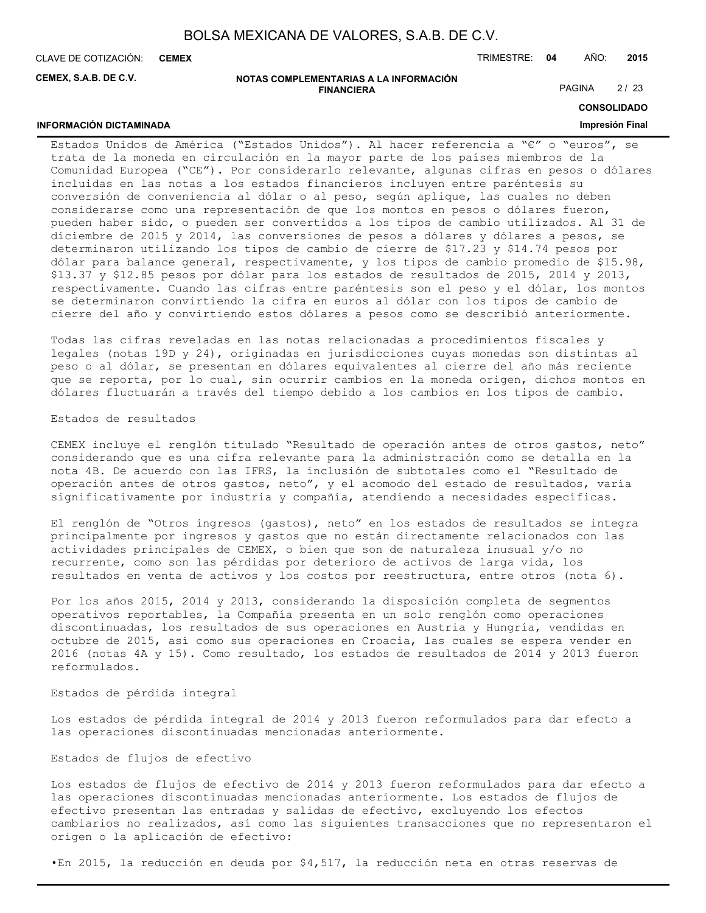Estados Unidos de América ("Estados Unidos"). Al hacer referencia a "€" o "euros", se trata de la moneda en circulación en la mayor parte de los países miembros de la Comunidad Europea ("CE"). Por considerarlo relevante, algunas cifras en pesos o dólares incluidas en las notas a los estados financieros incluyen entre paréntesis su conversión de conveniencia al dólar o al peso, según aplique, las cuales no deben considerarse como una representación de que los montos en pesos o dólares fueron, pueden haber sido, o pueden ser convertidos a los tipos de cambio utilizados. Al 31 de diciembre de 2015 y 2014, las conversiones de pesos a dólares y dólares a pesos, se determinaron utilizando los tipos de cambio de cierre de $17.23 y $14.74 pesos por dólar para balance general, respectivamente, y los tipos de cambio promedio de $15.98, $13.37 y $12.85 pesos por dólar para los estados de resultados de 2015, 2014 y 2013, respectivamente. Cuando las cifras entre paréntesis son el peso y el dólar, los montos se determinaron convirtiendo la cifra en euros al dólar con los tipos de cambio de cierre del año y convirtiendo estos dólares a pesos como se describió anteriormente.

Todas las cifras reveladas en las notas relacionadas a procedimientos fiscales y legales (notas 19D y 24), originadas en jurisdicciones cuyas monedas son distintas al peso o al dólar, se presentan en dólares equivalentes al cierre del año más reciente que se reporta, por lo cual, sin ocurrir cambios en la moneda origen, dichos montos en dólares fluctuarán a través del tiempo debido a los cambios en los tipos de cambio.

Estados de resultados

CEMEX incluye el renglón titulado "Resultado de operación antes de otros gastos, neto" considerando que es una cifra relevante para la administración como se detalla en la nota 4B. De acuerdo con las IFRS, la inclusión de subtotales como el "Resultado de operación antes de otros gastos, neto", y el acomodo del estado de resultados, varía significativamente por industria y compañía, atendiendo a necesidades específicas.

El renglón de "Otros ingresos (gastos), neto" en los estados de resultados se integra principalmente por ingresos y gastos que no están directamente relacionados con las actividades principales de CEMEX, o bien que son de naturaleza inusual y/o no recurrente, como son las pérdidas por deterioro de activos de larga vida, los resultados en venta de activos y los costos por reestructura, entre otros (nota 6).

Por los años 2015, 2014 y 2013, considerando la disposición completa de segmentos operativos reportables, la Compañía presenta en un solo renglón como operaciones discontinuadas, los resultados de sus operaciones en Austria y Hungría, vendidas en octubre de 2015, así como sus operaciones en Croacia, las cuales se espera vender en 2016 (notas 4A y 15). Como resultado, los estados de resultados de 2014 y 2013 fueron reformulados.

Estados de pérdida integral

Los estados de pérdida integral de 2014 y 2013 fueron reformulados para dar efecto a las operaciones discontinuadas mencionadas anteriormente.

Estados de flujos de efectivo

Los estados de flujos de efectivo de 2014 y 2013 fueron reformulados para dar efecto a las operaciones discontinuadas mencionadas anteriormente. Los estados de flujos de efectivo presentan las entradas y salidas de efectivo, excluyendo los efectos cambiarios no realizados, así como las siguientes transacciones que no representaron el origen o la aplicación de efectivo:

•En 2015, la reducción en deuda por $4,517, la reducción neta en otras reservas de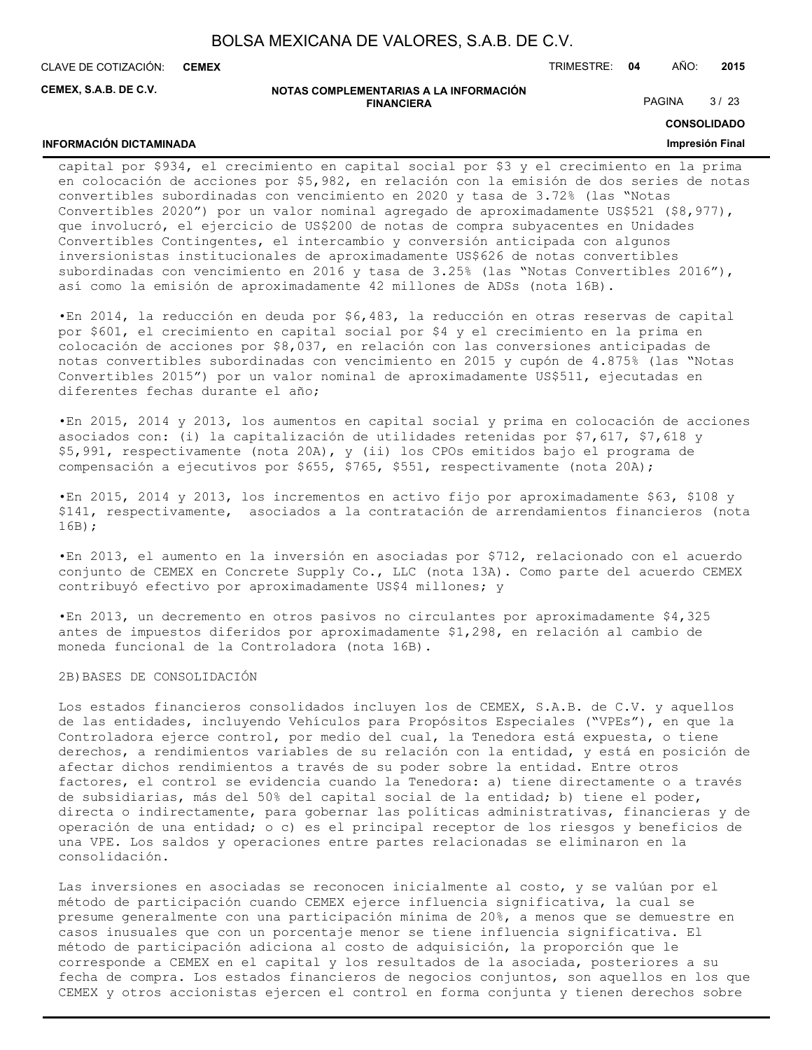capital por $934, el crecimiento en capital social por $3 y el crecimiento en la prima en colocación de acciones por $5,982, en relación con la emisión de dos series de notas convertibles subordinadas con vencimiento en 2020 y tasa de 3.72% (las "Notas Convertibles 2020") por un valor nominal agregado de aproximadamente US$521 ($8,977), que involucró, el ejercicio de US$200 de notas de compra subyacentes en Unidades Convertibles Contingentes, el intercambio y conversión anticipada con algunos inversionistas institucionales de aproximadamente US$626 de notas convertibles subordinadas con vencimiento en 2016 y tasa de 3.25% (las "Notas Convertibles 2016"), así como la emisión de aproximadamente 42 millones de ADSs (nota 16B).

•En 2014, la reducción en deuda por $6,483, la reducción en otras reservas de capital por $601, el crecimiento en capital social por $4 y el crecimiento en la prima en colocación de acciones por $8,037, en relación con las conversiones anticipadas de notas convertibles subordinadas con vencimiento en 2015 y cupón de 4.875% (las "Notas Convertibles 2015") por un valor nominal de aproximadamente US$511, ejecutadas en diferentes fechas durante el año;

•En 2015, 2014 y 2013, los aumentos en capital social y prima en colocación de acciones asociados con: (i) la capitalización de utilidades retenidas por $7,617, $7,618 y $5,991, respectivamente (nota 20A), y (ii) los CPOs emitidos bajo el programa de compensación a ejecutivos por $655, $765, $551, respectivamente (nota 20A);

•En 2015, 2014 y 2013, los incrementos en activo fijo por aproximadamente $63, $108 y $141, respectivamente, asociados a la contratación de arrendamientos financieros (nota 16B);

•En 2013, el aumento en la inversión en asociadas por $712, relacionado con el acuerdo conjunto de CEMEX en Concrete Supply Co., LLC (nota 13A). Como parte del acuerdo CEMEX contribuyó efectivo por aproximadamente US$4 millones; y

•En 2013, un decremento en otros pasivos no circulantes por aproximadamente $4,325 antes de impuestos diferidos por aproximadamente $1,298, en relación al cambio de moneda funcional de la Controladora (nota 16B).

2B)BASES DE CONSOLIDACIÓN

Los estados financieros consolidados incluyen los de CEMEX, S.A.B. de C.V. y aquellos de las entidades, incluyendo Vehículos para Propósitos Especiales ("VPEs"), en que la Controladora ejerce control, por medio del cual, la Tenedora está expuesta, o tiene derechos, a rendimientos variables de su relación con la entidad, y está en posición de afectar dichos rendimientos a través de su poder sobre la entidad. Entre otros factores, el control se evidencia cuando la Tenedora: a) tiene directamente o a través de subsidiarias, más del 50% del capital social de la entidad; b) tiene el poder, directa o indirectamente, para gobernar las políticas administrativas, financieras y de operación de una entidad; o c) es el principal receptor de los riesgos y beneficios de una VPE. Los saldos y operaciones entre partes relacionadas se eliminaron en la consolidación.

Las inversiones en asociadas se reconocen inicialmente al costo, y se valúan por el método de participación cuando CEMEX ejerce influencia significativa, la cual se presume generalmente con una participación mínima de 20%, a menos que se demuestre en casos inusuales que con un porcentaje menor se tiene influencia significativa. El método de participación adiciona al costo de adquisición, la proporción que le corresponde a CEMEX en el capital y los resultados de la asociada, posteriores a su fecha de compra. Los estados financieros de negocios conjuntos, son aquellos en los que CEMEX y otros accionistas ejercen el control en forma conjunta y tienen derechos sobre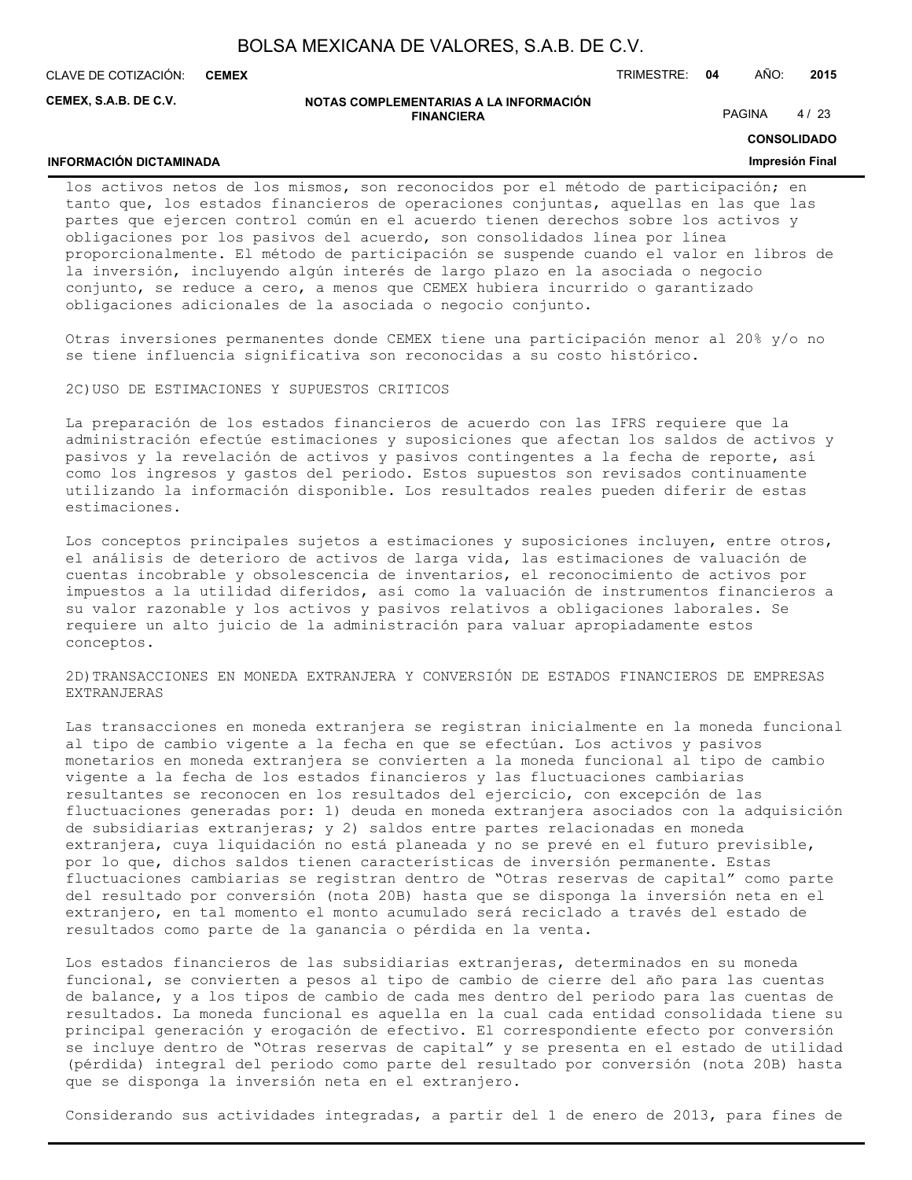los activos netos de los mismos, son reconocidos por el método de participación; en tanto que, los estados financieros de operaciones conjuntas, aquellas en las que las partes que ejercen control común en el acuerdo tienen derechos sobre los activos y obligaciones por los pasivos del acuerdo, son consolidados línea por línea proporcionalmente. El método de participación se suspende cuando el valor en libros de la inversión, incluyendo algún interés de largo plazo en la asociada o negocio conjunto, se reduce a cero, a menos que CEMEX hubiera incurrido o garantizado obligaciones adicionales de la asociada o negocio conjunto.

Otras inversiones permanentes donde CEMEX tiene una participación menor al 20% y/o no se tiene influencia significativa son reconocidas a su costo histórico.

2C)USO DE ESTIMACIONES Y SUPUESTOS CRITICOS

La preparación de los estados financieros de acuerdo con las IFRS requiere que la administración efectúe estimaciones y suposiciones que afectan los saldos de activos y pasivos y la revelación de activos y pasivos contingentes a la fecha de reporte, así como los ingresos y gastos del periodo. Estos supuestos son revisados continuamente utilizando la información disponible. Los resultados reales pueden diferir de estas estimaciones.

Los conceptos principales sujetos a estimaciones y suposiciones incluyen, entre otros, el análisis de deterioro de activos de larga vida, las estimaciones de valuación de cuentas incobrable y obsolescencia de inventarios, el reconocimiento de activos por impuestos a la utilidad diferidos, así como la valuación de instrumentos financieros a su valor razonable y los activos y pasivos relativos a obligaciones laborales. Se requiere un alto juicio de la administración para valuar apropiadamente estos conceptos.

2D)TRANSACCIONES EN MONEDA EXTRANJERA Y CONVERSIÓN DE ESTADOS FINANCIEROS DE EMPRESAS EXTRANJERAS

Las transacciones en moneda extranjera se registran inicialmente en la moneda funcional al tipo de cambio vigente a la fecha en que se efectúan. Los activos y pasivos monetarios en moneda extranjera se convierten a la moneda funcional al tipo de cambio vigente a la fecha de los estados financieros y las fluctuaciones cambiarias resultantes se reconocen en los resultados del ejercicio, con excepción de las fluctuaciones generadas por: 1) deuda en moneda extranjera asociados con la adquisición de subsidiarias extranjeras; y 2) saldos entre partes relacionadas en moneda extranjera, cuya liquidación no está planeada y no se prevé en el futuro previsible, por lo que, dichos saldos tienen características de inversión permanente. Estas fluctuaciones cambiarias se registran dentro de "Otras reservas de capital" como parte del resultado por conversión (nota 20B) hasta que se disponga la inversión neta en el extranjero, en tal momento el monto acumulado será reciclado a través del estado de resultados como parte de la ganancia o pérdida en la venta.

Los estados financieros de las subsidiarias extranjeras, determinados en su moneda funcional, se convierten a pesos al tipo de cambio de cierre del año para las cuentas de balance, y a los tipos de cambio de cada mes dentro del periodo para las cuentas de resultados. La moneda funcional es aquella en la cual cada entidad consolidada tiene su principal generación y erogación de efectivo. El correspondiente efecto por conversión se incluye dentro de "Otras reservas de capital" y se presenta en el estado de utilidad (pérdida) integral del periodo como parte del resultado por conversión (nota 20B) hasta que se disponga la inversión neta en el extranjero.

Considerando sus actividades integradas, a partir del 1 de enero de 2013, para fines de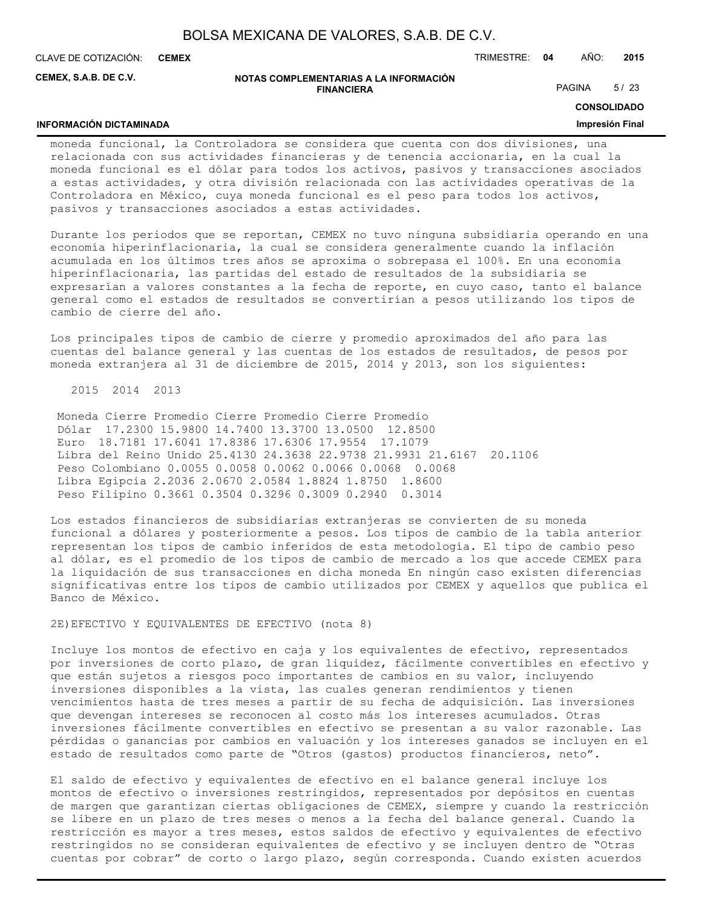moneda funcional, la Controladora se considera que cuenta con dos divisiones, una relacionada con sus actividades financieras y de tenencia accionaria, en la cual la moneda funcional es el dólar para todos los activos, pasivos y transacciones asociados a estas actividades, y otra división relacionada con las actividades operativas de la Controladora en México, cuya moneda funcional es el peso para todos los activos, pasivos y transacciones asociados a estas actividades.

Durante los periodos que se reportan, CEMEX no tuvo ninguna subsidiaria operando en una economía hiperinflacionaria, la cual se considera generalmente cuando la inflación acumulada en los últimos tres años se aproxima o sobrepasa el 100%. En una economía hiperinflacionaria, las partidas del estado de resultados de la subsidiaria se expresarían a valores constantes a la fecha de reporte, en cuyo caso, tanto el balance general como el estados de resultados se convertirían a pesos utilizando los tipos de cambio de cierre del año.

Los principales tipos de cambio de cierre y promedio aproximados del año para las cuentas del balance general y las cuentas de los estados de resultados, de pesos por moneda extranjera al 31 de diciembre de 2015, 2014 y 2013, son los siguientes:

| | 2015 | | 2014 | | 2013 | |
|---|---|---|---|---|---|---|
| Moneda | Cierre | Promedio | Cierre | Promedio | Cierre | Promedio |
| Dólar | 17.2300 | 15.9800 | 14.7400 | 13.3700 | 13.0500 | 12.8500 |
| Euro | 18.7181 | 17.6041 | 17.8386 | 17.6306 | 17.9554 | 17.1079 |
| Libra del Reino Unido | 25.4130 | 24.3638 | 22.9738 | 21.9931 | 21.6167 | 20.1106 |
| Peso Colombiano | 0.0055 | 0.0058 | 0.0062 | 0.0066 | 0.0068 | 0.0068 |
| Libra Egipcia | 2.2036 | 2.0670 | 2.0584 | 1.8824 | 1.8750 | 1.8600 |
| Peso Filipino | 0.3661 | 0.3504 | 0.3296 | 0.3009 | 0.2940 | 0.3014 |

Los estados financieros de subsidiarias extranjeras se convierten de su moneda funcional a dólares y posteriormente a pesos. Los tipos de cambio de la tabla anterior representan los tipos de cambio inferidos de esta metodología. El tipo de cambio peso al dólar, es el promedio de los tipos de cambio de mercado a los que accede CEMEX para la liquidación de sus transacciones en dicha moneda En ningún caso existen diferencias significativas entre los tipos de cambio utilizados por CEMEX y aquellos que publica el Banco de México.

2E)EFECTIVO Y EQUIVALENTES DE EFECTIVO (nota 8)

Incluye los montos de efectivo en caja y los equivalentes de efectivo, representados por inversiones de corto plazo, de gran liquidez, fácilmente convertibles en efectivo y que están sujetos a riesgos poco importantes de cambios en su valor, incluyendo inversiones disponibles a la vista, las cuales generan rendimientos y tienen vencimientos hasta de tres meses a partir de su fecha de adquisición. Las inversiones que devengan intereses se reconocen al costo más los intereses acumulados. Otras inversiones fácilmente convertibles en efectivo se presentan a su valor razonable. Las pérdidas o ganancias por cambios en valuación y los intereses ganados se incluyen en el estado de resultados como parte de “Otros (gastos) productos financieros, neto”.

El saldo de efectivo y equivalentes de efectivo en el balance general incluye los montos de efectivo o inversiones restringidos, representados por depósitos en cuentas de margen que garantizan ciertas obligaciones de CEMEX, siempre y cuando la restricción se libere en un plazo de tres meses o menos a la fecha del balance general. Cuando la restricción es mayor a tres meses, estos saldos de efectivo y equivalentes de efectivo restringidos no se consideran equivalentes de efectivo y se incluyen dentro de “Otras cuentas por cobrar” de corto o largo plazo, según corresponda. Cuando existen acuerdos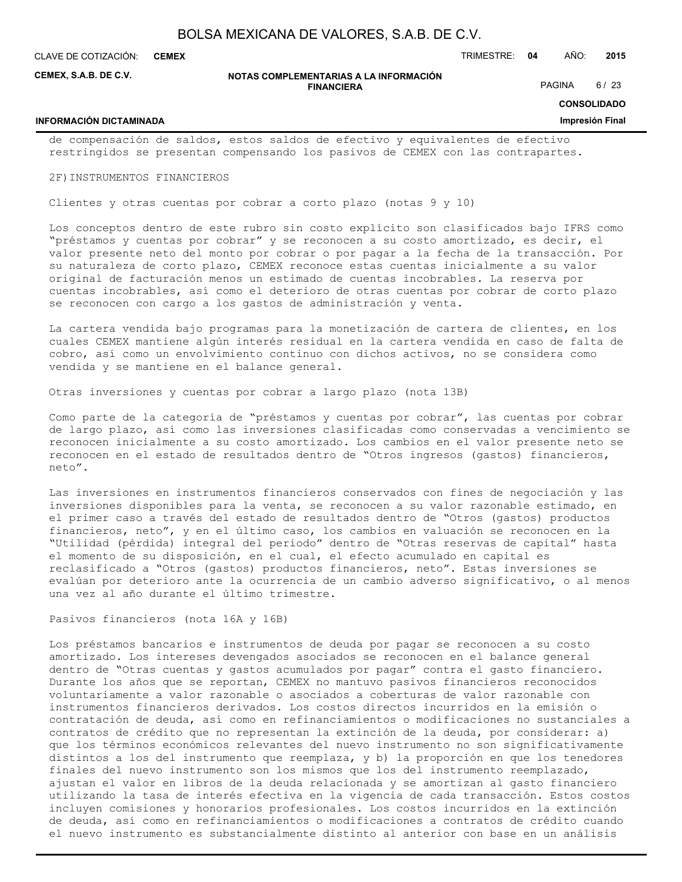de compensación de saldos, estos saldos de efectivo y equivalentes de efectivo restringidos se presentan compensando los pasivos de CEMEX con las contrapartes.

2F) INSTRUMENTOS FINANCIEROS

Clientes y otras cuentas por cobrar a corto plazo (notas 9 y 10)

Los conceptos dentro de este rubro sin costo explícito son clasificados bajo IFRS como "préstamos y cuentas por cobrar" y se reconocen a su costo amortizado, es decir, el valor presente neto del monto por cobrar o por pagar a la fecha de la transacción. Por su naturaleza de corto plazo, CEMEX reconoce estas cuentas inicialmente a su valor original de facturación menos un estimado de cuentas incobrables. La reserva por cuentas incobrables, así como el deterioro de otras cuentas por cobrar de corto plazo se reconocen con cargo a los gastos de administración y venta.

La cartera vendida bajo programas para la monetización de cartera de clientes, en los cuales CEMEX mantiene algún interés residual en la cartera vendida en caso de falta de cobro, así como un envolvimiento continuo con dichos activos, no se considera como vendida y se mantiene en el balance general.

Otras inversiones y cuentas por cobrar a largo plazo (nota 13B)

Como parte de la categoría de "préstamos y cuentas por cobrar", las cuentas por cobrar de largo plazo, así como las inversiones clasificadas como conservadas a vencimiento se reconocen inicialmente a su costo amortizado. Los cambios en el valor presente neto se reconocen en el estado de resultados dentro de "Otros ingresos (gastos) financieros, neto".

Las inversiones en instrumentos financieros conservados con fines de negociación y las inversiones disponibles para la venta, se reconocen a su valor razonable estimado, en el primer caso a través del estado de resultados dentro de "Otros (gastos) productos financieros, neto", y en el último caso, los cambios en valuación se reconocen en la "Utilidad (pérdida) integral del periodo" dentro de "Otras reservas de capital" hasta el momento de su disposición, en el cual, el efecto acumulado en capital es reclasificado a "Otros (gastos) productos financieros, neto". Estas inversiones se evalúan por deterioro ante la ocurrencia de un cambio adverso significativo, o al menos una vez al año durante el último trimestre.

Pasivos financieros (nota 16A y 16B)

Los préstamos bancarios e instrumentos de deuda por pagar se reconocen a su costo amortizado. Los intereses devengados asociados se reconocen en el balance general dentro de "Otras cuentas y gastos acumulados por pagar" contra el gasto financiero. Durante los años que se reportan, CEMEX no mantuvo pasivos financieros reconocidos voluntariamente a valor razonable o asociados a coberturas de valor razonable con instrumentos financieros derivados. Los costos directos incurridos en la emisión o contratación de deuda, así como en refinanciamientos o modificaciones no sustanciales a contratos de crédito que no representan la extinción de la deuda, por considerar: a) que los términos económicos relevantes del nuevo instrumento no son significativamente distintos a los del instrumento que reemplaza, y b) la proporción en que los tenedores finales del nuevo instrumento son los mismos que los del instrumento reemplazado, ajustan el valor en libros de la deuda relacionada y se amortizan al gasto financiero utilizando la tasa de interés efectiva en la vigencia de cada transacción. Estos costos incluyen comisiones y honorarios profesionales. Los costos incurridos en la extinción de deuda, así como en refinanciamientos o modificaciones a contratos de crédito cuando el nuevo instrumento es substancialmente distinto al anterior con base en un análisis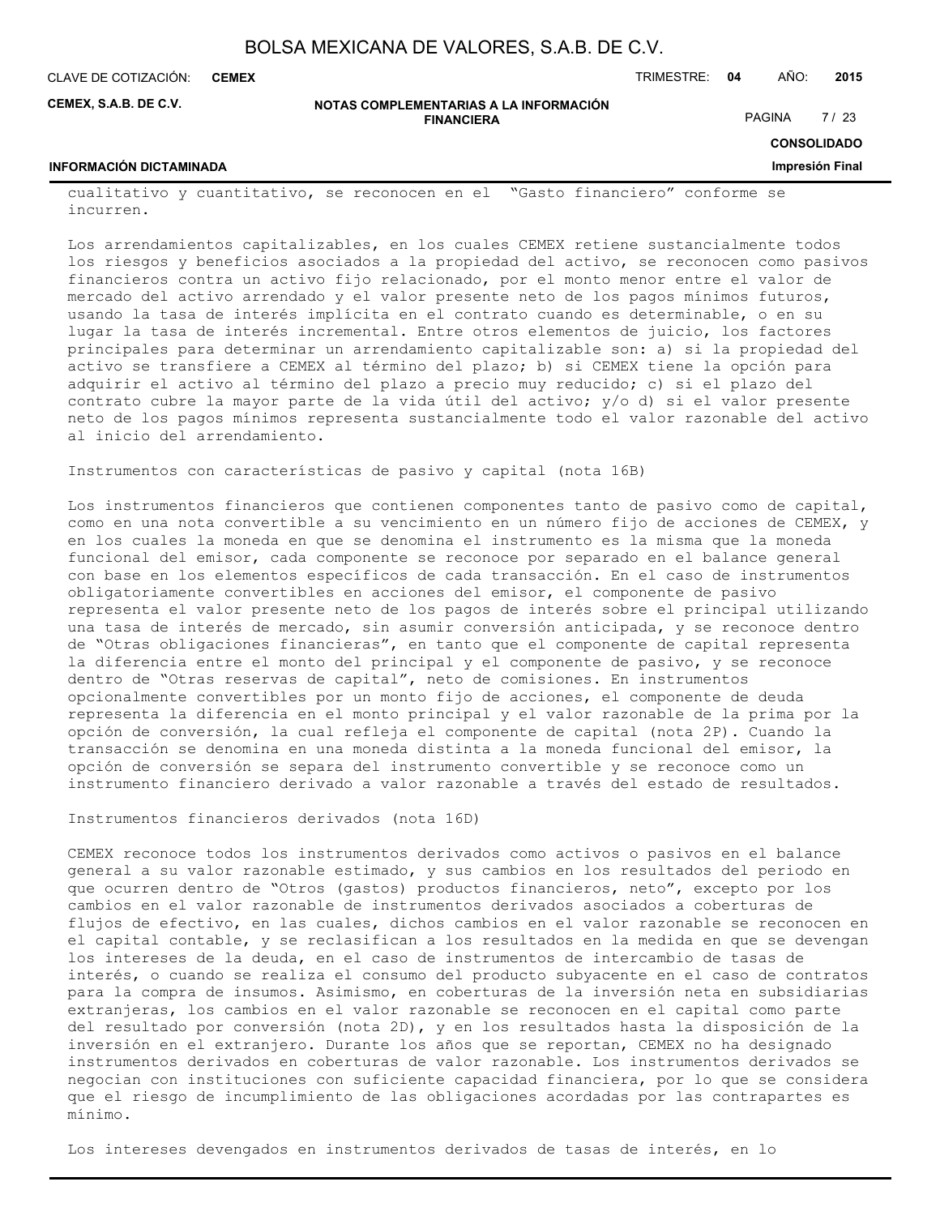cualitativo y cuantitativo, se reconocen en el "Gasto financiero" conforme se incurren.

Los arrendamientos capitalizables, en los cuales CEMEX retiene sustancialmente todos los riesgos y beneficios asociados a la propiedad del activo, se reconocen como pasivos financieros contra un activo fijo relacionado, por el monto menor entre el valor de mercado del activo arrendado y el valor presente neto de los pagos mínimos futuros, usando la tasa de interés implícita en el contrato cuando es determinable, o en su lugar la tasa de interés incremental. Entre otros elementos de juicio, los factores principales para determinar un arrendamiento capitalizable son: a) si la propiedad del activo se transfiere a CEMEX al término del plazo; b) si CEMEX tiene la opción para adquirir el activo al término del plazo a precio muy reducido; c) si el plazo del contrato cubre la mayor parte de la vida útil del activo; y/o d) si el valor presente neto de los pagos mínimos representa sustancialmente todo el valor razonable del activo al inicio del arrendamiento.

Instrumentos con características de pasivo y capital (nota 16B)

Los instrumentos financieros que contienen componentes tanto de pasivo como de capital, como en una nota convertible a su vencimiento en un número fijo de acciones de CEMEX, y en los cuales la moneda en que se denomina el instrumento es la misma que la moneda funcional del emisor, cada componente se reconoce por separado en el balance general con base en los elementos específicos de cada transacción. En el caso de instrumentos obligatoriamente convertibles en acciones del emisor, el componente de pasivo representa el valor presente neto de los pagos de interés sobre el principal utilizando una tasa de interés de mercado, sin asumir conversión anticipada, y se reconoce dentro de "Otras obligaciones financieras", en tanto que el componente de capital representa la diferencia entre el monto del principal y el componente de pasivo, y se reconoce dentro de "Otras reservas de capital", neto de comisiones. En instrumentos opcionalmente convertibles por un monto fijo de acciones, el componente de deuda representa la diferencia en el monto principal y el valor razonable de la prima por la opción de conversión, la cual refleja el componente de capital (nota 2P). Cuando la transacción se denomina en una moneda distinta a la moneda funcional del emisor, la opción de conversión se separa del instrumento convertible y se reconoce como un instrumento financiero derivado a valor razonable a través del estado de resultados.

Instrumentos financieros derivados (nota 16D)

CEMEX reconoce todos los instrumentos derivados como activos o pasivos en el balance general a su valor razonable estimado, y sus cambios en los resultados del periodo en que ocurren dentro de "Otros (gastos) productos financieros, neto", excepto por los cambios en el valor razonable de instrumentos derivados asociados a coberturas de flujos de efectivo, en las cuales, dichos cambios en el valor razonable se reconocen en el capital contable, y se reclasifican a los resultados en la medida en que se devengan los intereses de la deuda, en el caso de instrumentos de intercambio de tasas de interés, o cuando se realiza el consumo del producto subyacente en el caso de contratos para la compra de insumos. Asimismo, en coberturas de la inversión neta en subsidiarias extranjeras, los cambios en el valor razonable se reconocen en el capital como parte del resultado por conversión (nota 2D), y en los resultados hasta la disposición de la inversión en el extranjero. Durante los años que se reportan, CEMEX no ha designado instrumentos derivados en coberturas de valor razonable. Los instrumentos derivados se negocian con instituciones con suficiente capacidad financiera, por lo que se considera que el riesgo de incumplimiento de las obligaciones acordadas por las contrapartes es mínimo.

Los intereses devengados en instrumentos derivados de tasas de interés, en lo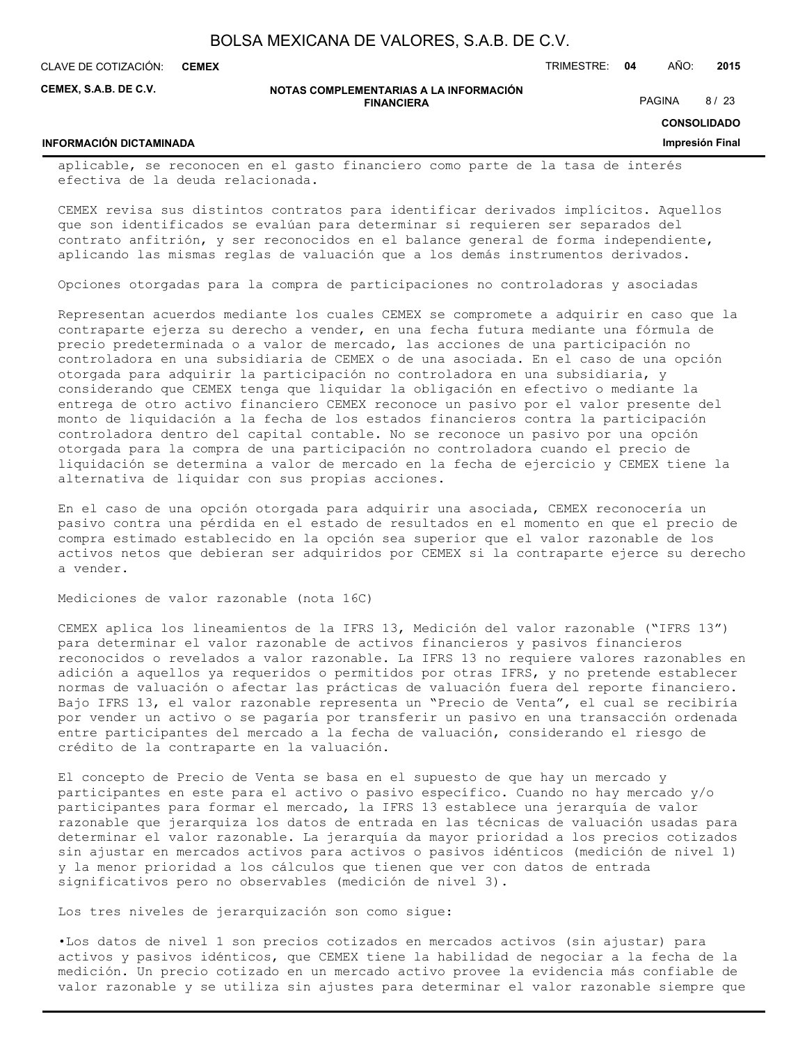aplicable, se reconocen en el gasto financiero como parte de la tasa de interés efectiva de la deuda relacionada.

CEMEX revisa sus distintos contratos para identificar derivados implícitos. Aquellos que son identificados se evalúan para determinar si requieren ser separados del contrato anfitrión, y ser reconocidos en el balance general de forma independiente, aplicando las mismas reglas de valuación que a los demás instrumentos derivados.

Opciones otorgadas para la compra de participaciones no controladoras y asociadas

Representan acuerdos mediante los cuales CEMEX se compromete a adquirir en caso que la contraparte ejerza su derecho a vender, en una fecha futura mediante una fórmula de precio predeterminada o a valor de mercado, las acciones de una participación no controladora en una subsidiaria de CEMEX o de una asociada. En el caso de una opción otorgada para adquirir la participación no controladora en una subsidiaria, y considerando que CEMEX tenga que liquidar la obligación en efectivo o mediante la entrega de otro activo financiero CEMEX reconoce un pasivo por el valor presente del monto de liquidación a la fecha de los estados financieros contra la participación controladora dentro del capital contable. No se reconoce un pasivo por una opción otorgada para la compra de una participación no controladora cuando el precio de liquidación se determina a valor de mercado en la fecha de ejercicio y CEMEX tiene la alternativa de liquidar con sus propias acciones.

En el caso de una opción otorgada para adquirir una asociada, CEMEX reconocería un pasivo contra una pérdida en el estado de resultados en el momento en que el precio de compra estimado establecido en la opción sea superior que el valor razonable de los activos netos que debieran ser adquiridos por CEMEX si la contraparte ejerce su derecho a vender.

Mediciones de valor razonable (nota 16C)

CEMEX aplica los lineamientos de la IFRS 13, Medición del valor razonable (“IFRS 13”) para determinar el valor razonable de activos financieros y pasivos financieros reconocidos o revelados a valor razonable. La IFRS 13 no requiere valores razonables en adición a aquellos ya requeridos o permitidos por otras IFRS, y no pretende establecer normas de valuación o afectar las prácticas de valuación fuera del reporte financiero. Bajo IFRS 13, el valor razonable representa un “Precio de Venta”, el cual se recibiría por vender un activo o se pagaría por transferir un pasivo en una transacción ordenada entre participantes del mercado a la fecha de valuación, considerando el riesgo de crédito de la contraparte en la valuación.

El concepto de Precio de Venta se basa en el supuesto de que hay un mercado y participantes en este para el activo o pasivo específico. Cuando no hay mercado y/o participantes para formar el mercado, la IFRS 13 establece una jerarquía de valor razonable que jerarquiza los datos de entrada en las técnicas de valuación usadas para determinar el valor razonable. La jerarquía da mayor prioridad a los precios cotizados sin ajustar en mercados activos para activos o pasivos idénticos (medición de nivel 1) y la menor prioridad a los cálculos que tienen que ver con datos de entrada significativos pero no observables (medición de nivel 3).

Los tres niveles de jerarquización son como sigue:

•Los datos de nivel 1 son precios cotizados en mercados activos (sin ajustar) para activos y pasivos idénticos, que CEMEX tiene la habilidad de negociar a la fecha de la medición. Un precio cotizado en un mercado activo provee la evidencia más confiable de valor razonable y se utiliza sin ajustes para determinar el valor razonable siempre que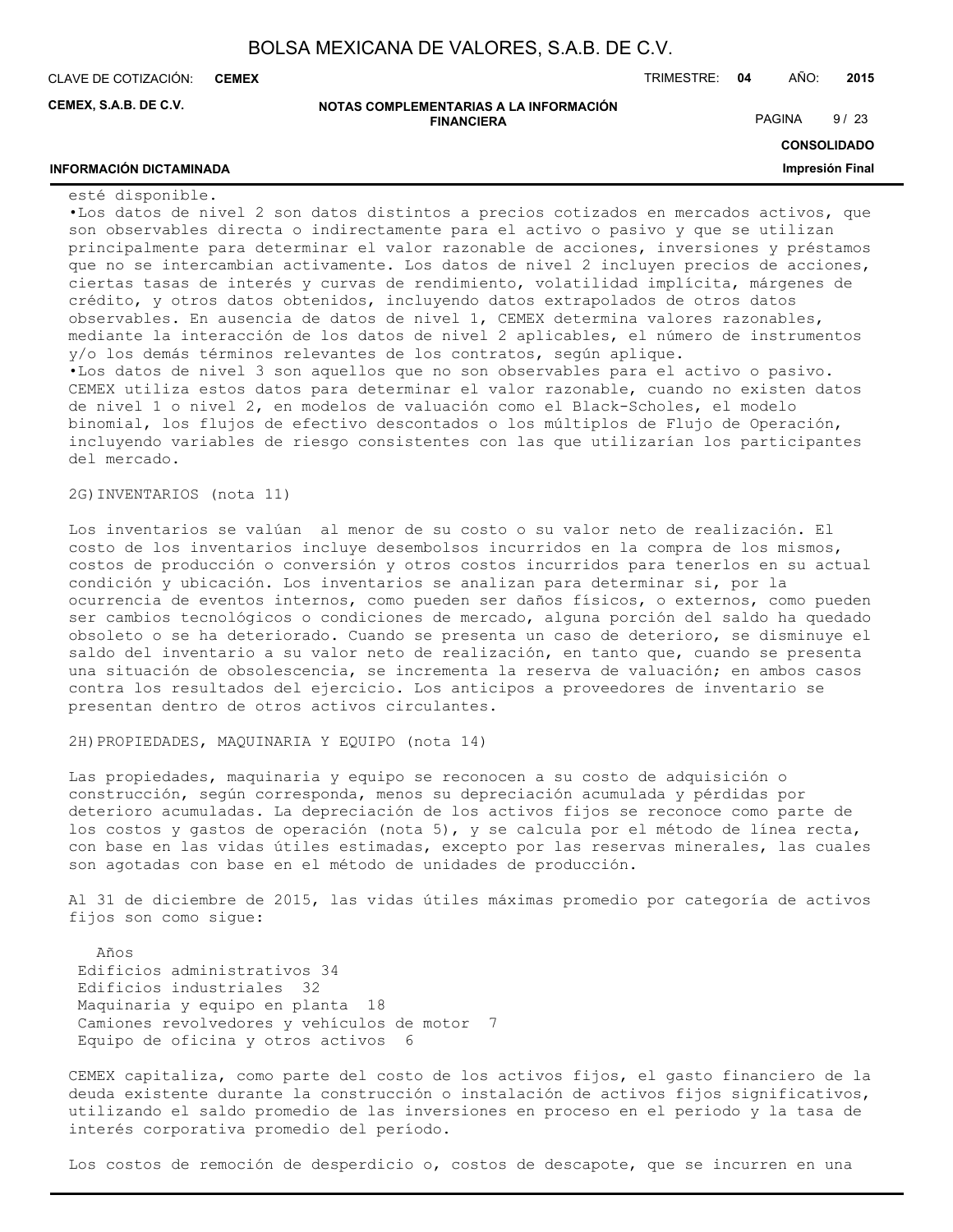esté disponible.

- Los datos de nivel 2 son datos distintos a precios cotizados en mercados activos, que son observables directa o indirectamente para el activo o pasivo y que se utilizan principalmente para determinar el valor razonable de acciones, inversiones y préstamos que no se intercambian activamente. Los datos de nivel 2 incluyen precios de acciones, ciertas tasas de interés y curvas de rendimiento, volatilidad implícita, márgenes de crédito, y otros datos obtenidos, incluyendo datos extrapolados de otros datos observables. En ausencia de datos de nivel 1, CEMEX determina valores razonables, mediante la interacción de los datos de nivel 2 aplicables, el número de instrumentos y/o los demás términos relevantes de los contratos, según aplique.
- Los datos de nivel 3 son aquellos que no son observables para el activo o pasivo. CEMEX utiliza estos datos para determinar el valor razonable, cuando no existen datos de nivel 1 o nivel 2, en modelos de valuación como el Black-Scholes, el modelo binomial, los flujos de efectivo descontados o los múltiplos de Flujo de Operación, incluyendo variables de riesgo consistentes con las que utilizarían los participantes del mercado.

## 2G) INVENTARIOS (nota 11)

Los inventarios se valúan al menor de su costo o su valor neto de realización. El costo de los inventarios incluye desembolsos incurridos en la compra de los mismos, costos de producción o conversión y otros costos incurridos para tenerlos en su actual condición y ubicación. Los inventarios se analizan para determinar si, por la ocurrencia de eventos internos, como pueden ser daños físicos, o externos, como pueden ser cambios tecnológicos o condiciones de mercado, alguna porción del saldo ha quedado obsoleto o se ha deteriorado. Cuando se presenta un caso de deterioro, se disminuye el saldo del inventario a su valor neto de realización, en tanto que, cuando se presenta una situación de obsolescencia, se incrementa la reserva de valuación; en ambos casos contra los resultados del ejercicio. Los anticipos a proveedores de inventario se presentan dentro de otros activos circulantes.

## 2H) PROPIEDADES, MAQUINARIA Y EQUIPO (nota 14)

Las propiedades, maquinaria y equipo se reconocen a su costo de adquisición o construcción, según corresponda, menos su depreciación acumulada y pérdidas por deterioro acumuladas. La depreciación de los activos fijos se reconoce como parte de los costos y gastos de operación (nota 5), y se calcula por el método de línea recta, con base en las vidas útiles estimadas, excepto por las reservas minerales, las cuales son agotadas con base en el método de unidades de producción.

Al 31 de diciembre de 2015, las vidas útiles máximas promedio por categoría de activos fijos son como sigue:

| | Años |
|---|---|
| Edificios administrativos | 34 |
| Edificios industriales | 32 |
| Maquinaria y equipo en planta | 18 |
| Camiones revolvedores y vehículos de motor | 7 |
| Equipo de oficina y otros activos | 6 |

CEMEX capitaliza, como parte del costo de los activos fijos, el gasto financiero de la deuda existente durante la construcción o instalación de activos fijos significativos, utilizando el saldo promedio de las inversiones en proceso en el periodo y la tasa de interés corporativa promedio del período.

Los costos de remoción de desperdicio o, costos de descapote, que se incurren en una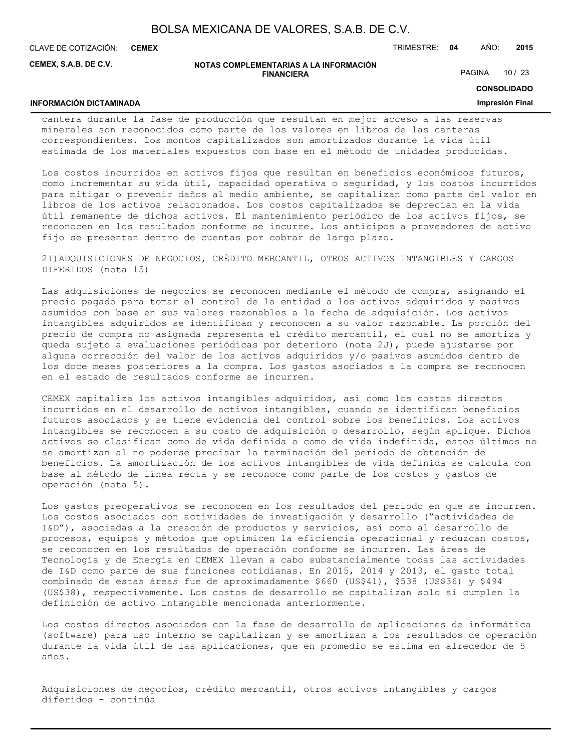cantera durante la fase de producción que resultan en mejor acceso a las reservas minerales son reconocidos como parte de los valores en libros de las canteras correspondientes. Los montos capitalizados son amortizados durante la vida útil estimada de los materiales expuestos con base en el método de unidades producidas.

Los costos incurridos en activos fijos que resultan en beneficios económicos futuros, como incrementar su vida útil, capacidad operativa o seguridad, y los costos incurridos para mitigar o prevenir daños al medio ambiente, se capitalizan como parte del valor en libros de los activos relacionados. Los costos capitalizados se deprecian en la vida útil remanente de dichos activos. El mantenimiento periódico de los activos fijos, se reconocen en los resultados conforme se incurre. Los anticipos a proveedores de activo fijo se presentan dentro de cuentas por cobrar de largo plazo.

2I)ADQUISICIONES DE NEGOCIOS, CRÉDITO MERCANTIL, OTROS ACTIVOS INTANGIBLES Y CARGOS DIFERIDOS (nota 15)

Las adquisiciones de negocios se reconocen mediante el método de compra, asignando el precio pagado para tomar el control de la entidad a los activos adquiridos y pasivos asumidos con base en sus valores razonables a la fecha de adquisición. Los activos intangibles adquiridos se identifican y reconocen a su valor razonable. La porción del precio de compra no asignada representa el crédito mercantil, el cual no se amortiza y queda sujeto a evaluaciones periódicas por deterioro (nota 2J), puede ajustarse por alguna corrección del valor de los activos adquiridos y/o pasivos asumidos dentro de los doce meses posteriores a la compra. Los gastos asociados a la compra se reconocen en el estado de resultados conforme se incurren.

CEMEX capitaliza los activos intangibles adquiridos, así como los costos directos incurridos en el desarrollo de activos intangibles, cuando se identifican beneficios futuros asociados y se tiene evidencia del control sobre los beneficios. Los activos intangibles se reconocen a su costo de adquisición o desarrollo, según aplique. Dichos activos se clasifican como de vida definida o como de vida indefinida, estos últimos no se amortizan al no poderse precisar la terminación del periodo de obtención de beneficios. La amortización de los activos intangibles de vida definida se calcula con base al método de línea recta y se reconoce como parte de los costos y gastos de operación (nota 5).

Los gastos preoperativos se reconocen en los resultados del periodo en que se incurren. Los costos asociados con actividades de investigación y desarrollo ("actividades de I&D"), asociadas a la creación de productos y servicios, así como al desarrollo de procesos, equipos y métodos que optimicen la eficiencia operacional y reduzcan costos, se reconocen en los resultados de operación conforme se incurren. Las áreas de Tecnología y de Energía en CEMEX llevan a cabo substancialmente todas las actividades de I&D como parte de sus funciones cotidianas. En 2015, 2014 y 2013, el gasto total combinado de estas áreas fue de aproximadamente $660 (US$41), $538 (US$36) y $494 (US$38), respectivamente. Los costos de desarrollo se capitalizan solo si cumplen la definición de activo intangible mencionada anteriormente.

Los costos directos asociados con la fase de desarrollo de aplicaciones de informática (software) para uso interno se capitalizan y se amortizan a los resultados de operación durante la vida útil de las aplicaciones, que en promedio se estima en alrededor de 5 años.

Adquisiciones de negocios, crédito mercantil, otros activos intangibles y cargos diferidos - continúa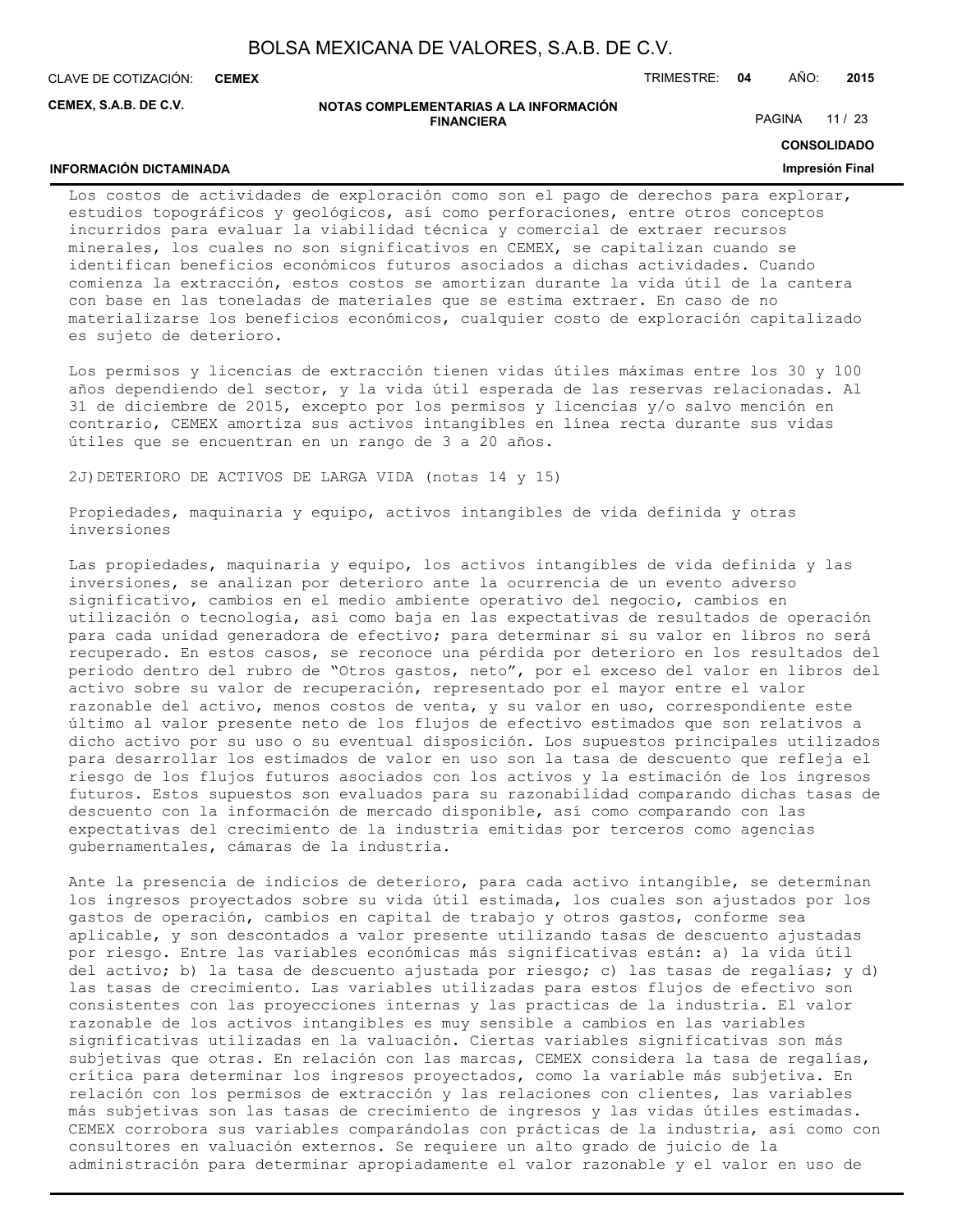Los costos de actividades de exploración como son el pago de derechos para explorar, estudios topográficos y geológicos, así como perforaciones, entre otros conceptos incurridos para evaluar la viabilidad técnica y comercial de extraer recursos minerales, los cuales no son significativos en CEMEX, se capitalizan cuando se identifican beneficios económicos futuros asociados a dichas actividades. Cuando comienza la extracción, estos costos se amortizan durante la vida útil de la cantera con base en las toneladas de materiales que se estima extraer. En caso de no materializarse los beneficios económicos, cualquier costo de exploración capitalizado es sujeto de deterioro.

Los permisos y licencias de extracción tienen vidas útiles máximas entre los 30 y 100 años dependiendo del sector, y la vida útil esperada de las reservas relacionadas. Al 31 de diciembre de 2015, excepto por los permisos y licencias y/o salvo mención en contrario, CEMEX amortiza sus activos intangibles en línea recta durante sus vidas útiles que se encuentran en un rango de 3 a 20 años.

2J)DETERIORO DE ACTIVOS DE LARGA VIDA (notas 14 y 15)

Propiedades, maquinaria y equipo, activos intangibles de vida definida y otras inversiones

Las propiedades, maquinaria y equipo, los activos intangibles de vida definida y las inversiones, se analizan por deterioro ante la ocurrencia de un evento adverso significativo, cambios en el medio ambiente operativo del negocio, cambios en utilización o tecnología, así como baja en las expectativas de resultados de operación para cada unidad generadora de efectivo; para determinar si su valor en libros no será recuperado. En estos casos, se reconoce una pérdida por deterioro en los resultados del periodo dentro del rubro de "Otros gastos, neto", por el exceso del valor en libros del activo sobre su valor de recuperación, representado por el mayor entre el valor razonable del activo, menos costos de venta, y su valor en uso, correspondiente este último al valor presente neto de los flujos de efectivo estimados que son relativos a dicho activo por su uso o su eventual disposición. Los supuestos principales utilizados para desarrollar los estimados de valor en uso son la tasa de descuento que refleja el riesgo de los flujos futuros asociados con los activos y la estimación de los ingresos futuros. Estos supuestos son evaluados para su razonabilidad comparando dichas tasas de descuento con la información de mercado disponible, así como comparando con las expectativas del crecimiento de la industria emitidas por terceros como agencias gubernamentales, cámaras de la industria.

Ante la presencia de indicios de deterioro, para cada activo intangible, se determinan los ingresos proyectados sobre su vida útil estimada, los cuales son ajustados por los gastos de operación, cambios en capital de trabajo y otros gastos, conforme sea aplicable, y son descontados a valor presente utilizando tasas de descuento ajustadas por riesgo. Entre las variables económicas más significativas están: a) la vida útil del activo; b) la tasa de descuento ajustada por riesgo; c) las tasas de regalías; y d) las tasas de crecimiento. Las variables utilizadas para estos flujos de efectivo son consistentes con las proyecciones internas y las practicas de la industria. El valor razonable de los activos intangibles es muy sensible a cambios en las variables significativas utilizadas en la valuación. Ciertas variables significativas son más subjetivas que otras. En relación con las marcas, CEMEX considera la tasa de regalías, crítica para determinar los ingresos proyectados, como la variable más subjetiva. En relación con los permisos de extracción y las relaciones con clientes, las variables más subjetivas son las tasas de crecimiento de ingresos y las vidas útiles estimadas. CEMEX corrobora sus variables comparándolas con prácticas de la industria, así como con consultores en valuación externos. Se requiere un alto grado de juicio de la administración para determinar apropiadamente el valor razonable y el valor en uso de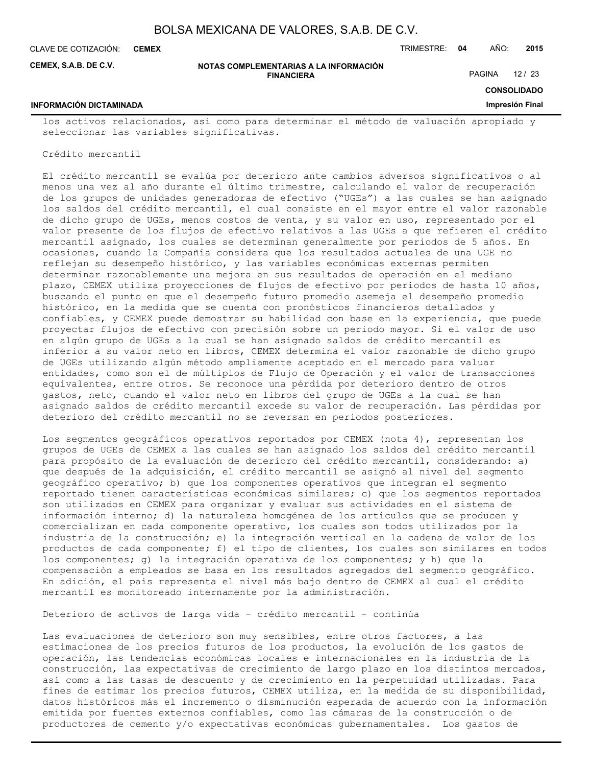los activos relacionados, así como para determinar el método de valuación apropiado y seleccionar las variables significativas.

Crédito mercantil

El crédito mercantil se evalúa por deterioro ante cambios adversos significativos o al menos una vez al año durante el último trimestre, calculando el valor de recuperación de los grupos de unidades generadoras de efectivo ("UGEs") a las cuales se han asignado los saldos del crédito mercantil, el cual consiste en el mayor entre el valor razonable de dicho grupo de UGEs, menos costos de venta, y su valor en uso, representado por el valor presente de los flujos de efectivo relativos a las UGEs a que refieren el crédito mercantil asignado, los cuales se determinan generalmente por periodos de 5 años. En ocasiones, cuando la Compañía considera que los resultados actuales de una UGE no reflejan su desempeño histórico, y las variables económicas externas permiten determinar razonablemente una mejora en sus resultados de operación en el mediano plazo, CEMEX utiliza proyecciones de flujos de efectivo por periodos de hasta 10 años, buscando el punto en que el desempeño futuro promedio asemeja el desempeño promedio histórico, en la medida que se cuenta con pronósticos financieros detallados y confiables, y CEMEX puede demostrar su habilidad con base en la experiencia, que puede proyectar flujos de efectivo con precisión sobre un periodo mayor. Si el valor de uso en algún grupo de UGEs a la cual se han asignado saldos de crédito mercantil es inferior a su valor neto en libros, CEMEX determina el valor razonable de dicho grupo de UGEs utilizando algún método ampliamente aceptado en el mercado para valuar entidades, como son el de múltiplos de Flujo de Operación y el valor de transacciones equivalentes, entre otros. Se reconoce una pérdida por deterioro dentro de otros gastos, neto, cuando el valor neto en libros del grupo de UGEs a la cual se han asignado saldos de crédito mercantil excede su valor de recuperación. Las pérdidas por deterioro del crédito mercantil no se reversan en periodos posteriores.

Los segmentos geográficos operativos reportados por CEMEX (nota 4), representan los grupos de UGEs de CEMEX a las cuales se han asignado los saldos del crédito mercantil para propósito de la evaluación de deterioro del crédito mercantil, considerando: a) que después de la adquisición, el crédito mercantil se asignó al nivel del segmento geográfico operativo; b) que los componentes operativos que integran el segmento reportado tienen características económicas similares; c) que los segmentos reportados son utilizados en CEMEX para organizar y evaluar sus actividades en el sistema de información interno; d) la naturaleza homogénea de los artículos que se producen y comercializan en cada componente operativo, los cuales son todos utilizados por la industria de la construcción; e) la integración vertical en la cadena de valor de los productos de cada componente; f) el tipo de clientes, los cuales son similares en todos los componentes; g) la integración operativa de los componentes; y h) que la compensación a empleados se basa en los resultados agregados del segmento geográfico. En adición, el país representa el nivel más bajo dentro de CEMEX al cual el crédito mercantil es monitoreado internamente por la administración.

Deterioro de activos de larga vida - crédito mercantil - continúa

Las evaluaciones de deterioro son muy sensibles, entre otros factores, a las estimaciones de los precios futuros de los productos, la evolución de los gastos de operación, las tendencias económicas locales e internacionales en la industria de la construcción, las expectativas de crecimiento de largo plazo en los distintos mercados, así como a las tasas de descuento y de crecimiento en la perpetuidad utilizadas. Para fines de estimar los precios futuros, CEMEX utiliza, en la medida de su disponibilidad, datos históricos más el incremento o disminución esperada de acuerdo con la información emitida por fuentes externos confiables, como las cámaras de la construcción o de productores de cemento y/o expectativas económicas gubernamentales. Los gastos de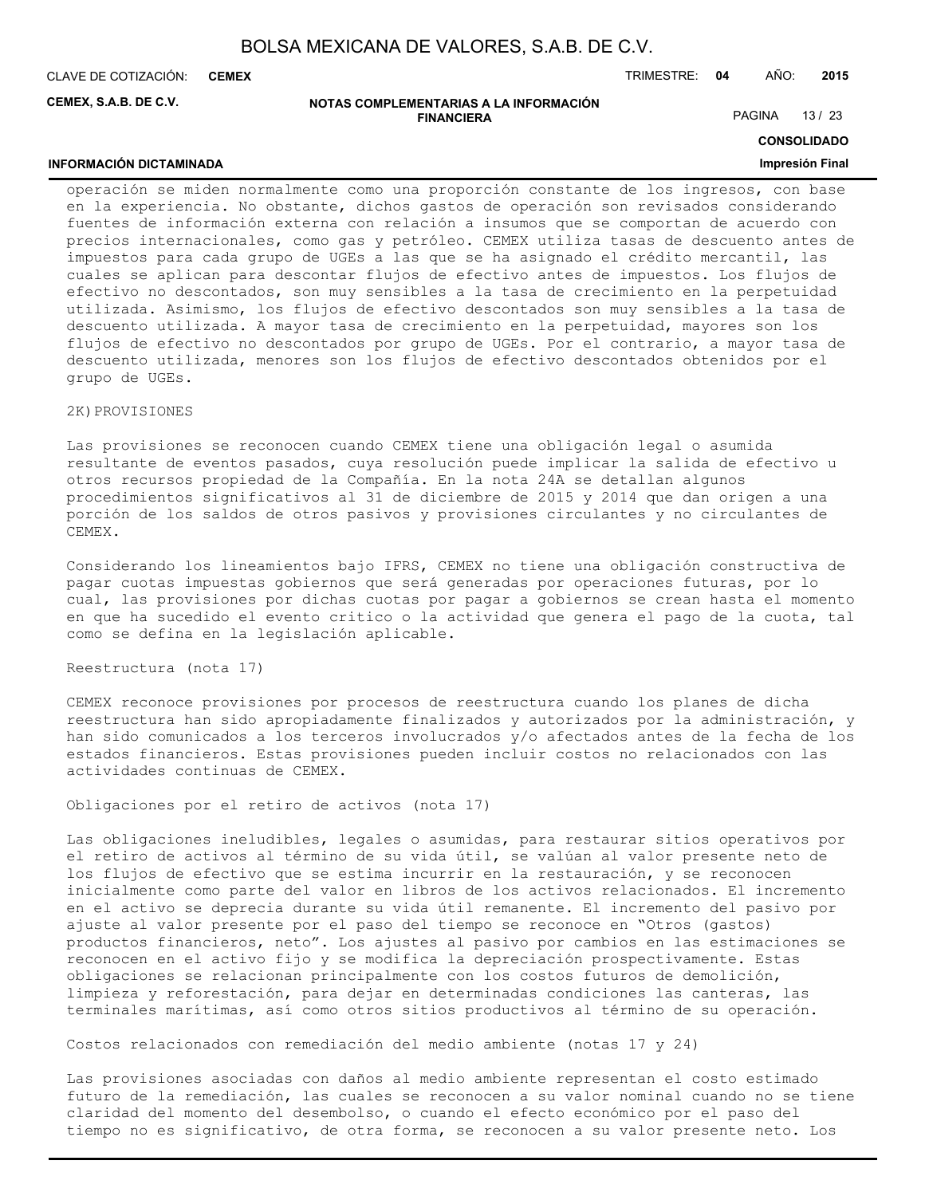operación se miden normalmente como una proporción constante de los ingresos, con base en la experiencia. No obstante, dichos gastos de operación son revisados considerando fuentes de información externa con relación a insumos que se comportan de acuerdo con precios internacionales, como gas y petróleo. CEMEX utiliza tasas de descuento antes de impuestos para cada grupo de UGEs a las que se ha asignado el crédito mercantil, las cuales se aplican para descontar flujos de efectivo antes de impuestos. Los flujos de efectivo no descontados, son muy sensibles a la tasa de crecimiento en la perpetuidad utilizada. Asimismo, los flujos de efectivo descontados son muy sensibles a la tasa de descuento utilizada. A mayor tasa de crecimiento en la perpetuidad, mayores son los flujos de efectivo no descontados por grupo de UGEs. Por el contrario, a mayor tasa de descuento utilizada, menores son los flujos de efectivo descontados obtenidos por el grupo de UGEs.

## 2K) PROVISIONES

Las provisiones se reconocen cuando CEMEX tiene una obligación legal o asumida resultante de eventos pasados, cuya resolución puede implicar la salida de efectivo u otros recursos propiedad de la Compañía. En la nota 24A se detallan algunos procedimientos significativos al 31 de diciembre de 2015 y 2014 que dan origen a una porción de los saldos de otros pasivos y provisiones circulantes y no circulantes de CEMEX.

Considerando los lineamientos bajo IFRS, CEMEX no tiene una obligación constructiva de pagar cuotas impuestas gobiernos que será generadas por operaciones futuras, por lo cual, las provisiones por dichas cuotas por pagar a gobiernos se crean hasta el momento en que ha sucedido el evento critico o la actividad que genera el pago de la cuota, tal como se defina en la legislación aplicable.

### Reestructura (nota 17)

CEMEX reconoce provisiones por procesos de reestructura cuando los planes de dicha reestructura han sido apropiadamente finalizados y autorizados por la administración, y han sido comunicados a los terceros involucrados y/o afectados antes de la fecha de los estados financieros. Estas provisiones pueden incluir costos no relacionados con las actividades continuas de CEMEX.

### Obligaciones por el retiro de activos (nota 17)

Las obligaciones ineludibles, legales o asumidas, para restaurar sitios operativos por el retiro de activos al término de su vida útil, se valúan al valor presente neto de los flujos de efectivo que se estima incurrir en la restauración, y se reconocen inicialmente como parte del valor en libros de los activos relacionados. El incremento en el activo se deprecia durante su vida útil remanente. El incremento del pasivo por ajuste al valor presente por el paso del tiempo se reconoce en "Otros (gastos) productos financieros, neto". Los ajustes al pasivo por cambios en las estimaciones se reconocen en el activo fijo y se modifica la depreciación prospectivamente. Estas obligaciones se relacionan principalmente con los costos futuros de demolición, limpieza y reforestación, para dejar en determinadas condiciones las canteras, las terminales marítimas, así como otros sitios productivos al término de su operación.

### Costos relacionados con remediación del medio ambiente (notas 17 y 24)

Las provisiones asociadas con daños al medio ambiente representan el costo estimado futuro de la remediación, las cuales se reconocen a su valor nominal cuando no se tiene claridad del momento del desembolso, o cuando el efecto económico por el paso del tiempo no es significativo, de otra forma, se reconocen a su valor presente neto. Los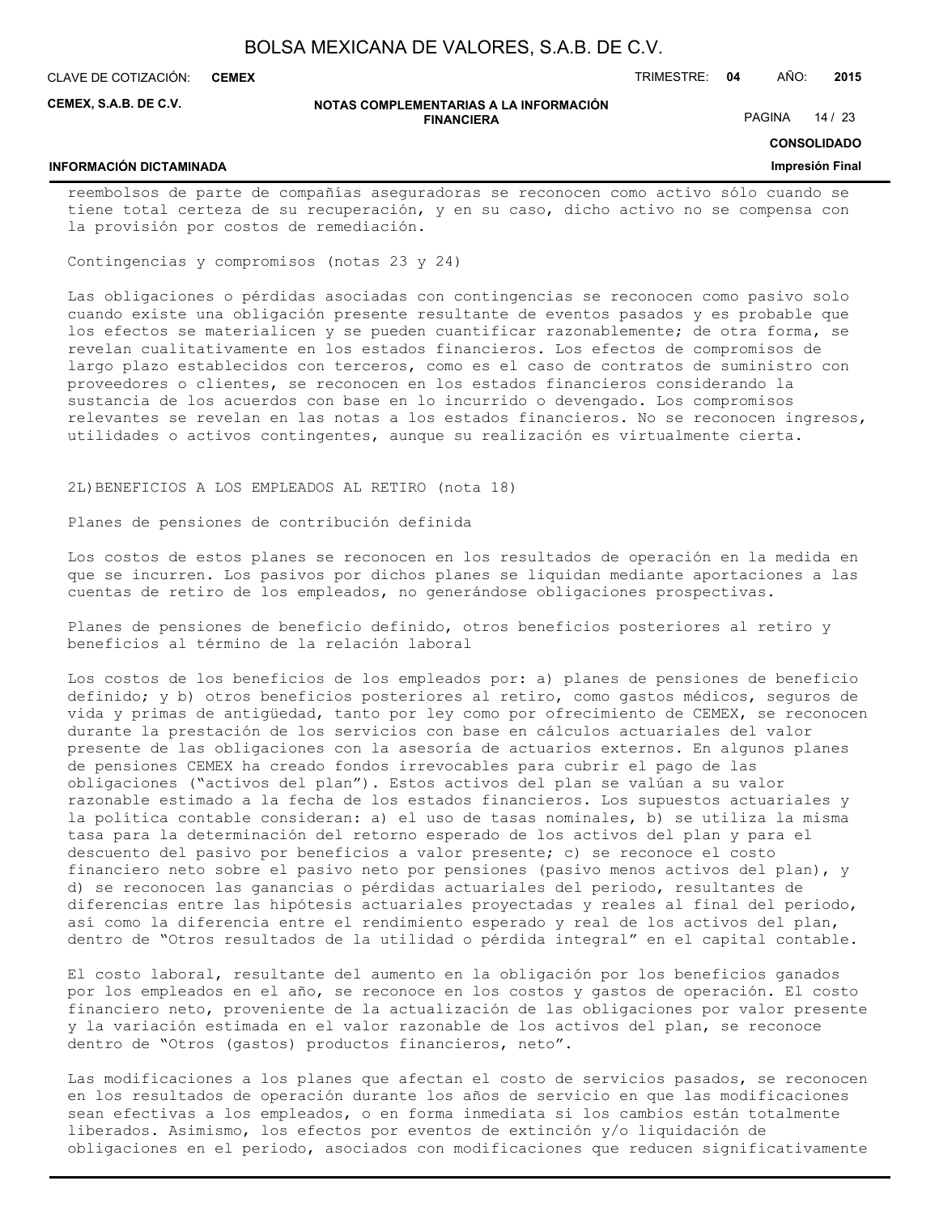reembolsos de parte de compañías aseguradoras se reconocen como activo sólo cuando se tiene total certeza de su recuperación, y en su caso, dicho activo no se compensa con la provisión por costos de remediación.

Contingencias y compromisos (notas 23 y 24)

Las obligaciones o pérdidas asociadas con contingencias se reconocen como pasivo solo cuando existe una obligación presente resultante de eventos pasados y es probable que los efectos se materialicen y se pueden cuantificar razonablemente; de otra forma, se revelan cualitativamente en los estados financieros. Los efectos de compromisos de largo plazo establecidos con terceros, como es el caso de contratos de suministro con proveedores o clientes, se reconocen en los estados financieros considerando la sustancia de los acuerdos con base en lo incurrido o devengado. Los compromisos relevantes se revelan en las notas a los estados financieros. No se reconocen ingresos, utilidades o activos contingentes, aunque su realización es virtualmente cierta.

2L)BENEFICIOS A LOS EMPLEADOS AL RETIRO (nota 18)

Planes de pensiones de contribución definida

Los costos de estos planes se reconocen en los resultados de operación en la medida en que se incurren. Los pasivos por dichos planes se liquidan mediante aportaciones a las cuentas de retiro de los empleados, no generándose obligaciones prospectivas.

Planes de pensiones de beneficio definido, otros beneficios posteriores al retiro y beneficios al término de la relación laboral

Los costos de los beneficios de los empleados por: a) planes de pensiones de beneficio definido; y b) otros beneficios posteriores al retiro, como gastos médicos, seguros de vida y primas de antigüedad, tanto por ley como por ofrecimiento de CEMEX, se reconocen durante la prestación de los servicios con base en cálculos actuariales del valor presente de las obligaciones con la asesoría de actuarios externos. En algunos planes de pensiones CEMEX ha creado fondos irrevocables para cubrir el pago de las obligaciones ("activos del plan"). Estos activos del plan se valúan a su valor razonable estimado a la fecha de los estados financieros. Los supuestos actuariales y la política contable consideran: a) el uso de tasas nominales, b) se utiliza la misma tasa para la determinación del retorno esperado de los activos del plan y para el descuento del pasivo por beneficios a valor presente; c) se reconoce el costo financiero neto sobre el pasivo neto por pensiones (pasivo menos activos del plan), y d) se reconocen las ganancias o pérdidas actuariales del periodo, resultantes de diferencias entre las hipótesis actuariales proyectadas y reales al final del periodo, así como la diferencia entre el rendimiento esperado y real de los activos del plan, dentro de "Otros resultados de la utilidad o pérdida integral" en el capital contable.

El costo laboral, resultante del aumento en la obligación por los beneficios ganados por los empleados en el año, se reconoce en los costos y gastos de operación. El costo financiero neto, proveniente de la actualización de las obligaciones por valor presente y la variación estimada en el valor razonable de los activos del plan, se reconoce dentro de "Otros (gastos) productos financieros, neto".

Las modificaciones a los planes que afectan el costo de servicios pasados, se reconocen en los resultados de operación durante los años de servicio en que las modificaciones sean efectivas a los empleados, o en forma inmediata si los cambios están totalmente liberados. Asimismo, los efectos por eventos de extinción y/o liquidación de obligaciones en el periodo, asociados con modificaciones que reducen significativamente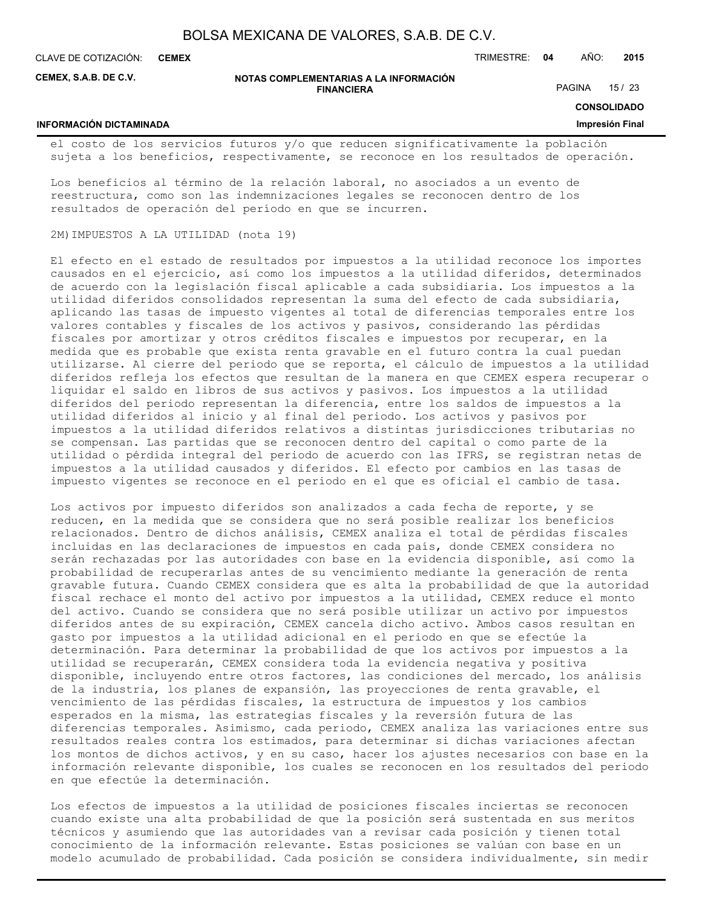el costo de los servicios futuros y/o que reducen significativamente la población sujeta a los beneficios, respectivamente, se reconoce en los resultados de operación.

Los beneficios al término de la relación laboral, no asociados a un evento de reestructura, como son las indemnizaciones legales se reconocen dentro de los resultados de operación del período en que se incurren.

2M) IMPUESTOS A LA UTILIDAD (nota 19)

El efecto en el estado de resultados por impuestos a la utilidad reconoce los importes causados en el ejercicio, así como los impuestos a la utilidad diferidos, determinados de acuerdo con la legislación fiscal aplicable a cada subsidiaria. Los impuestos a la utilidad diferidos consolidados representan la suma del efecto de cada subsidiaria, aplicando las tasas de impuesto vigentes al total de diferencias temporales entre los valores contables y fiscales de los activos y pasivos, considerando las pérdidas fiscales por amortizar y otros créditos fiscales e impuestos por recuperar, en la medida que es probable que exista renta gravable en el futuro contra la cual puedan utilizarse. Al cierre del periodo que se reporta, el cálculo de impuestos a la utilidad diferidos refleja los efectos que resultan de la manera en que CEMEX espera recuperar o liquidar el saldo en libros de sus activos y pasivos. Los impuestos a la utilidad diferidos del periodo representan la diferencia, entre los saldos de impuestos a la utilidad diferidos al inicio y al final del periodo. Los activos y pasivos por impuestos a la utilidad diferidos relativos a distintas jurisdicciones tributarias no se compensan. Las partidas que se reconocen dentro del capital o como parte de la utilidad o pérdida integral del periodo de acuerdo con las IFRS, se registran netas de impuestos a la utilidad causados y diferidos. El efecto por cambios en las tasas de impuesto vigentes se reconoce en el periodo en el que es oficial el cambio de tasa.

Los activos por impuesto diferidos son analizados a cada fecha de reporte, y se reducen, en la medida que se considera que no será posible realizar los beneficios relacionados. Dentro de dichos análisis, CEMEX analiza el total de pérdidas fiscales incluidas en las declaraciones de impuestos en cada país, donde CEMEX considera no serán rechazadas por las autoridades con base en la evidencia disponible, así como la probabilidad de recuperarlas antes de su vencimiento mediante la generación de renta gravable futura. Cuando CEMEX considera que es alta la probabilidad de que la autoridad fiscal rechace el monto del activo por impuestos a la utilidad, CEMEX reduce el monto del activo. Cuando se considera que no será posible utilizar un activo por impuestos diferidos antes de su expiración, CEMEX cancela dicho activo. Ambos casos resultan en gasto por impuestos a la utilidad adicional en el periodo en que se efectúe la determinación. Para determinar la probabilidad de que los activos por impuestos a la utilidad se recuperarán, CEMEX considera toda la evidencia negativa y positiva disponible, incluyendo entre otros factores, las condiciones del mercado, los análisis de la industria, los planes de expansión, las proyecciones de renta gravable, el vencimiento de las pérdidas fiscales, la estructura de impuestos y los cambios esperados en la misma, las estrategias fiscales y la reversión futura de las diferencias temporales. Asimismo, cada periodo, CEMEX analiza las variaciones entre sus resultados reales contra los estimados, para determinar si dichas variaciones afectan los montos de dichos activos, y en su caso, hacer los ajustes necesarios con base en la información relevante disponible, los cuales se reconocen en los resultados del periodo en que efectúe la determinación.

Los efectos de impuestos a la utilidad de posiciones fiscales inciertas se reconocen cuando existe una alta probabilidad de que la posición será sustentada en sus meritos técnicos y asumiendo que las autoridades van a revisar cada posición y tienen total conocimiento de la información relevante. Estas posiciones se valúan con base en un modelo acumulado de probabilidad. Cada posición se considera individualmente, sin medir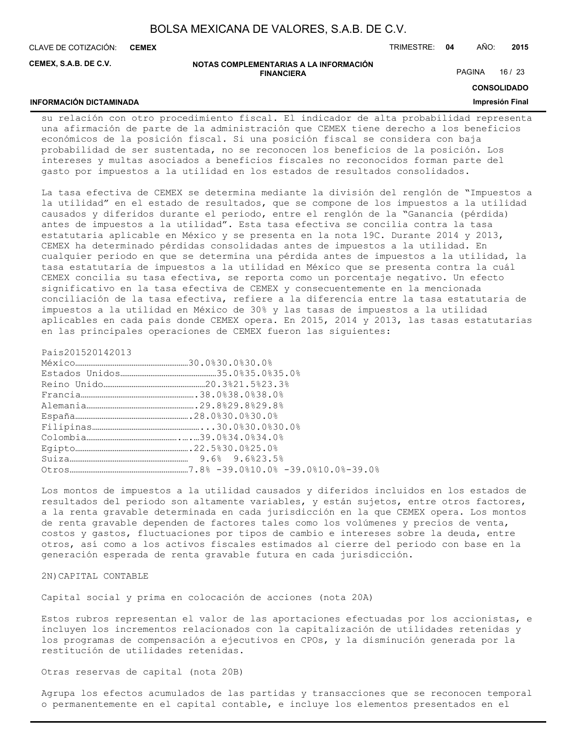su relación con otro procedimiento fiscal. El indicador de alta probabilidad representa una afirmación de parte de la administración que CEMEX tiene derecho a los beneficios económicos de la posición fiscal. Si una posición fiscal se considera con baja probabilidad de ser sustentada, no se reconocen los beneficios de la posición. Los intereses y multas asociados a beneficios fiscales no reconocidos forman parte del gasto por impuestos a la utilidad en los estados de resultados consolidados.

La tasa efectiva de CEMEX se determina mediante la división del renglón de "Impuestos a la utilidad" en el estado de resultados, que se compone de los impuestos a la utilidad causados y diferidos durante el periodo, entre el renglón de la "Ganancia (pérdida) antes de impuestos a la utilidad". Esta tasa efectiva se concilia contra la tasa estatutaria aplicable en México y se presenta en la nota 19C. Durante 2014 y 2013, CEMEX ha determinado pérdidas consolidadas antes de impuestos a la utilidad. En cualquier periodo en que se determina una pérdida antes de impuestos a la utilidad, la tasa estatutaria de impuestos a la utilidad en México que se presenta contra la cuál CEMEX concilia su tasa efectiva, se reporta como un porcentaje negativo. Un efecto significativo en la tasa efectiva de CEMEX y consecuentemente en la mencionada conciliación de la tasa efectiva, refiere a la diferencia entre la tasa estatutaria de impuestos a la utilidad en México de 30% y las tasas de impuestos a la utilidad aplicables en cada país donde CEMEX opera. En 2015, 2014 y 2013, las tasas estatutarias en las principales operaciones de CEMEX fueron las siguientes:

| País | 2015 | 2014 | 2013 |
|---|---|---|---|
| México | 30.0% | 30.0% | 30.0% |
| Estados Unidos | 35.0% | 35.0% | 35.0% |
| Reino Unido | 20.3% | 21.5% | 23.3% |
| Francia | 38.0% | 38.0% | 38.0% |
| Alemania | 29.8% | 29.8% | 29.8% |
| España | 28.0% | 30.0% | 30.0% |
| Filipinas | 30.0% | 30.0% | 30.0% |
| Colombia | 39.0% | 34.0% | 34.0% |
| Egipto | 22.5% | 30.0% | 25.0% |
| Suiza | 9.6% | 9.6% | 23.5% |
| Otros | 7.8% -39.0% | 10.0% -39.0% | 10.0%-39.0% |

Los montos de impuestos a la utilidad causados y diferidos incluidos en los estados de resultados del periodo son altamente variables, y están sujetos, entre otros factores, a la renta gravable determinada en cada jurisdicción en la que CEMEX opera. Los montos de renta gravable dependen de factores tales como los volúmenes y precios de venta, costos y gastos, fluctuaciones por tipos de cambio e intereses sobre la deuda, entre otros, así como a los activos fiscales estimados al cierre del periodo con base en la generación esperada de renta gravable futura en cada jurisdicción.

2N)CAPITAL CONTABLE

Capital social y prima en colocación de acciones (nota 20A)

Estos rubros representan el valor de las aportaciones efectuadas por los accionistas, e incluyen los incrementos relacionados con la capitalización de utilidades retenidas y los programas de compensación a ejecutivos en CPOs, y la disminución generada por la restitución de utilidades retenidas.

Otras reservas de capital (nota 20B)

Agrupa los efectos acumulados de las partidas y transacciones que se reconocen temporal o permanentemente en el capital contable, e incluye los elementos presentados en el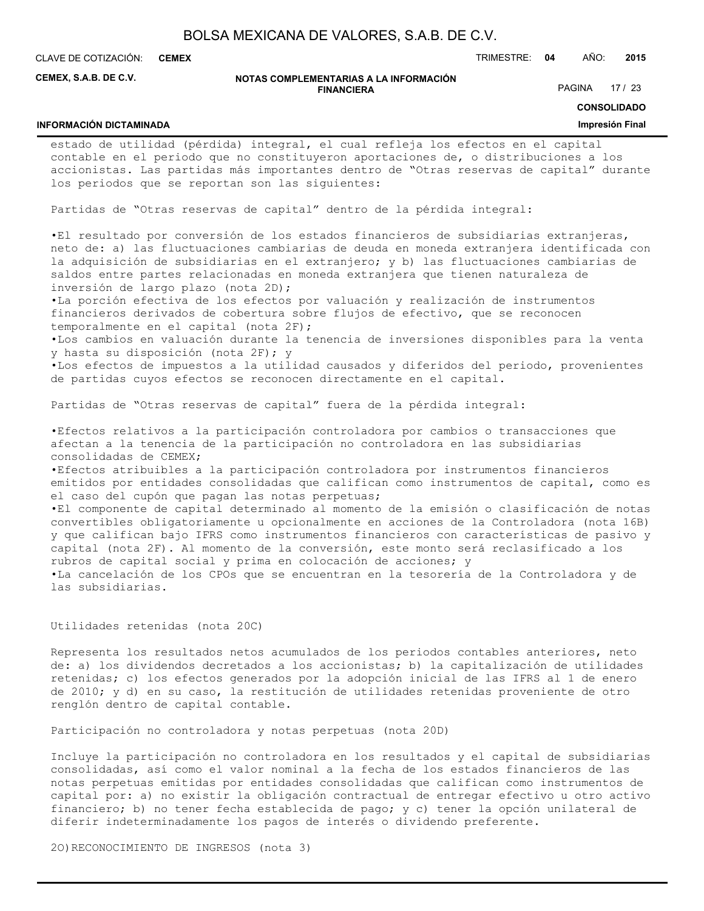estado de utilidad (pérdida) integral, el cual refleja los efectos en el capital contable en el periodo que no constituyeron aportaciones de, o distribuciones a los accionistas. Las partidas más importantes dentro de "Otras reservas de capital" durante los periodos que se reportan son las siguientes:

Partidas de "Otras reservas de capital" dentro de la pérdida integral:

- El resultado por conversión de los estados financieros de subsidiarias extranjeras, neto de: a) las fluctuaciones cambiarias de deuda en moneda extranjera identificada con la adquisición de subsidiarias en el extranjero; y b) las fluctuaciones cambiarias de saldos entre partes relacionadas en moneda extranjera que tienen naturaleza de inversión de largo plazo (nota 2D);
- La porción efectiva de los efectos por valuación y realización de instrumentos financieros derivados de cobertura sobre flujos de efectivo, que se reconocen temporalmente en el capital (nota 2F);
- Los cambios en valuación durante la tenencia de inversiones disponibles para la venta y hasta su disposición (nota 2F); y
- Los efectos de impuestos a la utilidad causados y diferidos del periodo, provenientes de partidas cuyos efectos se reconocen directamente en el capital.

Partidas de "Otras reservas de capital" fuera de la pérdida integral:

- Efectos relativos a la participación controladora por cambios o transacciones que afectan a la tenencia de la participación no controladora en las subsidiarias consolidadas de CEMEX;
- Efectos atribuibles a la participación controladora por instrumentos financieros emitidos por entidades consolidadas que califican como instrumentos de capital, como es el caso del cupón que pagan las notas perpetuas;
- El componente de capital determinado al momento de la emisión o clasificación de notas convertibles obligatoriamente u opcionalmente en acciones de la Controladora (nota 16B) y que califican bajo IFRS como instrumentos financieros con características de pasivo y capital (nota 2F). Al momento de la conversión, este monto será reclasificado a los rubros de capital social y prima en colocación de acciones; y
- La cancelación de los CPOs que se encuentran en la tesorería de la Controladora y de las subsidiarias.

Utilidades retenidas (nota 20C)

Representa los resultados netos acumulados de los periodos contables anteriores, neto de: a) los dividendos decretados a los accionistas; b) la capitalización de utilidades retenidas; c) los efectos generados por la adopción inicial de las IFRS al 1 de enero de 2010; y d) en su caso, la restitución de utilidades retenidas proveniente de otro renglón dentro de capital contable.

Participación no controladora y notas perpetuas (nota 20D)

Incluye la participación no controladora en los resultados y el capital de subsidiarias consolidadas, así como el valor nominal a la fecha de los estados financieros de las notas perpetuas emitidas por entidades consolidadas que califican como instrumentos de capital por: a) no existir la obligación contractual de entregar efectivo u otro activo financiero; b) no tener fecha establecida de pago; y c) tener la opción unilateral de diferir indeterminadamente los pagos de interés o dividendo preferente.

2O) RECONOCIMIENTO DE INGRESOS (nota 3)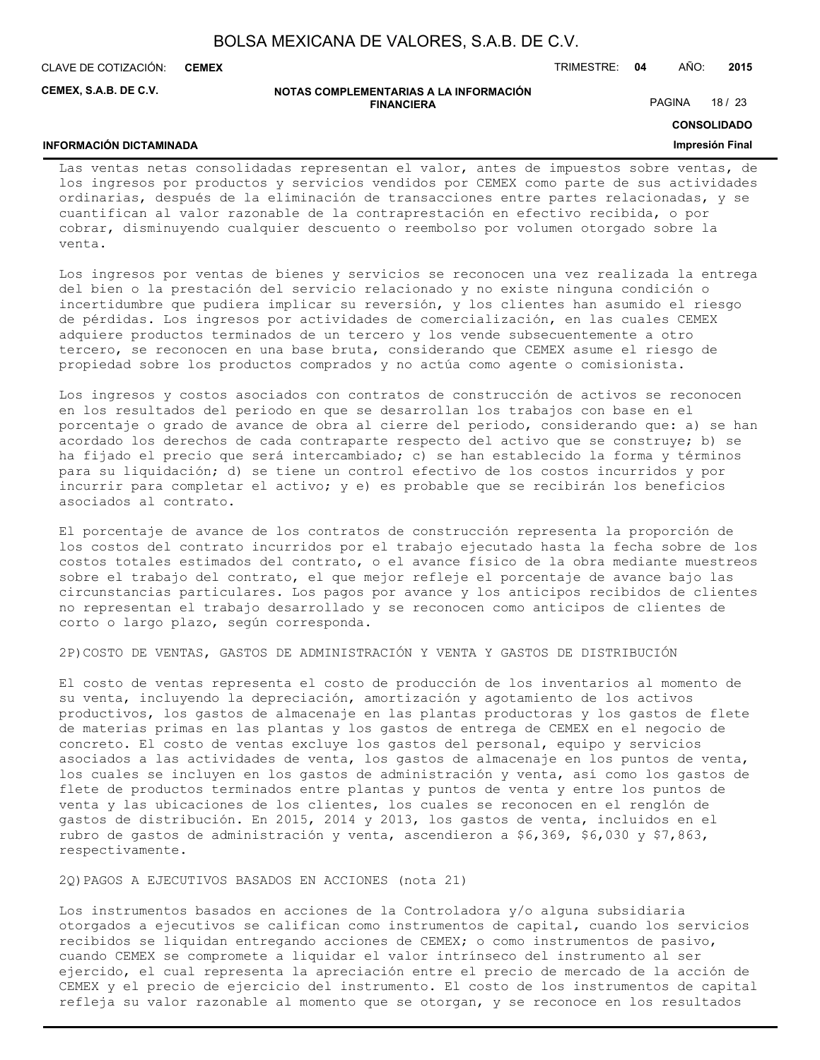Las ventas netas consolidadas representan el valor, antes de impuestos sobre ventas, de los ingresos por productos y servicios vendidos por CEMEX como parte de sus actividades ordinarias, después de la eliminación de transacciones entre partes relacionadas, y se cuantifican al valor razonable de la contraprestación en efectivo recibida, o por cobrar, disminuyendo cualquier descuento o reembolso por volumen otorgado sobre la venta.

Los ingresos por ventas de bienes y servicios se reconocen una vez realizada la entrega del bien o la prestación del servicio relacionado y no existe ninguna condición o incertidumbre que pudiera implicar su reversión, y los clientes han asumido el riesgo de pérdidas. Los ingresos por actividades de comercialización, en las cuales CEMEX adquiere productos terminados de un tercero y los vende subsecuentemente a otro tercero, se reconocen en una base bruta, considerando que CEMEX asume el riesgo de propiedad sobre los productos comprados y no actúa como agente o comisionista.

Los ingresos y costos asociados con contratos de construcción de activos se reconocen en los resultados del periodo en que se desarrollan los trabajos con base en el porcentaje o grado de avance de obra al cierre del periodo, considerando que: a) se han acordado los derechos de cada contraparte respecto del activo que se construye; b) se ha fijado el precio que será intercambiado; c) se han establecido la forma y términos para su liquidación; d) se tiene un control efectivo de los costos incurridos y por incurrir para completar el activo; y e) es probable que se recibirán los beneficios asociados al contrato.

El porcentaje de avance de los contratos de construcción representa la proporción de los costos del contrato incurridos por el trabajo ejecutado hasta la fecha sobre de los costos totales estimados del contrato, o el avance físico de la obra mediante muestreos sobre el trabajo del contrato, el que mejor refleje el porcentaje de avance bajo las circunstancias particulares. Los pagos por avance y los anticipos recibidos de clientes no representan el trabajo desarrollado y se reconocen como anticipos de clientes de corto o largo plazo, según corresponda.

2P)COSTO DE VENTAS, GASTOS DE ADMINISTRACIÓN Y VENTA Y GASTOS DE DISTRIBUCIÓN

El costo de ventas representa el costo de producción de los inventarios al momento de su venta, incluyendo la depreciación, amortización y agotamiento de los activos productivos, los gastos de almacenaje en las plantas productoras y los gastos de flete de materias primas en las plantas y los gastos de entrega de CEMEX en el negocio de concreto. El costo de ventas excluye los gastos del personal, equipo y servicios asociados a las actividades de venta, los gastos de almacenaje en los puntos de venta, los cuales se incluyen en los gastos de administración y venta, así como los gastos de flete de productos terminados entre plantas y puntos de venta y entre los puntos de venta y las ubicaciones de los clientes, los cuales se reconocen en el renglón de gastos de distribución. En 2015, 2014 y 2013, los gastos de venta, incluidos en el rubro de gastos de administración y venta, ascendieron a $6,369, $6,030 y $7,863, respectivamente.

2Q)PAGOS A EJECUTIVOS BASADOS EN ACCIONES (nota 21)

Los instrumentos basados en acciones de la Controladora y/o alguna subsidiaria otorgados a ejecutivos se califican como instrumentos de capital, cuando los servicios recibidos se liquidan entregando acciones de CEMEX; o como instrumentos de pasivo, cuando CEMEX se compromete a liquidar el valor intrínseco del instrumento al ser ejercido, el cual representa la apreciación entre el precio de mercado de la acción de CEMEX y el precio de ejercicio del instrumento. El costo de los instrumentos de capital refleja su valor razonable al momento que se otorgan, y se reconoce en los resultados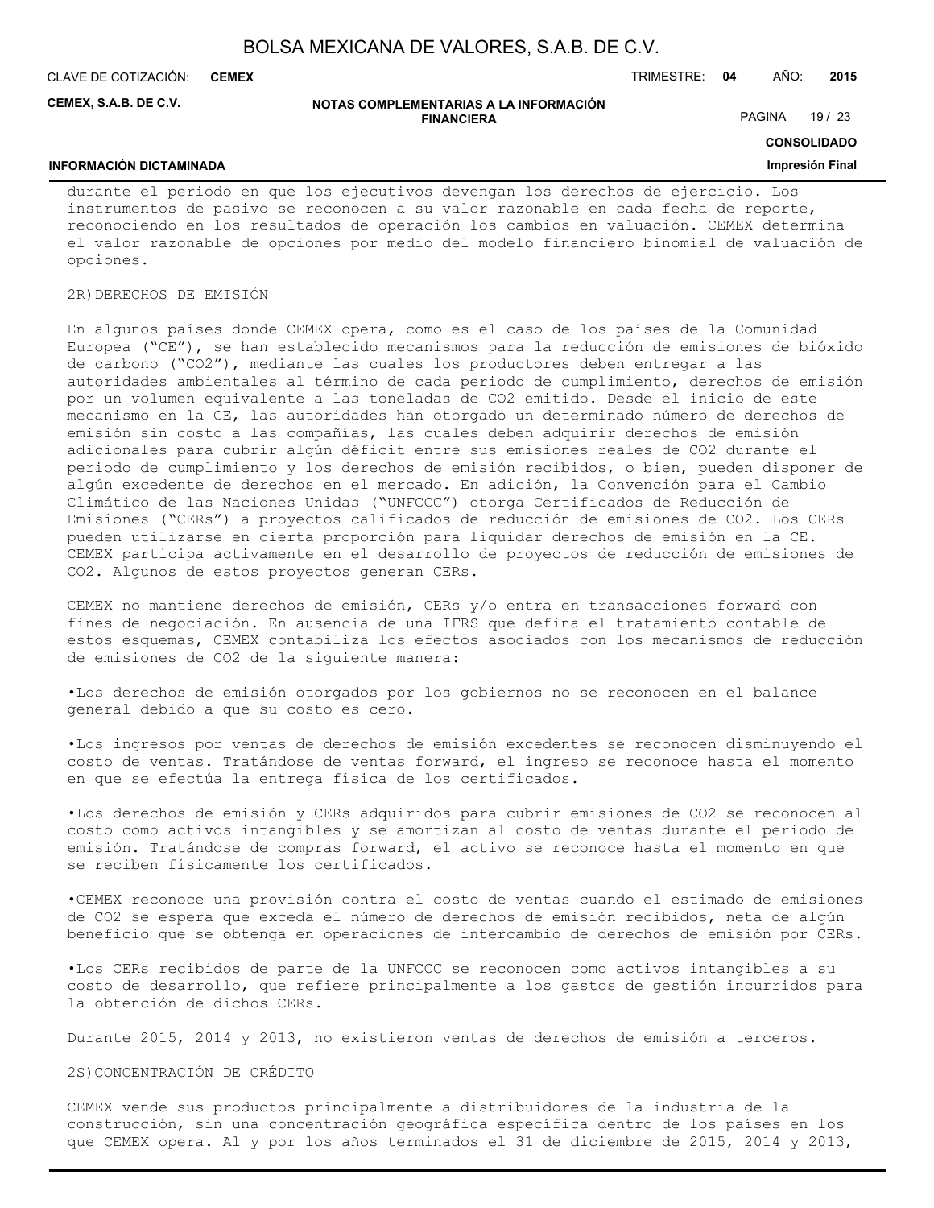durante el periodo en que los ejecutivos devengan los derechos de ejercicio. Los instrumentos de pasivo se reconocen a su valor razonable en cada fecha de reporte, reconociendo en los resultados de operación los cambios en valuación. CEMEX determina el valor razonable de opciones por medio del modelo financiero binomial de valuación de opciones.

2R) DERECHOS DE EMISIÓN

En algunos países donde CEMEX opera, como es el caso de los países de la Comunidad Europea ("CE"), se han establecido mecanismos para la reducción de emisiones de bióxido de carbono ("$CO_2$"), mediante las cuales los productores deben entregar a las autoridades ambientales al término de cada periodo de cumplimiento, derechos de emisión por un volumen equivalente a las toneladas de $CO_2$ emitido. Desde el inicio de este mecanismo en la CE, las autoridades han otorgado un determinado número de derechos de emisión sin costo a las compañías, las cuales deben adquirir derechos de emisión adicionales para cubrir algún déficit entre sus emisiones reales de $CO_2$ durante el periodo de cumplimiento y los derechos de emisión recibidos, o bien, pueden disponer de algún excedente de derechos en el mercado. En adición, la Convención para el Cambio Climático de las Naciones Unidas ("UNFCCC") otorga Certificados de Reducción de Emisiones ("CERs") a proyectos calificados de reducción de emisiones de $CO_2$. Los CERs pueden utilizarse en cierta proporción para liquidar derechos de emisión en la CE. CEMEX participa activamente en el desarrollo de proyectos de reducción de emisiones de $CO_2$. Algunos de estos proyectos generan CERs.

CEMEX no mantiene derechos de emisión, CERs y/o entra en transacciones forward con fines de negociación. En ausencia de una IFRS que defina el tratamiento contable de estos esquemas, CEMEX contabiliza los efectos asociados con los mecanismos de reducción de emisiones de $CO_2$ de la siguiente manera:

- Los derechos de emisión otorgados por los gobiernos no se reconocen en el balance general debido a que su costo es cero.

- Los ingresos por ventas de derechos de emisión excedentes se reconocen disminuyendo el costo de ventas. Tratándose de ventas forward, el ingreso se reconoce hasta el momento en que se efectúa la entrega física de los certificados.

- Los derechos de emisión y CERs adquiridos para cubrir emisiones de $CO_2$ se reconocen al costo como activos intangibles y se amortizan al costo de ventas durante el periodo de emisión. Tratándose de compras forward, el activo se reconoce hasta el momento en que se reciben físicamente los certificados.

- CEMEX reconoce una provisión contra el costo de ventas cuando el estimado de emisiones de $CO_2$ se espera que exceda el número de derechos de emisión recibidos, neta de algún beneficio que se obtenga en operaciones de intercambio de derechos de emisión por CERs.

- Los CERs recibidos de parte de la UNFCCC se reconocen como activos intangibles a su costo de desarrollo, que refiere principalmente a los gastos de gestión incurridos para la obtención de dichos CERs.

Durante 2015, 2014 y 2013, no existieron ventas de derechos de emisión a terceros.

2S) CONCENTRACIÓN DE CRÉDITO

CEMEX vende sus productos principalmente a distribuidores de la industria de la construcción, sin una concentración geográfica específica dentro de los países en los que CEMEX opera. Al y por los años terminados el 31 de diciembre de 2015, 2014 y 2013,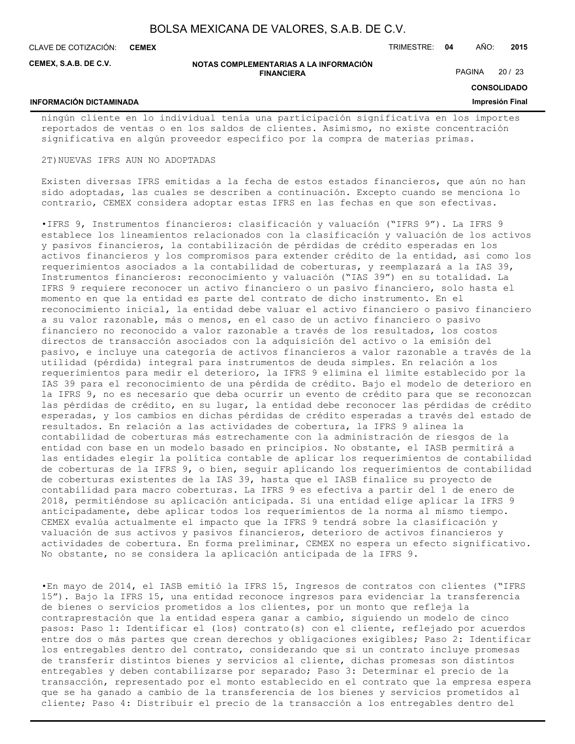ningún cliente en lo individual tenía una participación significativa en los importes reportados de ventas o en los saldos de clientes. Asimismo, no existe concentración significativa en algún proveedor específico por la compra de materias primas.

2T)NUEVAS IFRS AUN NO ADOPTADAS

Existen diversas IFRS emitidas a la fecha de estos estados financieros, que aún no han sido adoptadas, las cuales se describen a continuación. Excepto cuando se menciona lo contrario, CEMEX considera adoptar estas IFRS en las fechas en que son efectivas.

•IFRS 9, Instrumentos financieros: clasificación y valuación ("IFRS 9"). La IFRS 9 establece los lineamientos relacionados con la clasificación y valuación de los activos y pasivos financieros, la contabilización de pérdidas de crédito esperadas en los activos financieros y los compromisos para extender crédito de la entidad, así como los requerimientos asociados a la contabilidad de coberturas, y reemplazará a la IAS 39, Instrumentos financieros: reconocimiento y valuación ("IAS 39") en su totalidad. La IFRS 9 requiere reconocer un activo financiero o un pasivo financiero, solo hasta el momento en que la entidad es parte del contrato de dicho instrumento. En el reconocimiento inicial, la entidad debe valuar el activo financiero o pasivo financiero a su valor razonable, más o menos, en el caso de un activo financiero o pasivo financiero no reconocido a valor razonable a través de los resultados, los costos directos de transacción asociados con la adquisición del activo o la emisión del pasivo, e incluye una categoría de activos financieros a valor razonable a través de la utilidad (pérdida) integral para instrumentos de deuda simples. En relación a los requerimientos para medir el deterioro, la IFRS 9 elimina el límite establecido por la IAS 39 para el reconocimiento de una pérdida de crédito. Bajo el modelo de deterioro en la IFRS 9, no es necesario que deba ocurrir un evento de crédito para que se reconozcan las pérdidas de crédito, en su lugar, la entidad debe reconocer las pérdidas de crédito esperadas, y los cambios en dichas pérdidas de crédito esperadas a través del estado de resultados. En relación a las actividades de cobertura, la IFRS 9 alinea la contabilidad de coberturas más estrechamente con la administración de riesgos de la entidad con base en un modelo basado en principios. No obstante, el IASB permitirá a las entidades elegir la política contable de aplicar los requerimientos de contabilidad de coberturas de la IFRS 9, o bien, seguir aplicando los requerimientos de contabilidad de coberturas existentes de la IAS 39, hasta que el IASB finalice su proyecto de contabilidad para macro coberturas. La IFRS 9 es efectiva a partir del 1 de enero de 2018, permitiéndose su aplicación anticipada. Si una entidad elige aplicar la IFRS 9 anticipadamente, debe aplicar todos los requerimientos de la norma al mismo tiempo. CEMEX evalúa actualmente el impacto que la IFRS 9 tendrá sobre la clasificación y valuación de sus activos y pasivos financieros, deterioro de activos financieros y actividades de cobertura. En forma preliminar, CEMEX no espera un efecto significativo. No obstante, no se considera la aplicación anticipada de la IFRS 9.

•En mayo de 2014, el IASB emitió la IFRS 15, Ingresos de contratos con clientes ("IFRS 15"). Bajo la IFRS 15, una entidad reconoce ingresos para evidenciar la transferencia de bienes o servicios prometidos a los clientes, por un monto que refleja la contraprestación que la entidad espera ganar a cambio, siguiendo un modelo de cinco pasos: Paso 1: Identificar el (los) contrato(s) con el cliente, reflejado por acuerdos entre dos o más partes que crean derechos y obligaciones exigibles; Paso 2: Identificar los entregables dentro del contrato, considerando que si un contrato incluye promesas de transferir distintos bienes y servicios al cliente, dichas promesas son distintos entregables y deben contabilizarse por separado; Paso 3: Determinar el precio de la transacción, representado por el monto establecido en el contrato que la empresa espera que se ha ganado a cambio de la transferencia de los bienes y servicios prometidos al cliente; Paso 4: Distribuir el precio de la transacción a los entregables dentro del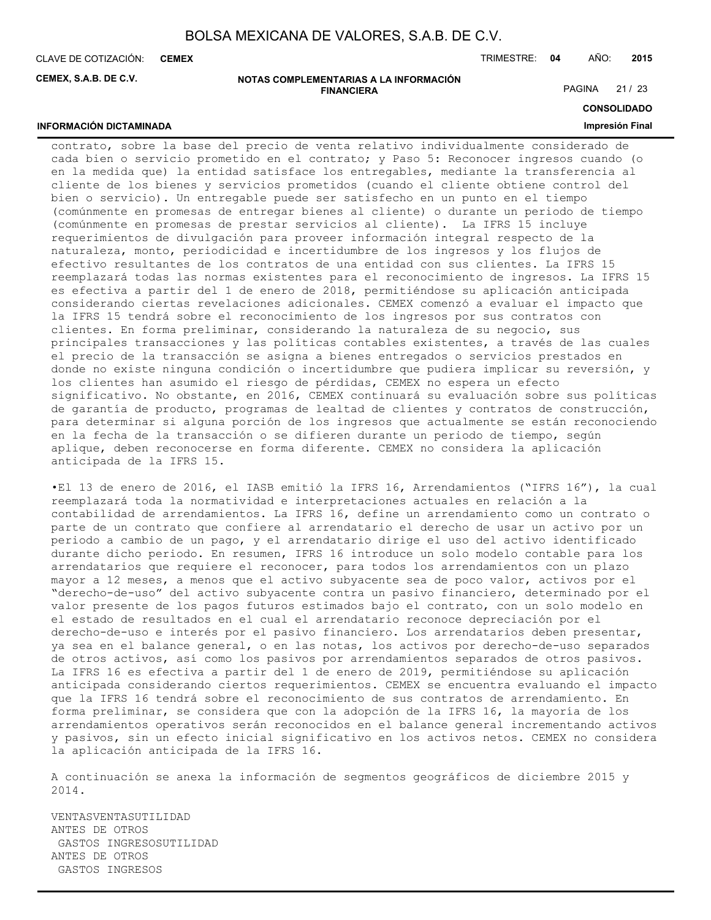contrato, sobre la base del precio de venta relativo individualmente considerado de cada bien o servicio prometido en el contrato; y Paso 5: Reconocer ingresos cuando (o en la medida que) la entidad satisface los entregables, mediante la transferencia al cliente de los bienes y servicios prometidos (cuando el cliente obtiene control del bien o servicio). Un entregable puede ser satisfecho en un punto en el tiempo (comúnmente en promesas de entregar bienes al cliente) o durante un periodo de tiempo (comúnmente en promesas de prestar servicios al cliente). La IFRS 15 incluye requerimientos de divulgación para proveer información integral respecto de la naturaleza, monto, periodicidad e incertidumbre de los ingresos y los flujos de efectivo resultantes de los contratos de una entidad con sus clientes. La IFRS 15 reemplazará todas las normas existentes para el reconocimiento de ingresos. La IFRS 15 es efectiva a partir del 1 de enero de 2018, permitiéndose su aplicación anticipada considerando ciertas revelaciones adicionales. CEMEX comenzó a evaluar el impacto que la IFRS 15 tendrá sobre el reconocimiento de los ingresos por sus contratos con clientes. En forma preliminar, considerando la naturaleza de su negocio, sus principales transacciones y las políticas contables existentes, a través de las cuales el precio de la transacción se asigna a bienes entregados o servicios prestados en donde no existe ninguna condición o incertidumbre que pudiera implicar su reversión, y los clientes han asumido el riesgo de pérdidas, CEMEX no espera un efecto significativo. No obstante, en 2016, CEMEX continuará su evaluación sobre sus políticas de garantía de producto, programas de lealtad de clientes y contratos de construcción, para determinar si alguna porción de los ingresos que actualmente se están reconociendo en la fecha de la transacción o se difieren durante un periodo de tiempo, según aplique, deben reconocerse en forma diferente. CEMEX no considera la aplicación anticipada de la IFRS 15.

•El 13 de enero de 2016, el IASB emitió la IFRS 16, Arrendamientos ("IFRS 16"), la cual reemplazará toda la normatividad e interpretaciones actuales en relación a la contabilidad de arrendamientos. La IFRS 16, define un arrendamiento como un contrato o parte de un contrato que confiere al arrendatario el derecho de usar un activo por un periodo a cambio de un pago, y el arrendatario dirige el uso del activo identificado durante dicho periodo. En resumen, IFRS 16 introduce un solo modelo contable para los arrendatarios que requiere el reconocer, para todos los arrendamientos con un plazo mayor a 12 meses, a menos que el activo subyacente sea de poco valor, activos por el "derecho-de-uso" del activo subyacente contra un pasivo financiero, determinado por el valor presente de los pagos futuros estimados bajo el contrato, con un solo modelo en el estado de resultados en el cual el arrendatario reconoce depreciación por el derecho-de-uso e interés por el pasivo financiero. Los arrendatarios deben presentar, ya sea en el balance general, o en las notas, los activos por derecho-de-uso separados de otros activos, así como los pasivos por arrendamientos separados de otros pasivos. La IFRS 16 es efectiva a partir del 1 de enero de 2019, permitiéndose su aplicación anticipada considerando ciertos requerimientos. CEMEX se encuentra evaluando el impacto que la IFRS 16 tendrá sobre el reconocimiento de sus contratos de arrendamiento. En forma preliminar, se considera que con la adopción de la IFRS 16, la mayoría de los arrendamientos operativos serán reconocidos en el balance general incrementando activos y pasivos, sin un efecto inicial significativo en los activos netos. CEMEX no considera la aplicación anticipada de la IFRS 16.

A continuación se anexa la información de segmentos geográficos de diciembre 2015 y 2014.

VENTASVENTASUTILIDAD
ANTES DE OTROS
 GASTOS INGRESOSUTILIDAD
ANTES DE OTROS
 GASTOS INGRESOS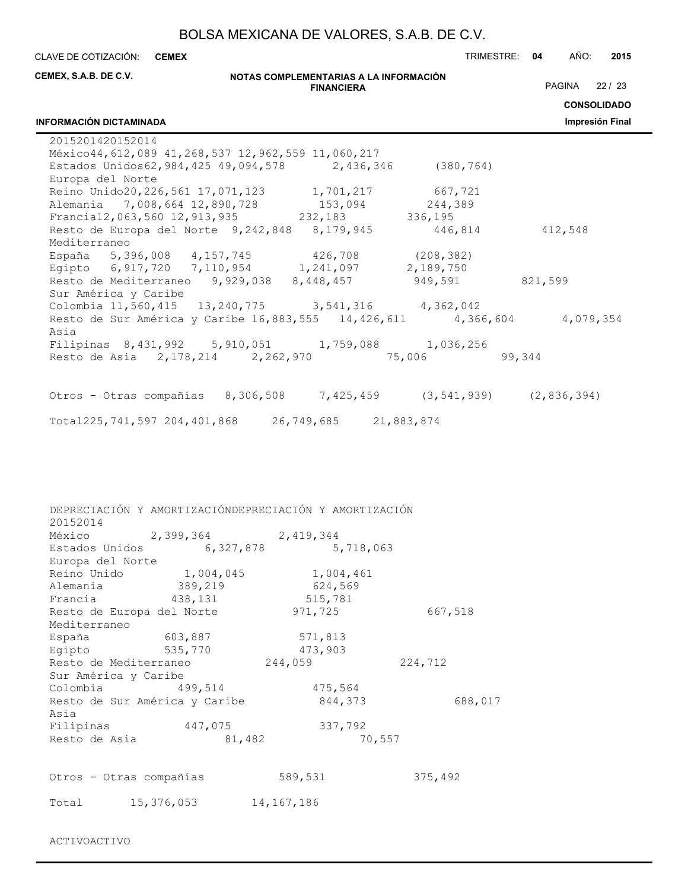| | 2015 | 2014 | 2015 | 2014 |
|---|---|---|---|---|
| México | 44,612,089 | 41,268,537 | 12,962,559 | 11,060,217 |
| Estados Unidos | 62,984,425 | 49,094,578 | 2,436,346 | (380,764) |
| Europa del Norte | | | | |
| Reino Unido | 20,226,561 | 17,071,123 | 1,701,217 | 667,721 |
| Alemania | 7,008,664 | 12,890,728 | 153,094 | 244,389 |
| Francia | 12,063,560 | 12,913,935 | 232,183 | 336,195 |
| Resto de Europa del Norte | 9,242,848 | 8,179,945 | 446,814 | 412,548 |
| Mediterraneo | | | | |
| España | 5,396,008 | 4,157,745 | 426,708 | (208,382) |
| Egipto | 6,917,720 | 7,110,954 | 1,241,097 | 2,189,750 |
| Resto de Mediterraneo | 9,929,038 | 8,448,457 | 949,591 | 821,599 |
| Sur América y Caribe | | | | |
| Colombia | 11,560,415 | 13,240,775 | 3,541,316 | 4,362,042 |
| Resto de Sur América y Caribe | 16,883,555 | 14,426,611 | 4,366,604 | 4,079,354 |
| Asia | | | | |
| Filipinas | 8,431,992 | 5,910,051 | 1,759,088 | 1,036,256 |
| Resto de Asia | 2,178,214 | 2,262,970 | 75,006 | 99,344 |
| Otros - Otras compañías | 8,306,508 | 7,425,459 | (3,541,939) | (2,836,394) |
| Total | 225,741,597 | 204,401,868 | 26,749,685 | 21,883,874 |

| | DEPRECIACIÓN Y AMORTIZACIÓN | DEPRECIACIÓN Y AMORTIZACIÓN |
|---|---|---|
| | 2015 | 2014 |
| México | 2,399,364 | 2,419,344 |
| Estados Unidos | 6,327,878 | 5,718,063 |
| Europa del Norte | | |
| Reino Unido | 1,004,045 | 1,004,461 |
| Alemania | 389,219 | 624,569 |
| Francia | 438,131 | 515,781 |
| Resto de Europa del Norte | 971,725 | 667,518 |
| Mediterraneo | | |
| España | 603,887 | 571,813 |
| Egipto | 535,770 | 473,903 |
| Resto de Mediterraneo | 244,059 | 224,712 |
| Sur América y Caribe | | |
| Colombia | 499,514 | 475,564 |
| Resto de Sur América y Caribe | 844,373 | 688,017 |
| Asia | | |
| Filipinas | 447,075 | 337,792 |
| Resto de Asia | 81,482 | 70,557 |
| Otros - Otras compañías | 589,531 | 375,492 |
| Total | 15,376,053 | 14,167,186 |

ACTIVOACTIVO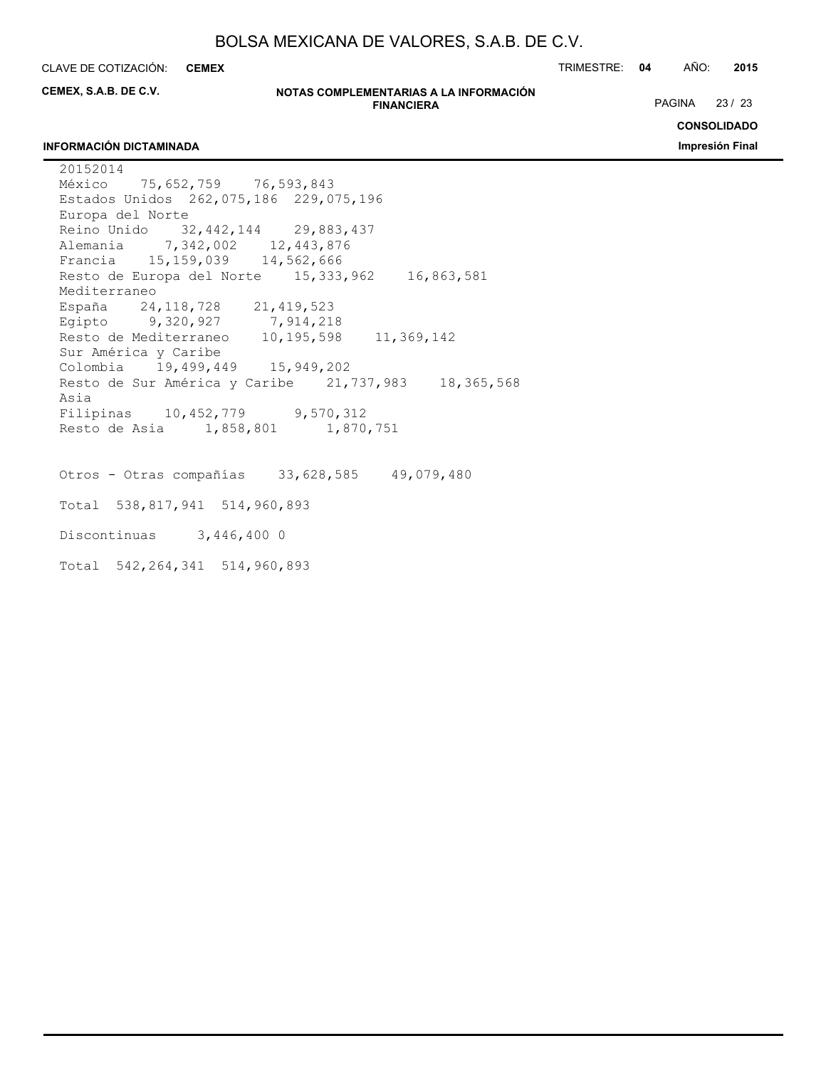| | 2015 | 2014 |
|---|---|---|
| México | 75,652,759 | 76,593,843 |
| Estados Unidos | 262,075,186 | 229,075,196 |
| Europa del Norte | | |
| Reino Unido | 32,442,144 | 29,883,437 |
| Alemania | 7,342,002 | 12,443,876 |
| Francia | 15,159,039 | 14,562,666 |
| Resto de Europa del Norte | 15,333,962 | 16,863,581 |
| Mediterraneo | | |
| España | 24,118,728 | 21,419,523 |
| Egipto | 9,320,927 | 7,914,218 |
| Resto de Mediterraneo | 10,195,598 | 11,369,142 |
| Sur América y Caribe | | |
| Colombia | 19,499,449 | 15,949,202 |
| Resto de Sur América y Caribe | 21,737,983 | 18,365,568 |
| Asia | | |
| Filipinas | 10,452,779 | 9,570,312 |
| Resto de Asia | 1,858,801 | 1,870,751 |
| Otros - Otras compañías | 33,628,585 | 49,079,480 |
| Total | 538,817,941 | 514,960,893 |
| Discontinuas | 3,446,400 | 0 |
| Total | 542,264,341 | 514,960,893 |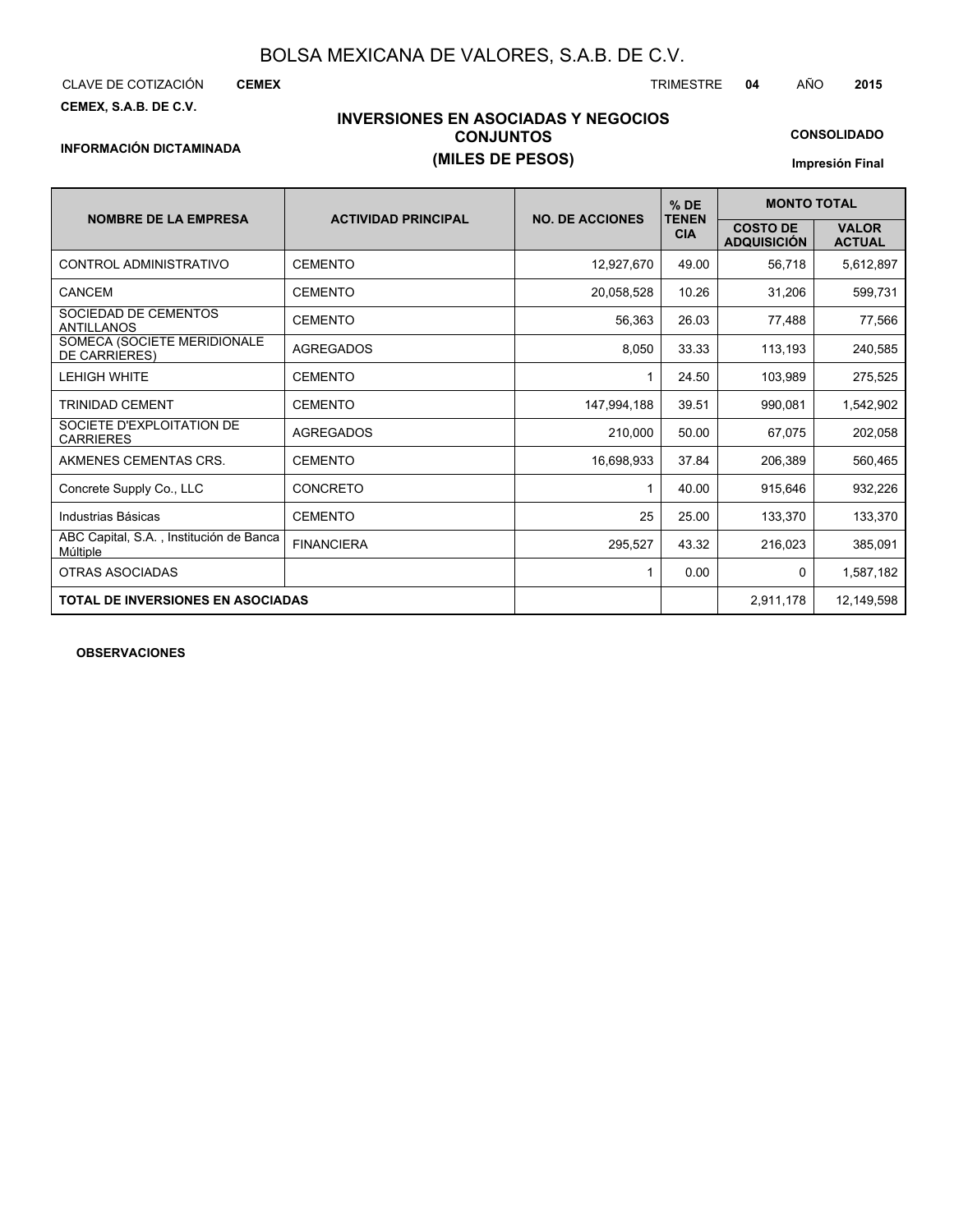# BOLSA MEXICANA DE VALORES, S.A.B. DE C.V.

CLAVE DE COTIZACIÓN **CEMEX** TRIMESTRE **04** AÑO **2015**

**CEMEX, S.A.B. DE C.V.**

## INVERSIONES EN ASOCIADAS Y NEGOCIOS CONJUNTOS
## (MILES DE PESOS)

**INFORMACIÓN DICTAMINADA**

**CONSOLIDADO**

**Impresión Final**

| NOMBRE DE LA EMPRESA | ACTIVIDAD PRINCIPAL | NO. DE ACCIONES | % DE TENENCIA | MONTO TOTAL | |
|---|---|---|---|---|---|
| | | | | COSTO DE ADQUISICIÓN | VALOR ACTUAL |
| CONTROL ADMINISTRATIVO | CEMENTO | 12,927,670 | 49.00 | 56,718 | 5,612,897 |
| CANCEM | CEMENTO | 20,058,528 | 10.26 | 31,206 | 599,731 |
| SOCIEDAD DE CEMENTOS ANTILLANOS | CEMENTO | 56,363 | 26.03 | 77,488 | 77,566 |
| SOMECA (SOCIETE MERIDIONALE DE CARRIERES) | AGREGADOS | 8,050 | 33.33 | 113,193 | 240,585 |
| LEHIGH WHITE | CEMENTO | 1 | 24.50 | 103,989 | 275,525 |
| TRINIDAD CEMENT | CEMENTO | 147,994,188 | 39.51 | 990,081 | 1,542,902 |
| SOCIETE D'EXPLOITATION DE CARRIERES | AGREGADOS | 210,000 | 50.00 | 67,075 | 202,058 |
| AKMENES CEMENTAS CRS. | CEMENTO | 16,698,933 | 37.84 | 206,389 | 560,465 |
| Concrete Supply Co., LLC | CONCRETO | 1 | 40.00 | 915,646 | 932,226 |
| Industrias Básicas | CEMENTO | 25 | 25.00 | 133,370 | 133,370 |
| ABC Capital, S.A. , Institución de Banca Múltiple | FINANCIERA | 295,527 | 43.32 | 216,023 | 385,091 |
| OTRAS ASOCIADAS | | 1 | 0.00 | 0 | 1,587,182 |
| **TOTAL DE INVERSIONES EN ASOCIADAS** | | | | 2,911,178 | 12,149,598 |

**OBSERVACIONES**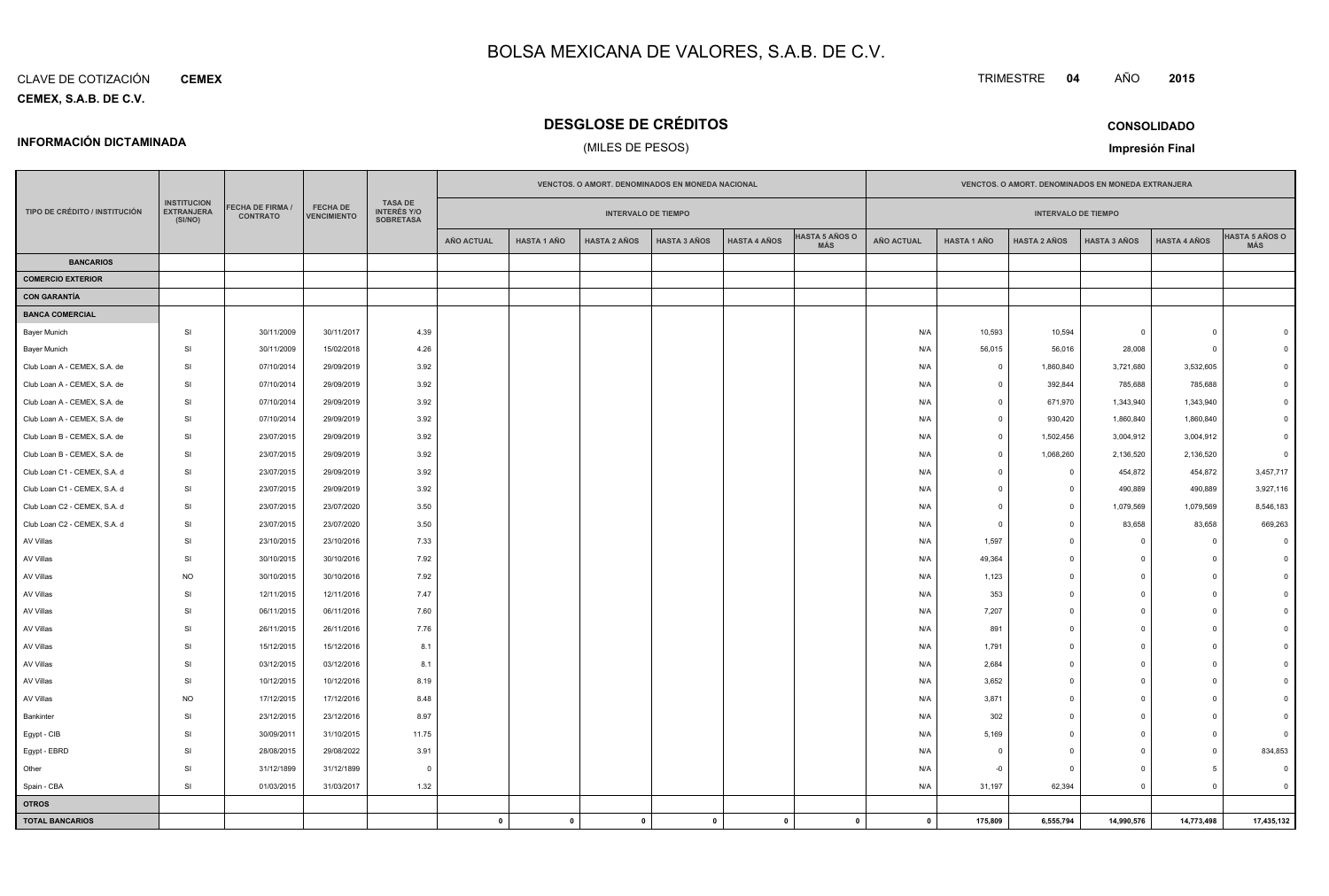# BOLSA MEXICANA DE VALORES, S.A.B. DE C.V.

CLAVE DE COTIZACIÓN **CEMEX**

**CEMEX, S.A.B. DE C.V.**

TRIMESTRE **04** AÑO **2015**

## DESGLOSE DE CRÉDITOS

(MILES DE PESOS)

**INFORMACIÓN DICTAMINADA**

**CONSOLIDADO**

**Impresión Final**

| TIPO DE CRÉDITO / INSTITUCIÓN | INSTITUCION EXTRANJERA (SI/NO) | FECHA DE FIRMA / CONTRATO | FECHA DE VENCIMIENTO | TASA DE INTERÉS Y/O SOBRETASA | VENCTOS. O AMORT. DENOMINADOS EN MONEDA NACIONAL | | | | | | VENCTOS. O AMORT. DENOMINADOS EN MONEDA EXTRANJERA | | | | | |
|---|---|---|---|---|---|---|---|---|---|---|---|---|---|---|---|---|
| | | | | | INTERVALO DE TIEMPO | | | | | | INTERVALO DE TIEMPO | | | | | |
| | | | | | AÑO ACTUAL | HASTA 1 AÑO | HASTA 2 AÑOS | HASTA 3 AÑOS | HASTA 4 AÑOS | HASTA 5 AÑOS O MÁS | AÑO ACTUAL | HASTA 1 AÑO | HASTA 2 AÑOS | HASTA 3 AÑOS | HASTA 4 AÑOS | HASTA 5 AÑOS O MÁS |
| **BANCARIOS** | | | | | | | | | | | | | | | | |
| **COMERCIO EXTERIOR** | | | | | | | | | | | | | | | | |
| **CON GARANTÍA** | | | | | | | | | | | | | | | | |
| **BANCA COMERCIAL** | | | | | | | | | | | | | | | | |
| Bayer Munich | SI | 30/11/2009 | 30/11/2017 | 4.39 | | | | | | | N/A | 10,593 | 10,594 | 0 | 0 | 0 |
| Bayer Munich | SI | 30/11/2009 | 15/02/2018 | 4.26 | | | | | | | N/A | 56,015 | 56,016 | 28,008 | 0 | 0 |
| Club Loan A - CEMEX, S.A. de | SI | 07/10/2014 | 29/09/2019 | 3.92 | | | | | | | N/A | 0 | 1,860,840 | 3,721,680 | 3,532,605 | 0 |
| Club Loan A - CEMEX, S.A. de | SI | 07/10/2014 | 29/09/2019 | 3.92 | | | | | | | N/A | 0 | 392,844 | 785,688 | 785,688 | 0 |
| Club Loan A - CEMEX, S.A. de | SI | 07/10/2014 | 29/09/2019 | 3.92 | | | | | | | N/A | 0 | 671,970 | 1,343,940 | 1,343,940 | 0 |
| Club Loan A - CEMEX, S.A. de | SI | 07/10/2014 | 29/09/2019 | 3.92 | | | | | | | N/A | 0 | 930,420 | 1,860,840 | 1,860,840 | 0 |
| Club Loan B - CEMEX, S.A. de | SI | 23/07/2015 | 29/09/2019 | 3.92 | | | | | | | N/A | 0 | 1,502,456 | 3,004,912 | 3,004,912 | 0 |
| Club Loan B - CEMEX, S.A. de | SI | 23/07/2015 | 29/09/2019 | 3.92 | | | | | | | N/A | 0 | 1,068,260 | 2,136,520 | 2,136,520 | 0 |
| Club Loan C1 - CEMEX, S.A. d | SI | 23/07/2015 | 29/09/2019 | 3.92 | | | | | | | N/A | 0 | 0 | 454,872 | 454,872 | 3,457,717 |
| Club Loan C1 - CEMEX, S.A. d | SI | 23/07/2015 | 29/09/2019 | 3.92 | | | | | | | N/A | 0 | 0 | 490,889 | 490,889 | 3,927,116 |
| Club Loan C2 - CEMEX, S.A. d | SI | 23/07/2015 | 23/07/2020 | 3.50 | | | | | | | N/A | 0 | 0 | 1,079,569 | 1,079,569 | 8,546,183 |
| Club Loan C2 - CEMEX, S.A. d | SI | 23/07/2015 | 23/07/2020 | 3.50 | | | | | | | N/A | 0 | 0 | 83,658 | 83,658 | 669,263 |
| AV Villas | SI | 23/10/2015 | 23/10/2016 | 7.33 | | | | | | | N/A | 1,597 | 0 | 0 | 0 | 0 |
| AV Villas | SI | 30/10/2015 | 30/10/2016 | 7.92 | | | | | | | N/A | 49,364 | 0 | 0 | 0 | 0 |
| AV Villas | NO | 30/10/2015 | 30/10/2016 | 7.92 | | | | | | | N/A | 1,123 | 0 | 0 | 0 | 0 |
| AV Villas | SI | 12/11/2015 | 12/11/2016 | 7.47 | | | | | | | N/A | 353 | 0 | 0 | 0 | 0 |
| AV Villas | SI | 06/11/2015 | 06/11/2016 | 7.60 | | | | | | | N/A | 7,207 | 0 | 0 | 0 | 0 |
| AV Villas | SI | 26/11/2015 | 26/11/2016 | 7.76 | | | | | | | N/A | 891 | 0 | 0 | 0 | 0 |
| AV Villas | SI | 15/12/2015 | 15/12/2016 | 8.1 | | | | | | | N/A | 1,791 | 0 | 0 | 0 | 0 |
| AV Villas | SI | 03/12/2015 | 03/12/2016 | 8.1 | | | | | | | N/A | 2,684 | 0 | 0 | 0 | 0 |
| AV Villas | SI | 10/12/2015 | 10/12/2016 | 8.19 | | | | | | | N/A | 3,652 | 0 | 0 | 0 | 0 |
| AV Villas | NO | 17/12/2015 | 17/12/2016 | 8.48 | | | | | | | N/A | 3,871 | 0 | 0 | 0 | 0 |
| Bankinter | SI | 23/12/2015 | 23/12/2016 | 8.97 | | | | | | | N/A | 302 | 0 | 0 | 0 | 0 |
| Egypt - CIB | SI | 30/09/2011 | 31/10/2015 | 11.75 | | | | | | | N/A | 5,169 | 0 | 0 | 0 | 0 |
| Egypt - EBRD | SI | 28/08/2015 | 29/08/2022 | 3.91 | | | | | | | N/A | 0 | 0 | 0 | 0 | 834,853 |
| Other | SI | 31/12/1899 | 31/12/1899 | 0 | | | | | | | N/A | -0 | 0 | 0 | 5 | 0 |
| Spain - CBA | SI | 01/03/2015 | 31/03/2017 | 1.32 | | | | | | | N/A | 31,197 | 62,394 | 0 | 0 | 0 |
| **OTROS** | | | | | | | | | | | | | | | | |
| **TOTAL BANCARIOS** | | | | | **0** | **0** | **0** | **0** | **0** | **0** | **0** | **175,809** | **6,555,794** | **14,990,576** | **14,773,498** | **17,435,132** |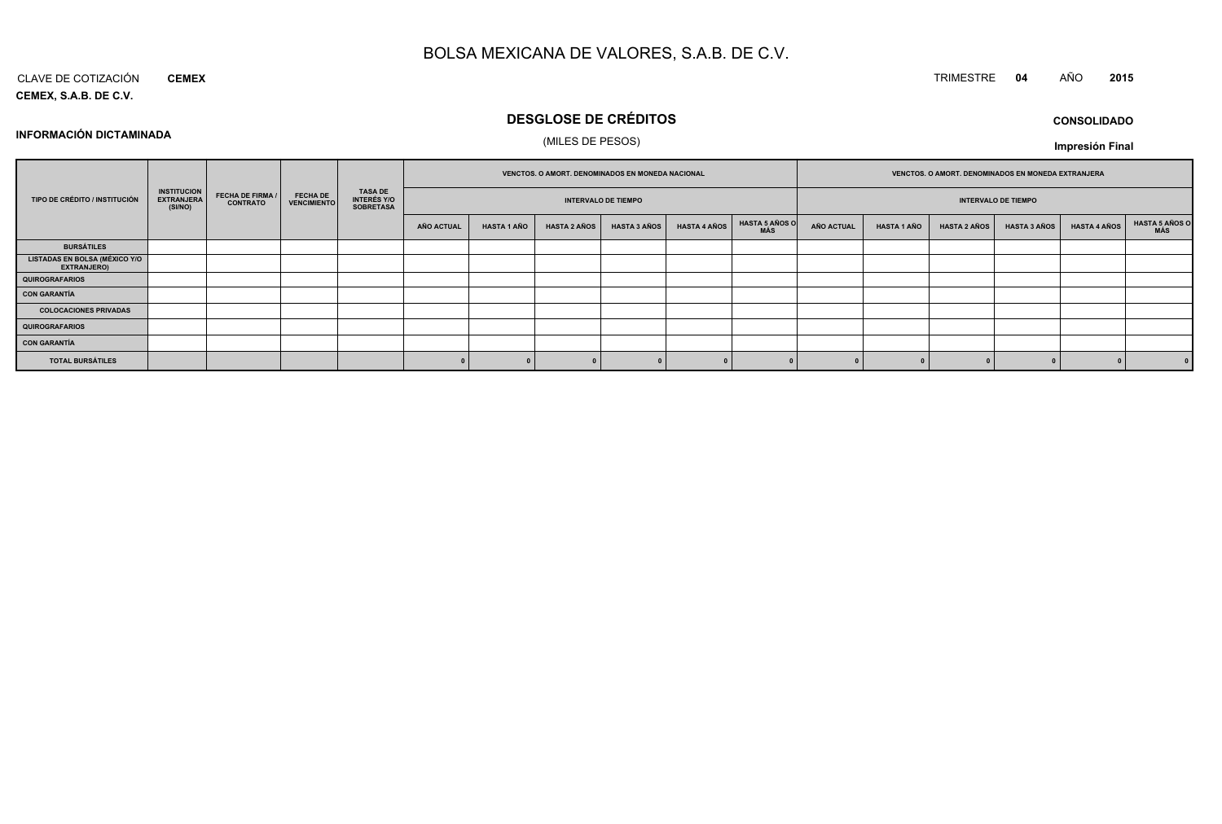# BOLSA MEXICANA DE VALORES, S.A.B. DE C.V.

CLAVE DE COTIZACIÓN **CEMEX**

TRIMESTRE **04** AÑO **2015**

**CEMEX, S.A.B. DE C.V.**

## DESGLOSE DE CRÉDITOS

(MILES DE PESOS)

**INFORMACIÓN DICTAMINADA**

**CONSOLIDADO**

**Impresión Final**

| TIPO DE CRÉDITO / INSTITUCIÓN | INSTITUCION EXTRANJERA (SI/NO) | FECHA DE FIRMA / CONTRATO | FECHA DE VENCIMIENTO | TASA DE INTERÉS Y/O SOBRETASA | VENCTOS. O AMORT. DENOMINADOS EN MONEDA NACIONAL | | | | | | VENCTOS. O AMORT. DENOMINADOS EN MONEDA EXTRANJERA | | | | | |
|---|---|---|---|---|---|---|---|---|---|---|---|---|---|---|---|---|
| | | | | | INTERVALO DE TIEMPO | | | | | | INTERVALO DE TIEMPO | | | | | |
| | | | | | AÑO ACTUAL | HASTA 1 AÑO | HASTA 2 AÑOS | HASTA 3 AÑOS | HASTA 4 AÑOS | HASTA 5 AÑOS O MÁS | AÑO ACTUAL | HASTA 1 AÑO | HASTA 2 AÑOS | HASTA 3 AÑOS | HASTA 4 AÑOS | HASTA 5 AÑOS O MÁS |
| **BURSÁTILES** | | | | | | | | | | | | | | | | |
| **LISTADAS EN BOLSA (MÉXICO Y/O EXTRANJERO)** | | | | | | | | | | | | | | | | |
| **QUIROGRAFARIOS** | | | | | | | | | | | | | | | | |
| **CON GARANTÍA** | | | | | | | | | | | | | | | | |
| **COLOCACIONES PRIVADAS** | | | | | | | | | | | | | | | | |
| **QUIROGRAFARIOS** | | | | | | | | | | | | | | | | |
| **CON GARANTÍA** | | | | | | | | | | | | | | | | |
| **TOTAL BURSÁTILES** | | | | | 0 | 0 | 0 | 0 | 0 | 0 | 0 | 0 | 0 | 0 | 0 | 0 |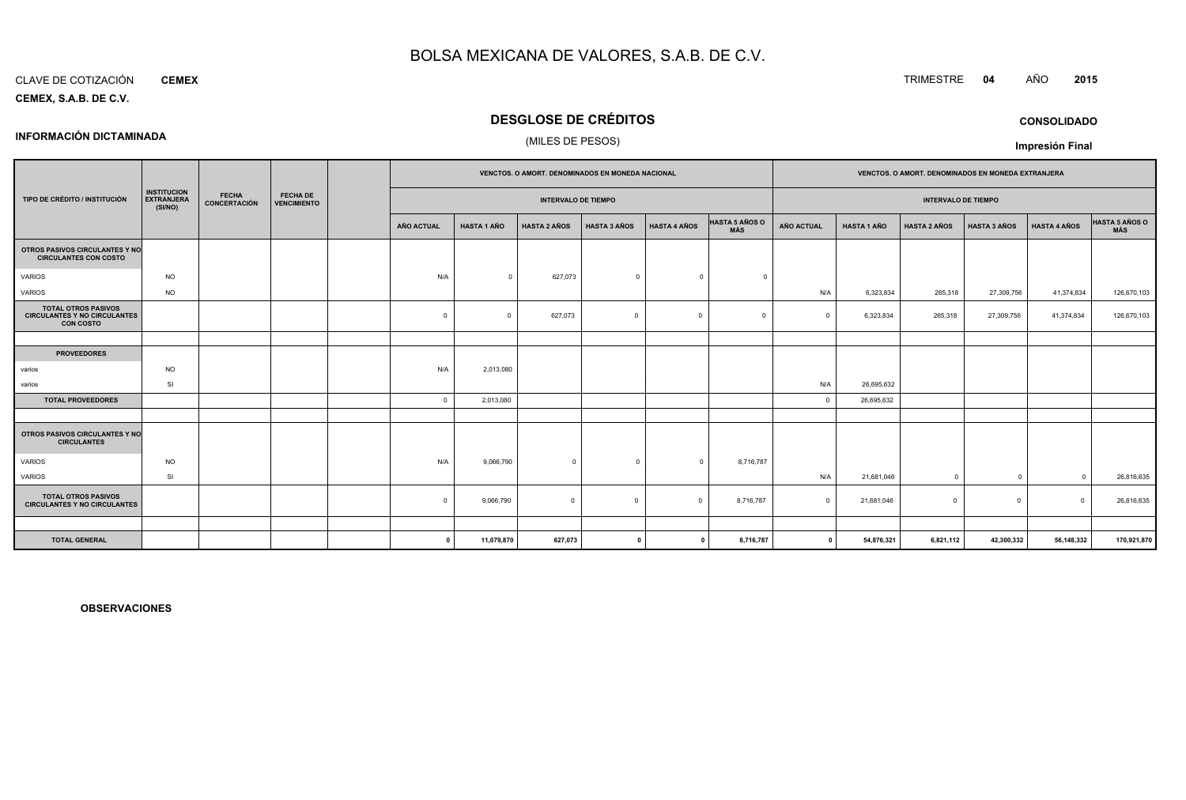# BOLSA MEXICANA DE VALORES, S.A.B. DE C.V.

CLAVE DE COTIZACIÓN **CEMEX**

**CEMEX, S.A.B. DE C.V.**

TRIMESTRE **04** AÑO **2015**

## DESGLOSE DE CRÉDITOS

(MILES DE PESOS)

**INFORMACIÓN DICTAMINADA**

**CONSOLIDADO**

**Impresión Final**

| TIPO DE CRÉDITO / INSTITUCIÓN | INSTITUCION EXTRANJERA (SI/NO) | FECHA CONCERTACIÓN | FECHA DE VENCIMIENTO | | VENCTOS. O AMORT. DENOMINADOS EN MONEDA NACIONAL | | | | | | VENCTOS. O AMORT. DENOMINADOS EN MONEDA EXTRANJERA | | | | | |
|---|---|---|---|---|---|---|---|---|---|---|---|---|---|---|---|---|
| | | | | | INTERVALO DE TIEMPO | | | | | | INTERVALO DE TIEMPO | | | | | |
| | | | | | AÑO ACTUAL | HASTA 1 AÑO | HASTA 2 AÑOS | HASTA 3 AÑOS | HASTA 4 AÑOS | HASTA 5 AÑOS O MÁS | AÑO ACTUAL | HASTA 1 AÑO | HASTA 2 AÑOS | HASTA 3 AÑOS | HASTA 4 AÑOS | HASTA 5 AÑOS O MÁS |
| **OTROS PASIVOS CIRCULANTES Y NO CIRCULANTES CON COSTO** | | | | | | | | | | | | | | | | |
| VARIOS | NO | | | | N/A | 0 | 627,073 | 0 | 0 | 0 | | | | | | |
| VARIOS | NO | | | | | | | | | | N/A | 6,323,834 | 265,318 | 27,309,756 | 41,374,834 | 126,670,103 |
| **TOTAL OTROS PASIVOS CIRCULANTES Y NO CIRCULANTES CON COSTO** | | | | | 0 | 0 | 627,073 | 0 | 0 | 0 | 0 | 6,323,834 | 265,318 | 27,309,756 | 41,374,834 | 126,670,103 |
| | | | | | | | | | | | | | | | | |
| **PROVEEDORES** | | | | | | | | | | | | | | | | |
| varios | NO | | | | N/A | 2,013,080 | | | | | | | | | | |
| varios | SI | | | | | | | | | | N/A | 26,695,632 | | | | |
| **TOTAL PROVEEDORES** | | | | | 0 | 2,013,080 | | | | | 0 | 26,695,632 | | | | |
| | | | | | | | | | | | | | | | | |
| **OTROS PASIVOS CIRCULANTES Y NO CIRCULANTES** | | | | | | | | | | | | | | | | |
| VARIOS | NO | | | | N/A | 9,066,790 | 0 | 0 | 0 | 8,716,787 | | | | | | |
| VARIOS | SI | | | | | | | | | | N/A | 21,681,046 | 0 | 0 | 0 | 26,816,635 |
| **TOTAL OTROS PASIVOS CIRCULANTES Y NO CIRCULANTES** | | | | | 0 | 9,066,790 | 0 | 0 | 0 | 8,716,787 | 0 | 21,681,046 | 0 | 0 | 0 | 26,816,635 |
| | | | | | | | | | | | | | | | | |
| **TOTAL GENERAL** | | | | | **0** | **11,079,870** | **627,073** | **0** | **0** | **8,716,787** | **0** | **54,876,321** | **6,821,112** | **42,300,332** | **56,148,332** | **170,921,870** |

**OBSERVACIONES**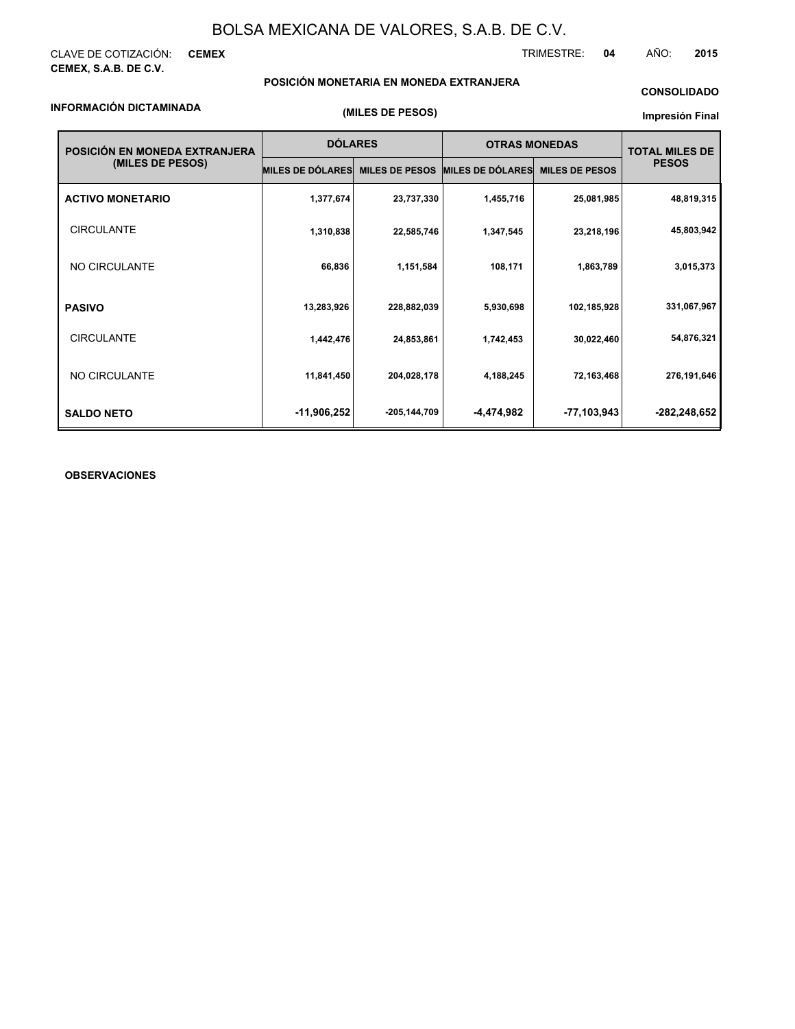# BOLSA MEXICANA DE VALORES, S.A.B. DE C.V.

CLAVE DE COTIZACIÓN: **CEMEX**

TRIMESTRE: **04** AÑO: **2015**

**CEMEX, S.A.B. DE C.V.**

**POSICIÓN MONETARIA EN MONEDA EXTRANJERA**

**CONSOLIDADO**

**INFORMACIÓN DICTAMINADA**

**(MILES DE PESOS)**

**Impresión Final**

| POSICIÓN EN MONEDA EXTRANJERA (MILES DE PESOS) | DÓLARES | | OTRAS MONEDAS | | TOTAL MILES DE PESOS |
|---|---|---|---|---|---|
| | MILES DE DÓLARES | MILES DE PESOS | MILES DE DÓLARES | MILES DE PESOS | |
| **ACTIVO MONETARIO** | 1,377,674 | 23,737,330 | 1,455,716 | 25,081,985 | 48,819,315 |
| CIRCULANTE | 1,310,838 | 22,585,746 | 1,347,545 | 23,218,196 | 45,803,942 |
| NO CIRCULANTE | 66,836 | 1,151,584 | 108,171 | 1,863,789 | 3,015,373 |
| **PASIVO** | 13,283,926 | 228,882,039 | 5,930,698 | 102,185,928 | 331,067,967 |
| CIRCULANTE | 1,442,476 | 24,853,861 | 1,742,453 | 30,022,460 | 54,876,321 |
| NO CIRCULANTE | 11,841,450 | 204,028,178 | 4,188,245 | 72,163,468 | 276,191,646 |
| **SALDO NETO** | -11,906,252 | -205,144,709 | -4,474,982 | -77,103,943 | -282,248,652 |

**OBSERVACIONES**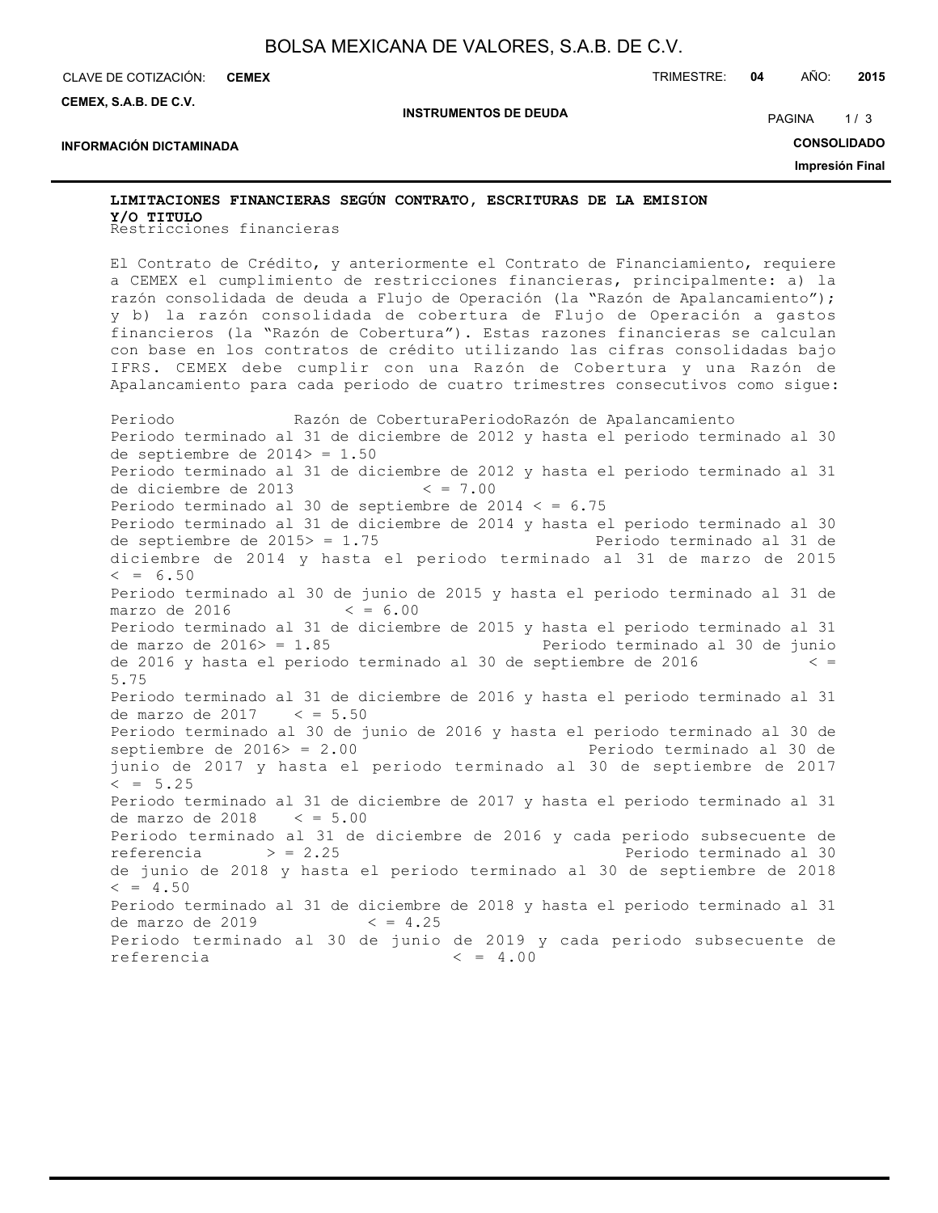**LIMITACIONES FINANCIERAS SEGÚN CONTRATO, ESCRITURAS DE LA EMISION Y/O TITULO**

Restricciones financieras

El Contrato de Crédito, y anteriormente el Contrato de Financiamiento, requiere a CEMEX el cumplimiento deuda de restricciones financieras, principalmente: a) la razón consolidada de deuda a Flujo de Operación (la "Razón de Apalancamiento"); y b) la razón consolidada de cobertura de Flujo de Operación a gastos financieros (la "Razón de Cobertura"). Estas razones financieras se calculan con base en los contratos de crédito utilizando las cifras consolidadas bajo IFRS. CEMEX debe cumplir con una Razón de Cobertura y una Razón de Apalancamiento para cada periodo de cuatro trimestres consecutivos como sigue:

Periodo Razón de CoberturaPeriodoRazón de Apalancamiento
Periodo terminado al 31 de diciembre de 2012 y hasta el periodo terminado al 30 de septiembre de 2014> = 1.50
Periodo terminado al 31 de diciembre de 2012 y hasta el periodo terminado al 31 de diciembre de 2013 < = 7.00
Periodo terminado al 30 de septiembre de 2014 < = 6.75
Periodo terminado al 31 de diciembre de 2014 y hasta el periodo terminado al 30 de septiembre de 2015> = 1.75 Periodo terminado al 31 de diciembre de 2014 y hasta el periodo terminado al 31 de marzo de 2015 < = 6.50
Periodo terminado al 30 de junio de 2015 y hasta el periodo terminado al 31 de marzo de 2016 < = 6.00
Periodo terminado al 31 de diciembre de 2015 y hasta el periodo terminado al 31 de marzo de 2016> = 1.85 Periodo terminado al 30 de junio de 2016 y hasta el periodo terminado al 30 de septiembre de 2016 < = 5.75
Periodo terminado al 31 de diciembre de 2016 y hasta el periodo terminado al 31 de marzo de 2017 < = 5.50
Periodo terminado al 30 de junio de 2016 y hasta el periodo terminado al 30 de septiembre de 2016> = 2.00 Periodo terminado al 30 de junio de 2017 y hasta el periodo terminado al 30 de septiembre de 2017 < = 5.25
Periodo terminado al 31 de diciembre de 2017 y hasta el periodo terminado al 31 de marzo de 2018 < = 5.00
Periodo terminado al 31 de diciembre de 2016 y cada periodo subsecuente de referencia > = 2.25 Periodo terminado al 30 de junio de 2018 y hasta el periodo terminado al 30 de septiembre de 2018 < = 4.50
Periodo terminado al 31 de diciembre de 2018 y hasta el periodo terminado al 31 de marzo de 2019 < = 4.25
Periodo terminado al 30 de junio de 2019 y cada periodo subsecuente de referencia < = 4.00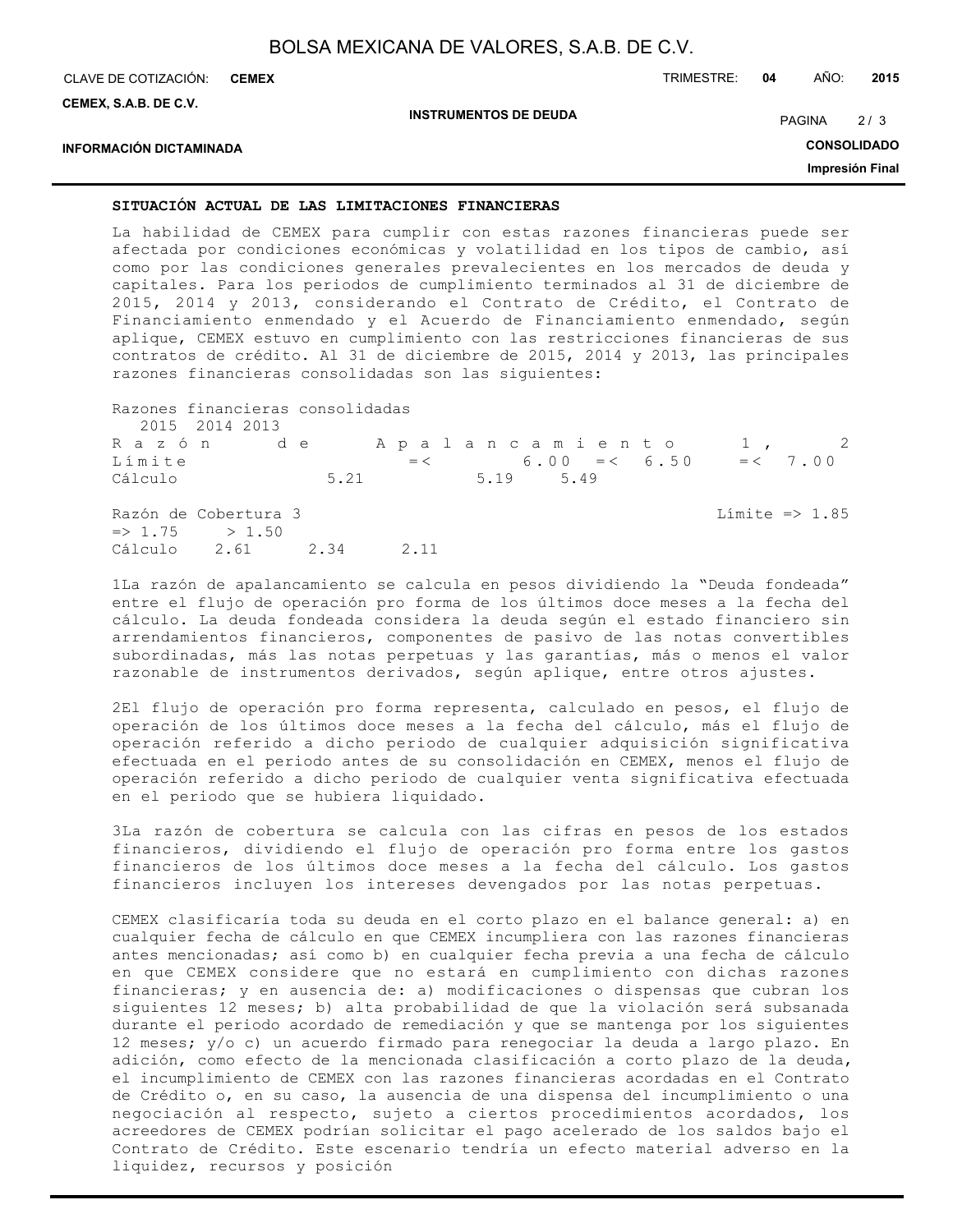SITUACIÓN ACTUAL DE LAS LIMITACIONES FINANCIERAS

La habilidad de CEMEX para cumplir con estas razones financieras puede ser afectada por condiciones económicas y volatilidad en los tipos de cambio, así como por las condiciones generales prevalecientes en los mercados de deuda y capitales. Para los periodos de cumplimiento terminados al 31 de diciembre de 2015, 2014 y 2013, considerando el Contrato de Crédito, el Contrato de Financiamiento enmendado y el Acuerdo de Financiamiento enmendado, según aplique, CEMEX estuvo en cumplimiento con las restricciones financieras de sus contratos de crédito. Al 31 de diciembre de 2015, 2014 y 2013, las principales razones financieras consolidadas son las siguientes:

| Razones financieras consolidadas | 2015 | 2014 | 2013 |
|---|---|---|---|
| Razón de Apalancamiento 1, 2 | | | |
| Límite | =< 6.00 | =< 6.50 | =< 7.00 |
| Cálculo | 5.21 | 5.19 | 5.49 |
| Razón de Cobertura 3 | | | |
| Límite | => 1.85 | => 1.75 | > 1.50 |
| Cálculo | 2.61 | 2.34 | 2.11 |

1La razón de apalancamiento se calcula en pesos dividiendo la "Deuda fondeada" entre el flujo de operación pro forma de los últimos doce meses a la fecha del cálculo. La deuda fondeada considera la deuda según el estado financiero sin arrendamientos financieros, componentes de pasivo de las notas convertibles subordinadas, más las notas perpetuas y las garantías, más o menos el valor razonable de instrumentos derivados, según aplique, entre otros ajustes.

2El flujo de operación pro forma representa, calculado en pesos, el flujo de operación de los últimos doce meses a la fecha del cálculo, más el flujo de operación referido a dicho periodo de cualquier adquisición significativa efectuada en el periodo antes de su consolidación en CEMEX, menos el flujo de operación referido a dicho periodo de cualquier venta significativa efectuada en el periodo que se hubiera liquidado.

3La razón de cobertura se calcula con las cifras en pesos de los estados financieros, dividiendo el flujo de operación pro forma entre los gastos financieros de los últimos doce meses a la fecha del cálculo. Los gastos financieros incluyen los intereses devengados por las notas perpetuas.

CEMEX clasificaría toda su deuda en el corto plazo en el balance general: a) en cualquier fecha de cálculo en que CEMEX incumpliera con las razones financieras antes mencionadas; así como b) en cualquier fecha previa a una fecha de cálculo en que CEMEX considere que no estará en cumplimiento con dichas razones financieras; y en ausencia de: a) modificaciones o dispensas que cubran los siguientes 12 meses; b) alta probabilidad de que la violación será subsanada durante el periodo acordado de remediación y que se mantenga por los siguientes 12 meses; y/o c) un acuerdo firmado para renegociar la deuda a largo plazo. En adición, como efecto de la mencionada clasificación a corto plazo de la deuda, el incumplimiento de CEMEX con las razones financieras acordadas en el Contrato de Crédito o, en su caso, la ausencia de una dispensa del incumplimiento o una negociación al respecto, sujeto a ciertos procedimientos acordados, los acreedores de CEMEX podrían solicitar el pago acelerado de los saldos bajo el Contrato de Crédito. Este escenario tendría un efecto material adverso en la liquidez, recursos y posición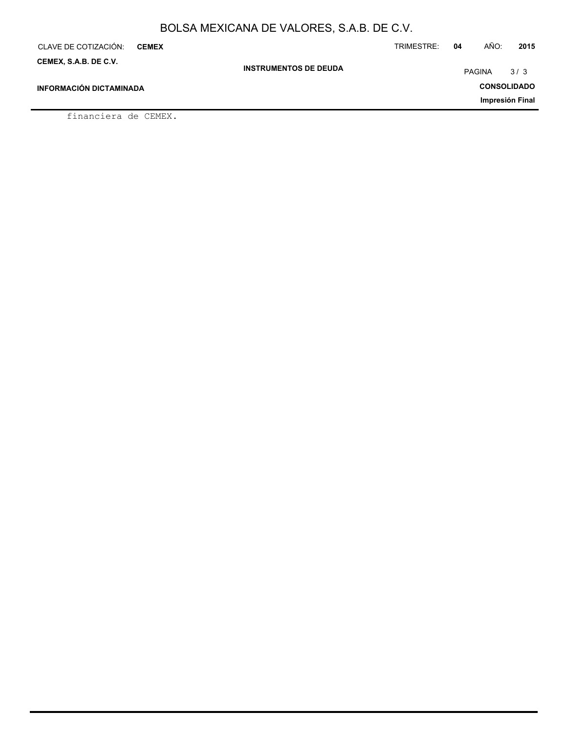financiera de CEMEX.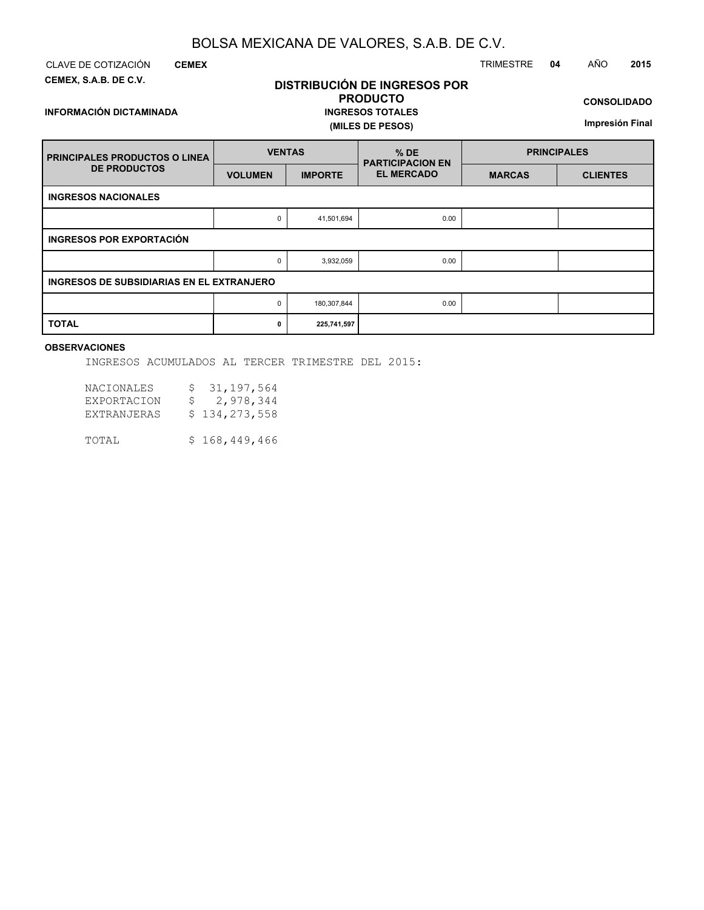# BOLSA MEXICANA DE VALORES, S.A.B. DE C.V.

CLAVE DE COTIZACIÓN **CEMEX** TRIMESTRE **04** AÑO **2015**

**CEMEX, S.A.B. DE C.V.**

## DISTRIBUCIÓN DE INGRESOS POR PRODUCTO

**INGRESOS TOTALES**

**(MILES DE PESOS)**

**INFORMACIÓN DICTAMINADA**

**CONSOLIDADO**

**Impresión Final**

| PRINCIPALES PRODUCTOS O LINEA DE PRODUCTOS | VENTAS | | % DE PARTICIPACION EN EL MERCADO | PRINCIPALES | |
|---|---|---|---|---|---|
| | VOLUMEN | IMPORTE | | MARCAS | CLIENTES |
| **INGRESOS NACIONALES** | | | | | |
| | 0 | 41,501,694 | 0.00 | | |
| **INGRESOS POR EXPORTACIÓN** | | | | | |
| | 0 | 3,932,059 | 0.00 | | |
| **INGRESOS DE SUBSIDIARIAS EN EL EXTRANJERO** | | | | | |
| | 0 | 180,307,844 | 0.00 | | |
| **TOTAL** | **0** | **225,741,597** | | | |

**OBSERVACIONES**

INGRESOS ACUMULADOS AL TERCER TRIMESTRE DEL 2015:

| | |
|---|---|
| NACIONALES | $ 31,197,564 |
| EXPORTACION | $ 2,978,344 |
| EXTRANJERAS | $ 134,273,558 |
| TOTAL | $ 168,449,466 |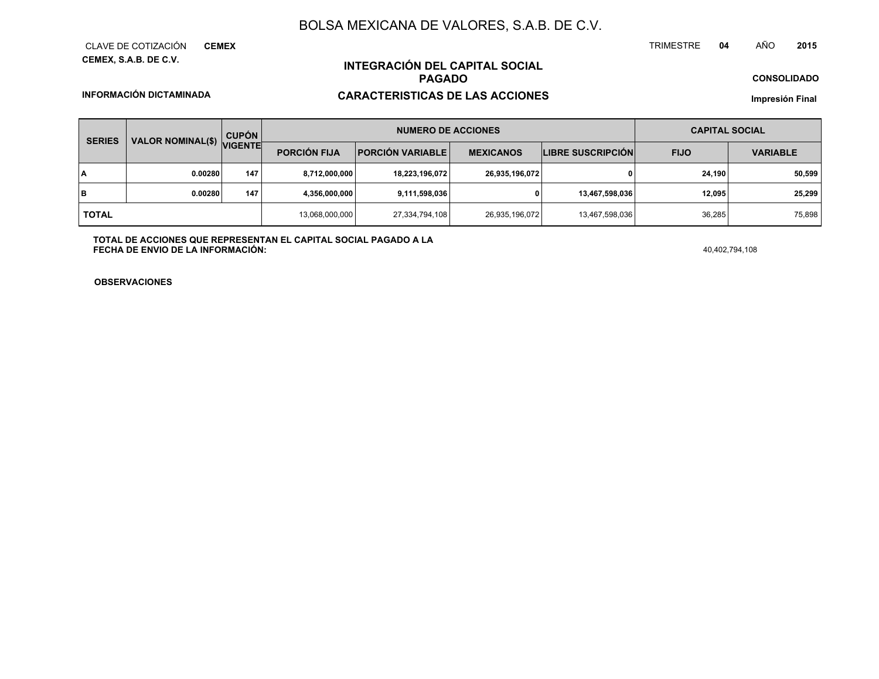# BOLSA MEXICANA DE VALORES, S.A.B. DE C.V.

CLAVE DE COTIZACIÓN **CEMEX**

TRIMESTRE **04** AÑO **2015**

**CEMEX, S.A.B. DE C.V.**

**CONSOLIDADO**

**INFORMACIÓN DICTAMINADA**

**Impresión Final**

## INTEGRACIÓN DEL CAPITAL SOCIAL PAGADO

## CARACTERISTICAS DE LAS ACCIONES

| SERIES | VALOR NOMINAL($) | CUPÓN VIGENTE | NUMERO DE ACCIONES | | | | CAPITAL SOCIAL | |
|---|---|---|---|---|---|---|---|---|
| | | | PORCIÓN FIJA | PORCIÓN VARIABLE | MEXICANOS | LIBRE SUSCRIPCIÓN | FIJO | VARIABLE |
| A | 0.00280 | 147 | 8,712,000,000 | 18,223,196,072 | 26,935,196,072 | 0 | 24,190 | 50,599 |
| B | 0.00280 | 147 | 4,356,000,000 | 9,111,598,036 | 0 | 13,467,598,036 | 12,095 | 25,299 |
| TOTAL | | | 13,068,000,000 | 27,334,794,108 | 26,935,196,072 | 13,467,598,036 | 36,285 | 75,898 |

**TOTAL DE ACCIONES QUE REPRESENTAN EL CAPITAL SOCIAL PAGADO A LA FECHA DE ENVIO DE LA INFORMACIÓN:** 40,402,794,108

**OBSERVACIONES**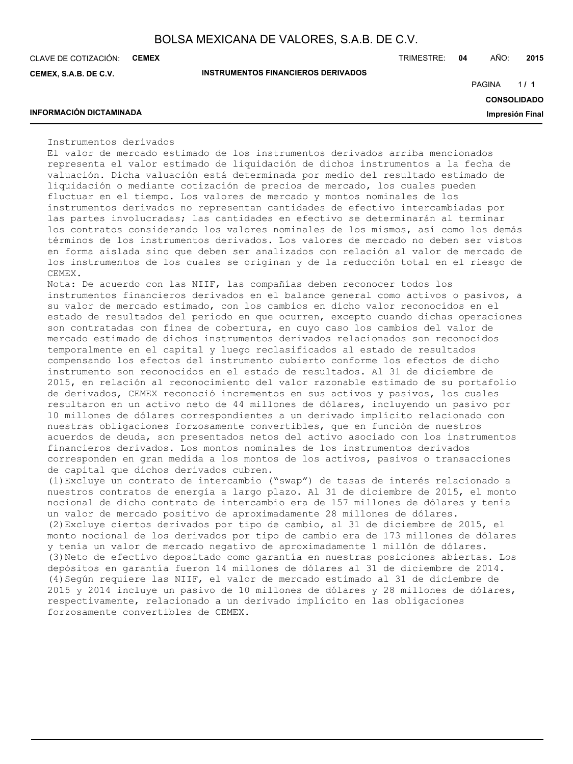Instrumentos derivados

El valor de mercado estimado de los instrumentos derivados arriba mencionados representa el valor estimado de liquidación de dichos instrumentos a la fecha de valuación. Dicha valuación está determinada por medio del resultado estimado de liquidación o mediante cotización de precios de mercado, los cuales pueden fluctuar en el tiempo. Los valores de mercado y montos nominales de los instrumentos derivados no representan cantidades de efectivo intercambiadas por las partes involucradas; las cantidades en efectivo se determinarán al terminar los contratos considerando los valores nominales de los mismos, así como los demás términos de los instrumentos derivados. Los valores de mercado no deben ser vistos en forma aislada sino que deben ser analizados con relación al valor de mercado de los instrumentos de los cuales se originan y de la reducción total en el riesgo de CEMEX.

Nota: De acuerdo con las NIIF, las compañías deben reconocer todos los instrumentos financieros derivados en el balance general como activos o pasivos, a su valor de mercado estimado, con los cambios en dicho valor reconocidos en el estado de resultados del periodo en que ocurren, excepto cuando dichas operaciones son contratadas con fines de cobertura, en cuyo caso los cambios del valor de mercado estimado de dichos instrumentos derivados relacionados son reconocidos temporalmente en el capital y luego reclasificados al estado de resultados compensando los efectos del instrumento cubierto conforme los efectos de dicho instrumento son reconocidos en el estado de resultados. Al 31 de diciembre de 2015, en relación al reconocimiento del valor razonable estimado de su portafolio de derivados, CEMEX reconoció incrementos en sus activos y pasivos, los cuales resultaron en un activo neto de 44 millones de dólares, incluyendo un pasivo por 10 millones de dólares correspondientes a un derivado implícito relacionado con nuestras obligaciones forzosamente convertibles, que en función de nuestros acuerdos de deuda, son presentados netos del activo asociado con los instrumentos financieros derivados. Los montos nominales de los instrumentos derivados corresponden en gran medida a los montos de los activos, pasivos o transacciones de capital que dichos derivados cubren.

(1) Excluye un contrato de intercambio ("swap") de tasas de interés relacionado a nuestros contratos de energía a largo plazo. Al 31 de diciembre de 2015, el monto nocional de dicho contrato de intercambio era de 157 millones de dólares y tenía un valor de mercado positivo de aproximadamente 28 millones de dólares.

(2) Excluye ciertos derivados por tipo de cambio, al 31 de diciembre de 2015, el monto nocional de los derivados por tipo de cambio era de 173 millones de dólares y tenía un valor de mercado negativo de aproximadamente 1 millón de dólares.

(3) Neto de efectivo depositado como garantía en nuestras posiciones abiertas. Los depósitos en garantía fueron 14 millones de dólares al 31 de diciembre de 2014.

(4) Según requiere las NIIF, el valor de mercado estimado al 31 de diciembre de 2015 y 2014 incluye un pasivo de 10 millones de dólares y 28 millones de dólares, respectivamente, relacionado a un derivado implícito en las obligaciones forzosamente convertibles de CEMEX.